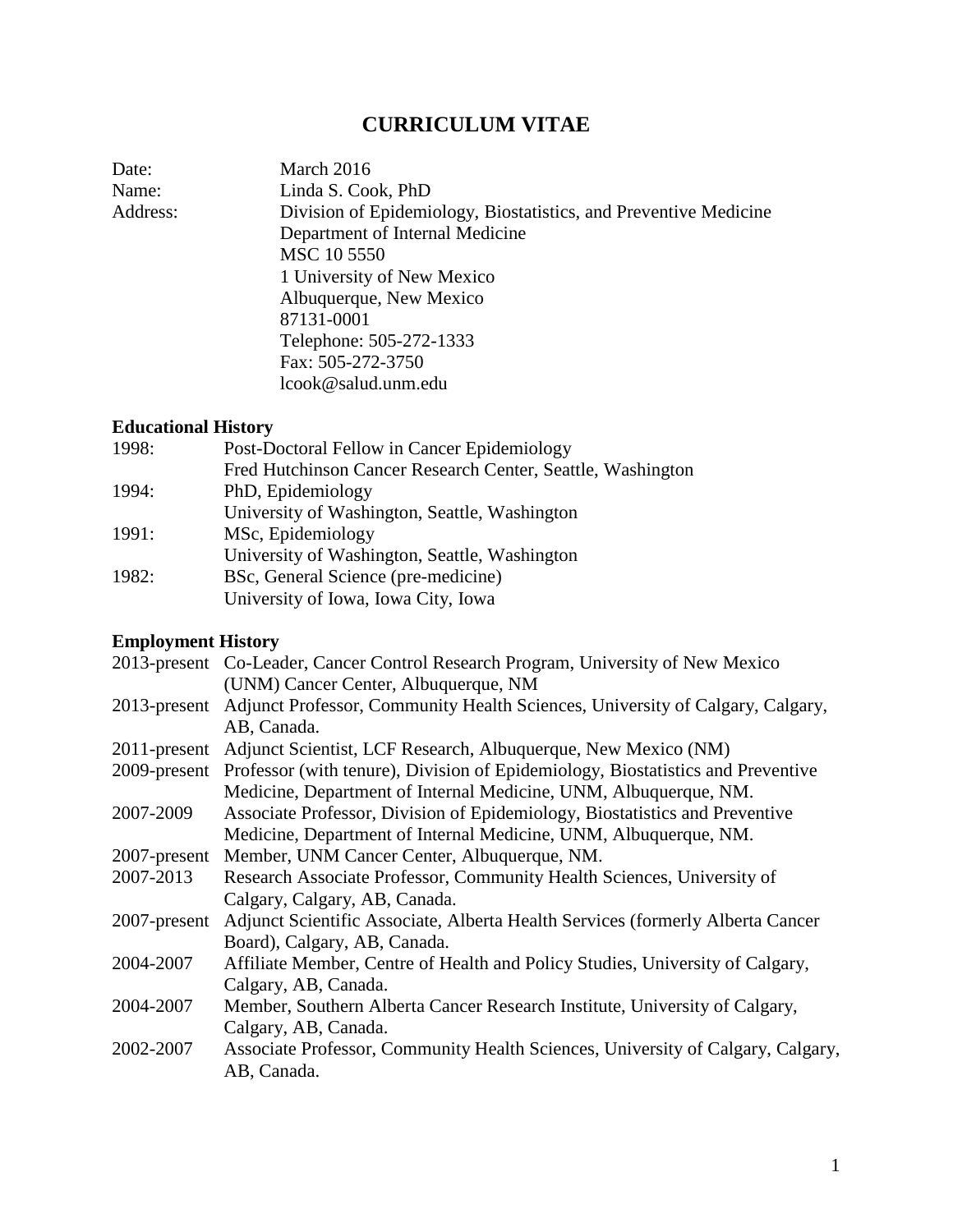# CURRICULUM VITAE

| | |
|---|---|
| Date: | March 2016 |
| Name: | Linda S. Cook, PhD |
| Address: | Division of Epidemiology, Biostatistics, and Preventive Medicine<br>Department of Internal Medicine<br>MSC 10 5550<br>1 University of New Mexico<br>Albuquerque, New Mexico<br>87131-0001<br>Telephone: 505-272-1333<br>Fax: 505-272-3750<br>lcook@salud.unm.edu |

## Educational History

| | |
|---|---|
| 1998: | Post-Doctoral Fellow in Cancer Epidemiology<br>Fred Hutchinson Cancer Research Center, Seattle, Washington |
| 1994: | PhD, Epidemiology<br>University of Washington, Seattle, Washington |
| 1991: | MSc, Epidemiology<br>University of Washington, Seattle, Washington |
| 1982: | BSc, General Science (pre-medicine)<br>University of Iowa, Iowa City, Iowa |

## Employment History

| | |
|---|---|
| 2013-present | Co-Leader, Cancer Control Research Program, University of New Mexico (UNM) Cancer Center, Albuquerque, NM |
| 2013-present | Adjunct Professor, Community Health Sciences, University of Calgary, Calgary, AB, Canada. |
| 2011-present | Adjunct Scientist, LCF Research, Albuquerque, New Mexico (NM) |
| 2009-present | Professor (with tenure), Division of Epidemiology, Biostatistics and Preventive Medicine, Department of Internal Medicine, UNM, Albuquerque, NM. |
| 2007-2009 | Associate Professor, Division of Epidemiology, Biostatistics and Preventive Medicine, Department of Internal Medicine, UNM, Albuquerque, NM. |
| 2007-present | Member, UNM Cancer Center, Albuquerque, NM. |
| 2007-2013 | Research Associate Professor, Community Health Sciences, University of Calgary, Calgary, AB, Canada. |
| 2007-present | Adjunct Scientific Associate, Alberta Health Services (formerly Alberta Cancer Board), Calgary, AB, Canada. |
| 2004-2007 | Affiliate Member, Centre of Health and Policy Studies, University of Calgary, Calgary, AB, Canada. |
| 2004-2007 | Member, Southern Alberta Cancer Research Institute, University of Calgary, Calgary, AB, Canada. |
| 2002-2007 | Associate Professor, Community Health Sciences, University of Calgary, Calgary, AB, Canada. |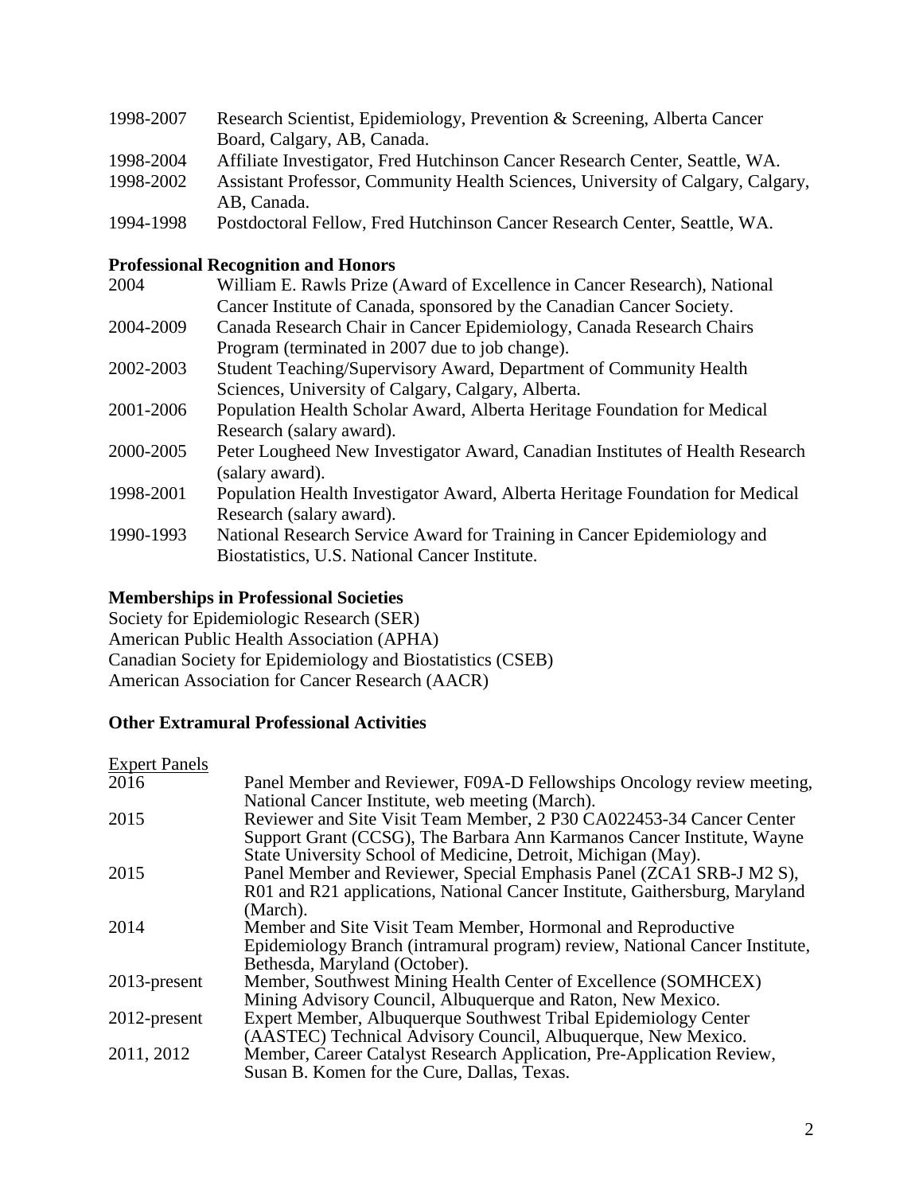1998-2007 Research Scientist, Epidemiology, Prevention & Screening, Alberta Cancer Board, Calgary, AB, Canada.

1998-2004 Affiliate Investigator, Fred Hutchinson Cancer Research Center, Seattle, WA.

1998-2002 Assistant Professor, Community Health Sciences, University of Calgary, Calgary, AB, Canada.

1994-1998 Postdoctoral Fellow, Fred Hutchinson Cancer Research Center, Seattle, WA.

## Professional Recognition and Honors

2004 William E. Rawls Prize (Award of Excellence in Cancer Research), National Cancer Institute of Canada, sponsored by the Canadian Cancer Society.

2004-2009 Canada Research Chair in Cancer Epidemiology, Canada Research Chairs Program (terminated in 2007 due to job change).

2002-2003 Student Teaching/Supervisory Award, Department of Community Health Sciences, University of Calgary, Calgary, Alberta.

2001-2006 Population Health Scholar Award, Alberta Heritage Foundation for Medical Research (salary award).

2000-2005 Peter Lougheed New Investigator Award, Canadian Institutes of Health Research (salary award).

1998-2001 Population Health Investigator Award, Alberta Heritage Foundation for Medical Research (salary award).

1990-1993 National Research Service Award for Training in Cancer Epidemiology and Biostatistics, U.S. National Cancer Institute.

## Memberships in Professional Societies

Society for Epidemiologic Research (SER)
American Public Health Association (APHA)
Canadian Society for Epidemiology and Biostatistics (CSEB)
American Association for Cancer Research (AACR)

## Other Extramural Professional Activities

Expert Panels

2016 Panel Member and Reviewer, F09A-D Fellowships Oncology review meeting, National Cancer Institute, web meeting (March).

2015 Reviewer and Site Visit Team Member, 2 P30 CA022453-34 Cancer Center Support Grant (CCSG), The Barbara Ann Karmanos Cancer Institute, Wayne State University School of Medicine, Detroit, Michigan (May).

2015 Panel Member and Reviewer, Special Emphasis Panel (ZCA1 SRB-J M2 S), R01 and R21 applications, National Cancer Institute, Gaithersburg, Maryland (March).

2014 Member and Site Visit Team Member, Hormonal and Reproductive Epidemiology Branch (intramural program) review, National Cancer Institute, Bethesda, Maryland (October).

2013-present Member, Southwest Mining Health Center of Excellence (SOMHCEX) Mining Advisory Council, Albuquerque and Raton, New Mexico.

2012-present Expert Member, Albuquerque Southwest Tribal Epidemiology Center (AASTEC) Technical Advisory Council, Albuquerque, New Mexico.

2011, 2012 Member, Career Catalyst Research Application, Pre-Application Review, Susan B. Komen for the Cure, Dallas, Texas.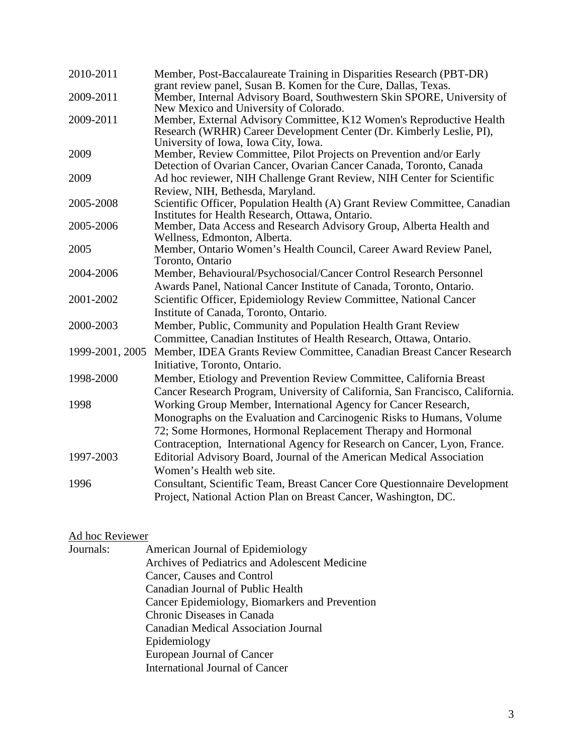| | |
|---|---|
| 2010-2011 | Member, Post-Baccalaureate Training in Disparities Research (PBT-DR) grant review panel, Susan B. Komen for the Cure, Dallas, Texas. |
| 2009-2011 | Member, Internal Advisory Board, Southwestern Skin SPORE, University of New Mexico and University of Colorado. |
| 2009-2011 | Member, External Advisory Committee, K12 Women's Reproductive Health Research (WRHR) Career Development Center (Dr. Kimberly Leslie, PI), University of Iowa, Iowa City, Iowa. |
| 2009 | Member, Review Committee, Pilot Projects on Prevention and/or Early Detection of Ovarian Cancer, Ovarian Cancer Canada, Toronto, Canada |
| 2009 | Ad hoc reviewer, NIH Challenge Grant Review, NIH Center for Scientific Review, NIH, Bethesda, Maryland. |
| 2005-2008 | Scientific Officer, Population Health (A) Grant Review Committee, Canadian Institutes for Health Research, Ottawa, Ontario. |
| 2005-2006 | Member, Data Access and Research Advisory Group, Alberta Health and Wellness, Edmonton, Alberta. |
| 2005 | Member, Ontario Women's Health Council, Career Award Review Panel, Toronto, Ontario |
| 2004-2006 | Member, Behavioural/Psychosocial/Cancer Control Research Personnel Awards Panel, National Cancer Institute of Canada, Toronto, Ontario. |
| 2001-2002 | Scientific Officer, Epidemiology Review Committee, National Cancer Institute of Canada, Toronto, Ontario. |
| 2000-2003 | Member, Public, Community and Population Health Grant Review Committee, Canadian Institutes of Health Research, Ottawa, Ontario. |
| 1999-2001, 2005 | Member, IDEA Grants Review Committee, Canadian Breast Cancer Research Initiative, Toronto, Ontario. |
| 1998-2000 | Member, Etiology and Prevention Review Committee, California Breast Cancer Research Program, University of California, San Francisco, California. |
| 1998 | Working Group Member, International Agency for Cancer Research, Monographs on the Evaluation and Carcinogenic Risks to Humans, Volume 72; Some Hormones, Hormonal Replacement Therapy and Hormonal Contraception, International Agency for Research on Cancer, Lyon, France. |
| 1997-2003 | Editorial Advisory Board, Journal of the American Medical Association Women's Health web site. |
| 1996 | Consultant, Scientific Team, Breast Cancer Core Questionnaire Development Project, National Action Plan on Breast Cancer, Washington, DC. |

<u>Ad hoc Reviewer</u>

Journals:
- American Journal of Epidemiology
- Archives of Pediatrics and Adolescent Medicine
- Cancer, Causes and Control
- Canadian Journal of Public Health
- Cancer Epidemiology, Biomarkers and Prevention
- Chronic Diseases in Canada
- Canadian Medical Association Journal
- Epidemiology
- European Journal of Cancer
- International Journal of Cancer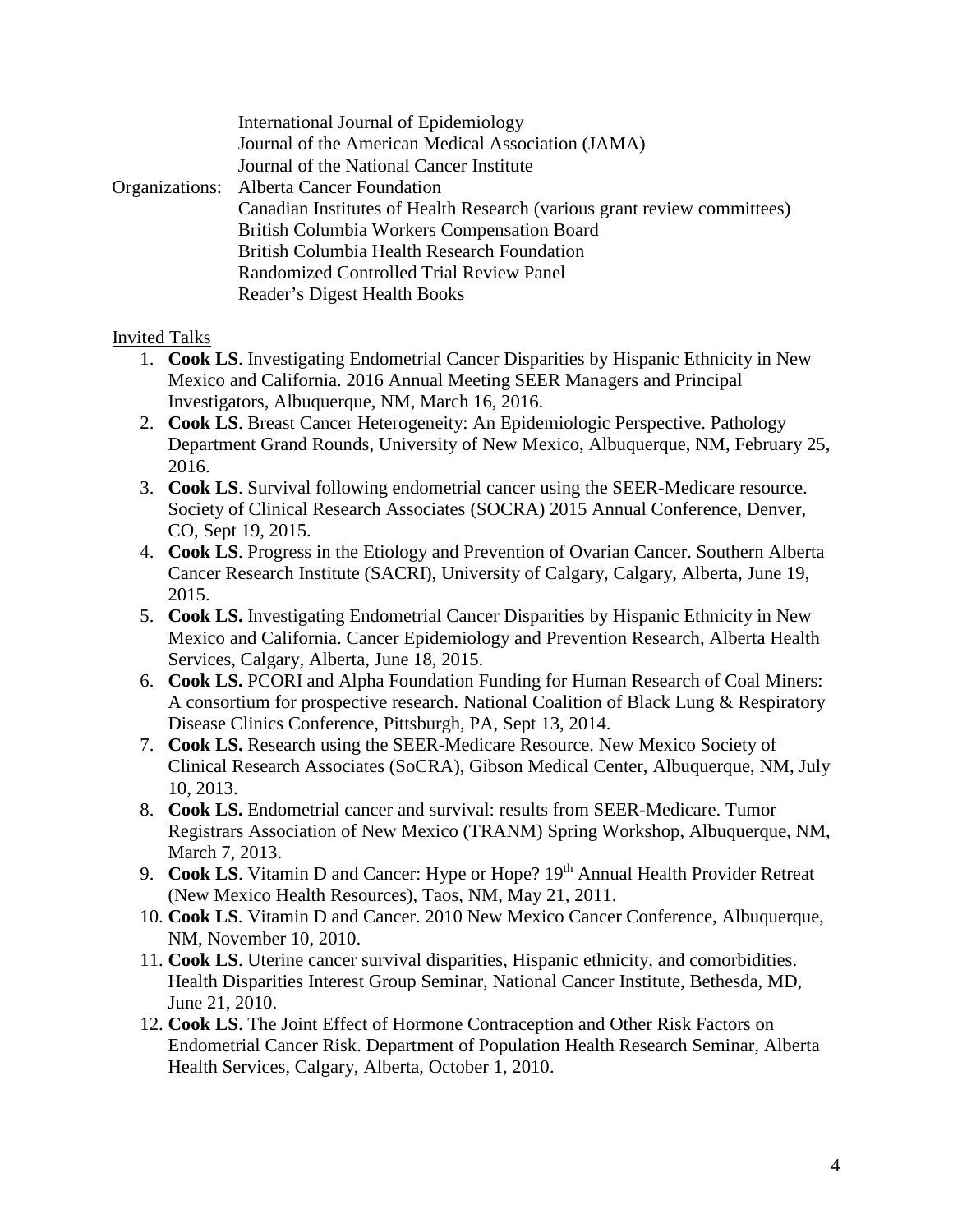International Journal of Epidemiology
Journal of the American Medical Association (JAMA)
Journal of the National Cancer Institute

Organizations: Alberta Cancer Foundation
Canadian Institutes of Health Research (various grant review committees)
British Columbia Workers Compensation Board
British Columbia Health Research Foundation
Randomized Controlled Trial Review Panel
Reader's Digest Health Books

Invited Talks

1. **Cook LS**. Investigating Endometrial Cancer Disparities by Hispanic Ethnicity in New Mexico and California. 2016 Annual Meeting SEER Managers and Principal Investigators, Albuquerque, NM, March 16, 2016.
2. **Cook LS**. Breast Cancer Heterogeneity: An Epidemiologic Perspective. Pathology Department Grand Rounds, University of New Mexico, Albuquerque, NM, February 25, 2016.
3. **Cook LS**. Survival following endometrial cancer using the SEER-Medicare resource. Society of Clinical Research Associates (SOCRA) 2015 Annual Conference, Denver, CO, Sept 19, 2015.
4. **Cook LS**. Progress in the Etiology and Prevention of Ovarian Cancer. Southern Alberta Cancer Research Institute (SACRI), University of Calgary, Calgary, Alberta, June 19, 2015.
5. **Cook LS.** Investigating Endometrial Cancer Disparities by Hispanic Ethnicity in New Mexico and California. Cancer Epidemiology and Prevention Research, Alberta Health Services, Calgary, Alberta, June 18, 2015.
6. **Cook LS.** PCORI and Alpha Foundation Funding for Human Research of Coal Miners: A consortium for prospective research. National Coalition of Black Lung & Respiratory Disease Clinics Conference, Pittsburgh, PA, Sept 13, 2014.
7. **Cook LS.** Research using the SEER-Medicare Resource. New Mexico Society of Clinical Research Associates (SoCRA), Gibson Medical Center, Albuquerque, NM, July 10, 2013.
8. **Cook LS.** Endometrial cancer and survival: results from SEER-Medicare. Tumor Registrars Association of New Mexico (TRANM) Spring Workshop, Albuquerque, NM, March 7, 2013.
9. **Cook LS**. Vitamin D and Cancer: Hype or Hope? 19th Annual Health Provider Retreat (New Mexico Health Resources), Taos, NM, May 21, 2011.
10. **Cook LS**. Vitamin D and Cancer. 2010 New Mexico Cancer Conference, Albuquerque, NM, November 10, 2010.
11. **Cook LS**. Uterine cancer survival disparities, Hispanic ethnicity, and comorbidities. Health Disparities Interest Group Seminar, National Cancer Institute, Bethesda, MD, June 21, 2010.
12. **Cook LS**. The Joint Effect of Hormone Contraception and Other Risk Factors on Endometrial Cancer Risk. Department of Population Health Research Seminar, Alberta Health Services, Calgary, Alberta, October 1, 2010.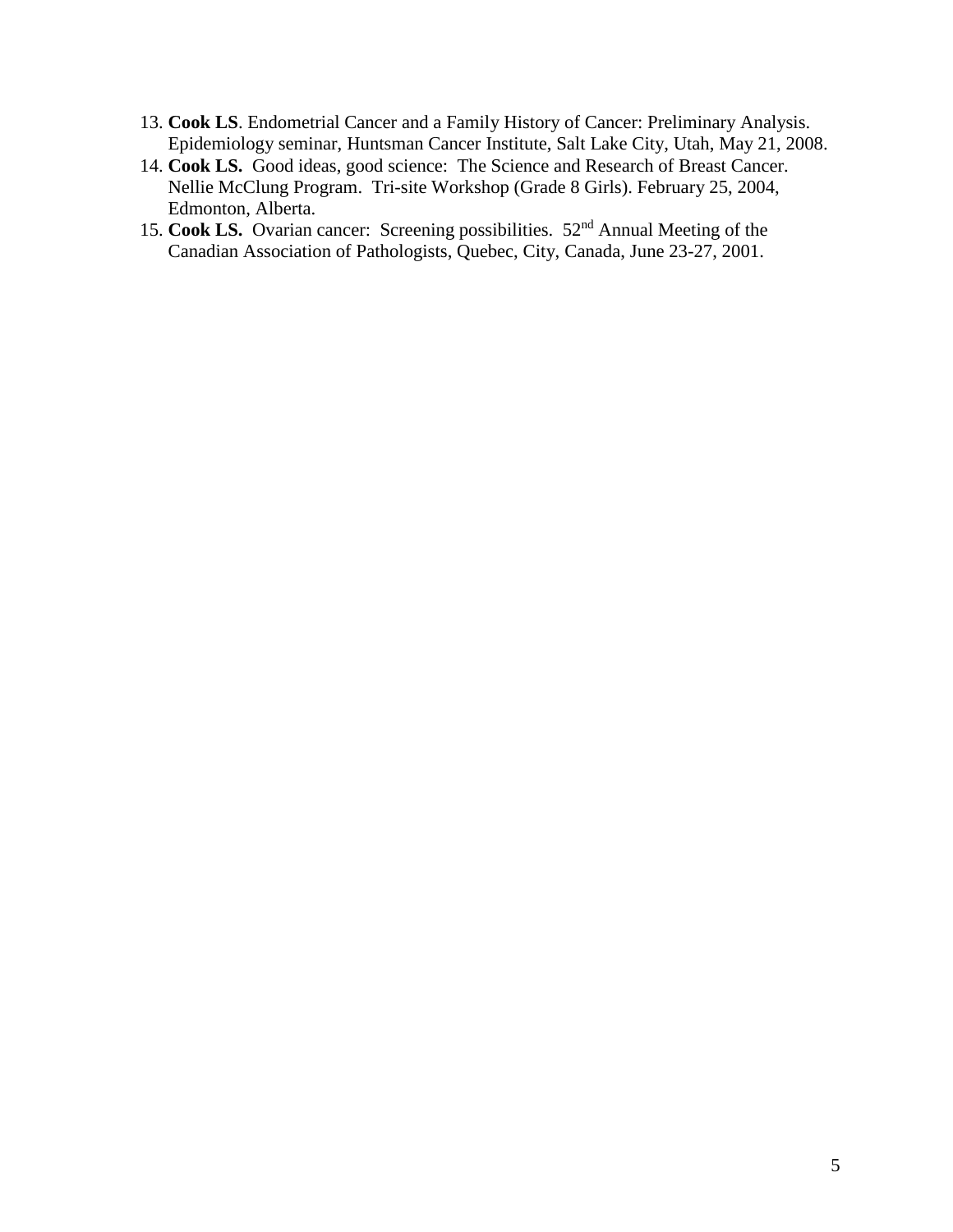13. **Cook LS**. Endometrial Cancer and a Family History of Cancer: Preliminary Analysis. Epidemiology seminar, Huntsman Cancer Institute, Salt Lake City, Utah, May 21, 2008.
14. **Cook LS.** Good ideas, good science: The Science and Research of Breast Cancer. Nellie McClung Program. Tri-site Workshop (Grade 8 Girls). February 25, 2004, Edmonton, Alberta.
15. **Cook LS.** Ovarian cancer: Screening possibilities. 52nd Annual Meeting of the Canadian Association of Pathologists, Quebec, City, Canada, June 23-27, 2001.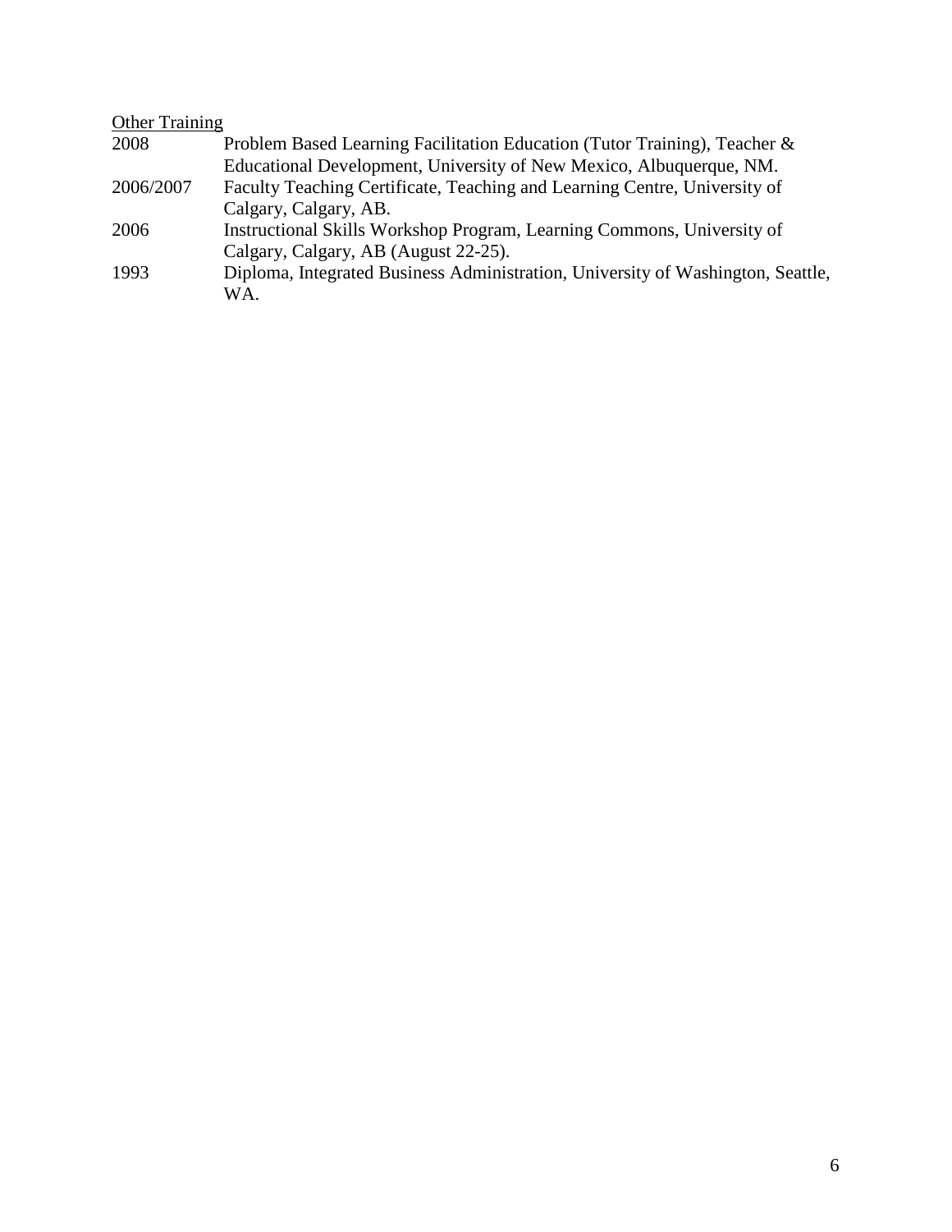<u>Other Training</u>

| | |
|---|---|
| 2008 | Problem Based Learning Facilitation Education (Tutor Training), Teacher & Educational Development, University of New Mexico, Albuquerque, NM. |
| 2006/2007 | Faculty Teaching Certificate, Teaching and Learning Centre, University of Calgary, Calgary, AB. |
| 2006 | Instructional Skills Workshop Program, Learning Commons, University of Calgary, Calgary, AB (August 22-25). |
| 1993 | Diploma, Integrated Business Administration, University of Washington, Seattle, WA. |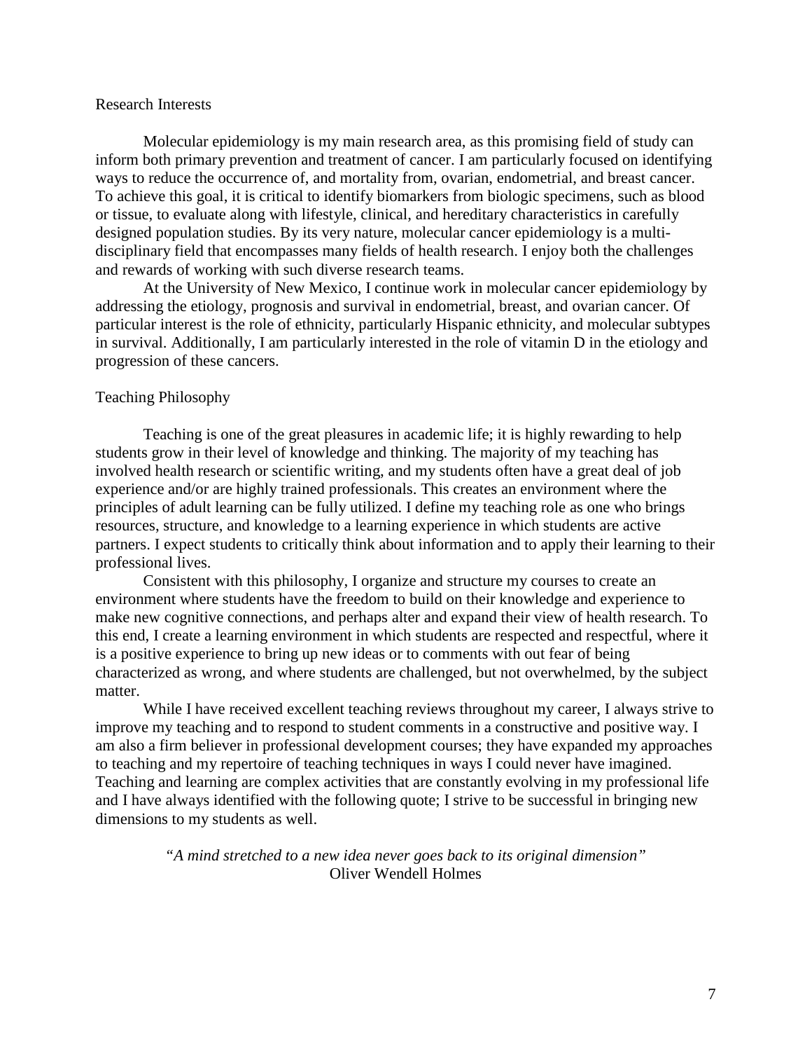## Research Interests

Molecular epidemiology is my main research area, as this promising field of study can inform both primary prevention and treatment of cancer. I am particularly focused on identifying ways to reduce the occurrence of, and mortality from, ovarian, endometrial, and breast cancer. To achieve this goal, it is critical to identify biomarkers from biologic specimens, such as blood or tissue, to evaluate along with lifestyle, clinical, and hereditary characteristics in carefully designed population studies. By its very nature, molecular cancer epidemiology is a multi-disciplinary field that encompasses many fields of health research. I enjoy both the challenges and rewards of working with such diverse research teams.

At the University of New Mexico, I continue work in molecular cancer epidemiology by addressing the etiology, prognosis and survival in endometrial, breast, and ovarian cancer. Of particular interest is the role of ethnicity, particularly Hispanic ethnicity, and molecular subtypes in survival. Additionally, I am particularly interested in the role of vitamin D in the etiology and progression of these cancers.

## Teaching Philosophy

Teaching is one of the great pleasures in academic life; it is highly rewarding to help students grow in their level of knowledge and thinking. The majority of my teaching has involved health research or scientific writing, and my students often have a great deal of job experience and/or are highly trained professionals. This creates an environment where the principles of adult learning can be fully utilized. I define my teaching role as one who brings resources, structure, and knowledge to a learning experience in which students are active partners. I expect students to critically think about information and to apply their learning to their professional lives.

Consistent with this philosophy, I organize and structure my courses to create an environment where students have the freedom to build on their knowledge and experience to make new cognitive connections, and perhaps alter and expand their view of health research. To this end, I create a learning environment in which students are respected and respectful, where it is a positive experience to bring up new ideas or to comments with out fear of being characterized as wrong, and where students are challenged, but not overwhelmed, by the subject matter.

While I have received excellent teaching reviews throughout my career, I always strive to improve my teaching and to respond to student comments in a constructive and positive way. I am also a firm believer in professional development courses; they have expanded my approaches to teaching and my repertoire of teaching techniques in ways I could never have imagined. Teaching and learning are complex activities that are constantly evolving in my professional life and I have always identified with the following quote; I strive to be successful in bringing new dimensions to my students as well.

*"A mind stretched to a new idea never goes back to its original dimension"*
Oliver Wendell Holmes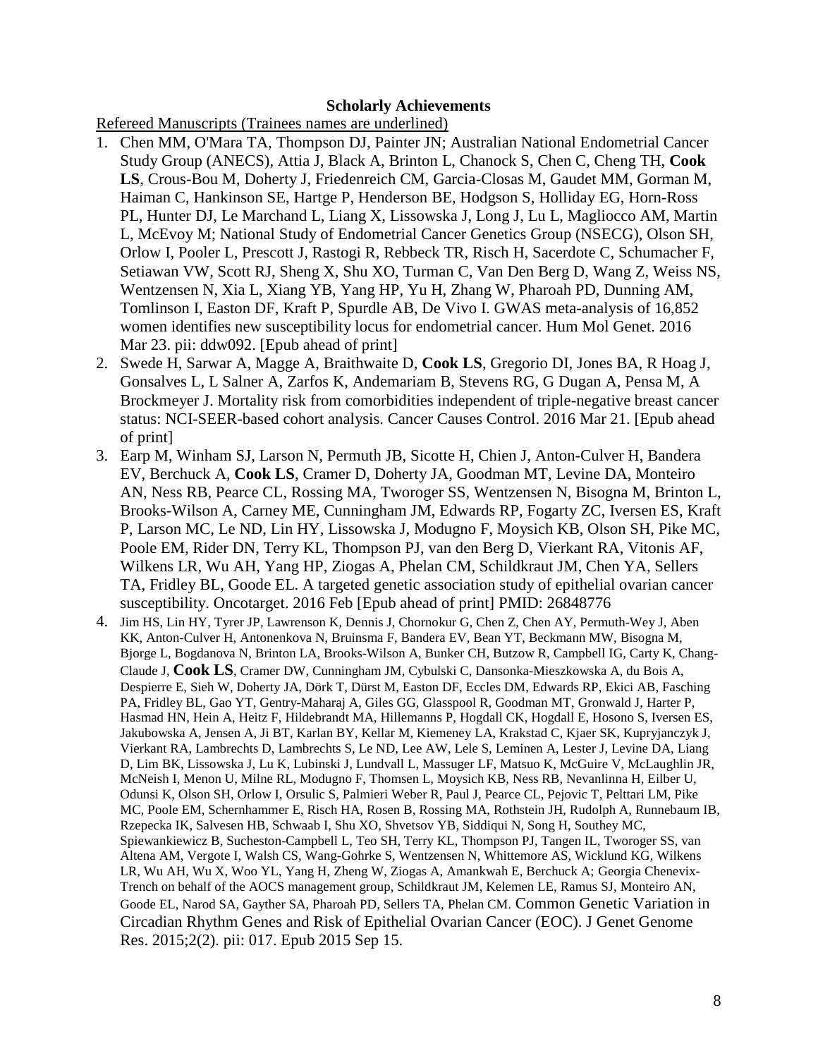**Scholarly Achievements**

Refereed Manuscripts (Trainees names are underlined)

1. Chen MM, O'Mara TA, Thompson DJ, Painter JN; Australian National Endometrial Cancer Study Group (ANECS), Attia J, Black A, Brinton L, Chanock S, Chen C, Cheng TH, **Cook LS**, Crous-Bou M, Doherty J, Friedenreich CM, Garcia-Closas M, Gaudet MM, Gorman M, Haiman C, Hankinson SE, Hartge P, Henderson BE, Hodgson S, Holliday EG, Horn-Ross PL, Hunter DJ, Le Marchand L, Liang X, Lissowska J, Long J, Lu L, Magliocco AM, Martin L, McEvoy M; National Study of Endometrial Cancer Genetics Group (NSECG), Olson SH, Orlow I, Pooler L, Prescott J, Rastogi R, Rebbeck TR, Risch H, Sacerdote C, Schumacher F, Setiawan VW, Scott RJ, Sheng X, Shu XO, Turman C, Van Den Berg D, Wang Z, Weiss NS, Wentzensen N, Xia L, Xiang YB, Yang HP, Yu H, Zhang W, Pharoah PD, Dunning AM, Tomlinson I, Easton DF, Kraft P, Spurdle AB, De Vivo I. GWAS meta-analysis of 16,852 women identifies new susceptibility locus for endometrial cancer. Hum Mol Genet. 2016 Mar 23. pii: ddw092. [Epub ahead of print]
2. Swede H, Sarwar A, Magge A, Braithwaite D, **Cook LS**, Gregorio DI, Jones BA, R Hoag J, Gonsalves L, L Salner A, Zarfos K, Andemariam B, Stevens RG, G Dugan A, Pensa M, A Brockmeyer J. Mortality risk from comorbidities independent of triple-negative breast cancer status: NCI-SEER-based cohort analysis. Cancer Causes Control. 2016 Mar 21. [Epub ahead of print]
3. Earp M, Winham SJ, Larson N, Permuth JB, Sicotte H, Chien J, Anton-Culver H, Bandera EV, Berchuck A, **Cook LS**, Cramer D, Doherty JA, Goodman MT, Levine DA, Monteiro AN, Ness RB, Pearce CL, Rossing MA, Tworoger SS, Wentzensen N, Bisogna M, Brinton L, Brooks-Wilson A, Carney ME, Cunningham JM, Edwards RP, Fogarty ZC, Iversen ES, Kraft P, Larson MC, Le ND, Lin HY, Lissowska J, Modugno F, Moysich KB, Olson SH, Pike MC, Poole EM, Rider DN, Terry KL, Thompson PJ, van den Berg D, Vierkant RA, Vitonis AF, Wilkens LR, Wu AH, Yang HP, Ziogas A, Phelan CM, Schildkraut JM, Chen YA, Sellers TA, Fridley BL, Goode EL. A targeted genetic association study of epithelial ovarian cancer susceptibility. Oncotarget. 2016 Feb [Epub ahead of print] PMID: 26848776
4. Jim HS, Lin HY, Tyrer JP, Lawrenson K, Dennis J, Chornokur G, Chen Z, Chen AY, Permuth-Wey J, Aben KK, Anton-Culver H, Antonenkova N, Bruinsma F, Bandera EV, Bean YT, Beckmann MW, Bisogna M, Bjorge L, Bogdanova N, Brinton LA, Brooks-Wilson A, Bunker CH, Butzow R, Campbell IG, Carty K, Chang-Claude J, **Cook LS**, Cramer DW, Cunningham JM, Cybulski C, Dansonka-Mieszkowska A, du Bois A, Despierre E, Sieh W, Doherty JA, Dörk T, Dürst M, Easton DF, Eccles DM, Edwards RP, Ekici AB, Fasching PA, Fridley BL, Gao YT, Gentry-Maharaj A, Giles GG, Glasspool R, Goodman MT, Gronwald J, Harter P, Hasmad HN, Hein A, Heitz F, Hildebrandt MA, Hillemanns P, Hogdall CK, Hogdall E, Hosono S, Iversen ES, Jakubowska A, Jensen A, Ji BT, Karlan BY, Kellar M, Kiemeney LA, Krakstad C, Kjaer SK, Kupryjanczyk J, Vierkant RA, Lambrechts D, Lambrechts S, Le ND, Lee AW, Lele S, Leminen A, Lester J, Levine DA, Liang D, Lim BK, Lissowska J, Lu K, Lubinski J, Lundvall L, Massuger LF, Matsuo K, McGuire V, McLaughlin JR, McNeish I, Menon U, Milne RL, Modugno F, Thomsen L, Moysich KB, Ness RB, Nevanlinna H, Eilber U, Odunsi K, Olson SH, Orlow I, Orsulic S, Palmieri Weber R, Paul J, Pearce CL, Pejovic T, Pelttari LM, Pike MC, Poole EM, Schernhammer E, Risch HA, Rosen B, Rossing MA, Rothstein JH, Rudolph A, Runnebaum IB, Rzepecka IK, Salvesen HB, Schwaab I, Shu XO, Shvetsov YB, Siddiqui N, Song H, Southey MC, Spiewankiewicz B, Sucheston-Campbell L, Teo SH, Terry KL, Thompson PJ, Tangen IL, Tworoger SS, van Altena AM, Vergote I, Walsh CS, Wang-Gohrke S, Wentzensen N, Whittemore AS, Wicklund KG, Wilkens LR, Wu AH, Wu X, Woo YL, Yang H, Zheng W, Ziogas A, Amankwah E, Berchuck A; Georgia Chenevix-Trench on behalf of the AOCS management group, Schildkraut JM, Kelemen LE, Ramus SJ, Monteiro AN, Goode EL, Narod SA, Gayther SA, Pharoah PD, Sellers TA, Phelan CM. Common Genetic Variation in Circadian Rhythm Genes and Risk of Epithelial Ovarian Cancer (EOC). J Genet Genome Res. 2015;2(2). pii: 017. Epub 2015 Sep 15.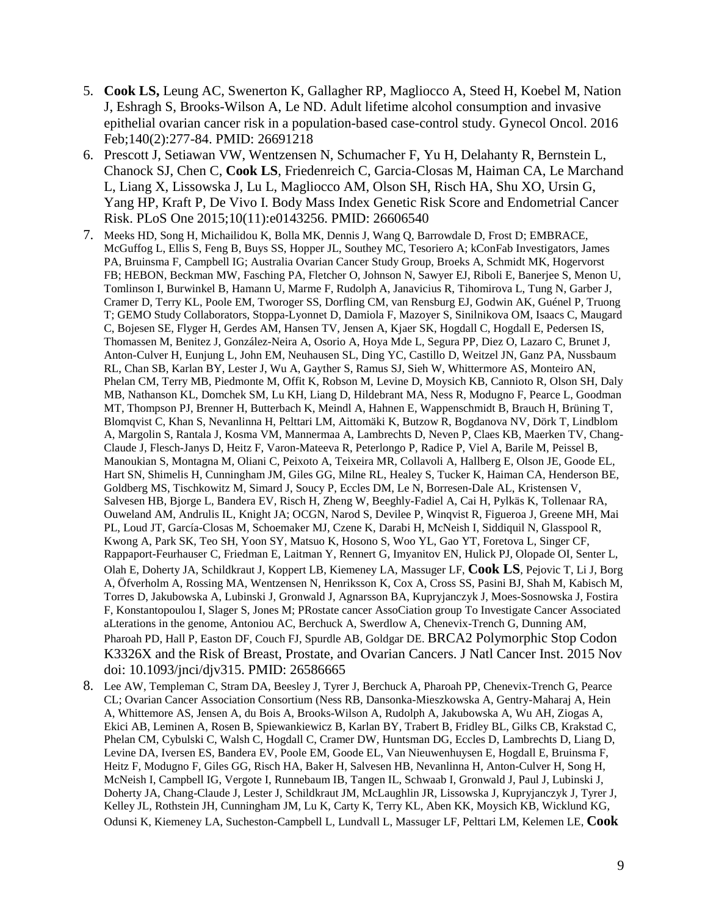5. **Cook LS,** Leung AC, Swenerton K, Gallagher RP, Magliocco A, Steed H, Koebel M, Nation J, Eshragh S, Brooks-Wilson A, Le ND. Adult lifetime alcohol consumption and invasive epithelial ovarian cancer risk in a population-based case-control study. Gynecol Oncol. 2016 Feb;140(2):277-84. PMID: 26691218
6. Prescott J, Setiawan VW, Wentzensen N, Schumacher F, Yu H, Delahanty R, Bernstein L, Chanock SJ, Chen C, **Cook LS**, Friedenreich C, Garcia-Closas M, Haiman CA, Le Marchand L, Liang X, Lissowska J, Lu L, Magliocco AM, Olson SH, Risch HA, Shu XO, Ursin G, Yang HP, Kraft P, De Vivo I. Body Mass Index Genetic Risk Score and Endometrial Cancer Risk. PLoS One 2015;10(11):e0143256. PMID: 26606540
7. Meeks HD, Song H, Michailidou K, Bolla MK, Dennis J, Wang Q, Barrowdale D, Frost D; EMBRACE, McGuffog L, Ellis S, Feng B, Buys SS, Hopper JL, Southey MC, Tesoriero A; kConFab Investigators, James PA, Bruinsma F, Campbell IG; Australia Ovarian Cancer Study Group, Broeks A, Schmidt MK, Hogervorst FB; HEBON, Beckman MW, Fasching PA, Fletcher O, Johnson N, Sawyer EJ, Riboli E, Banerjee S, Menon U, Tomlinson I, Burwinkel B, Hamann U, Marme F, Rudolph A, Janavicius R, Tihomirova L, Tung N, Garber J, Cramer D, Terry KL, Poole EM, Tworoger SS, Dorfling CM, van Rensburg EJ, Godwin AK, Guénel P, Truong T; GEMO Study Collaborators, Stoppa-Lyonnet D, Damiola F, Mazoyer S, Sinilnikova OM, Isaacs C, Maugard C, Bojesen SE, Flyger H, Gerdes AM, Hansen TV, Jensen A, Kjaer SK, Hogdall C, Hogdall E, Pedersen IS, Thomassen M, Benitez J, González-Neira A, Osorio A, Hoya Mde L, Segura PP, Diez O, Lazaro C, Brunet J, Anton-Culver H, Eunjung L, John EM, Neuhausen SL, Ding YC, Castillo D, Weitzel JN, Ganz PA, Nussbaum RL, Chan SB, Karlan BY, Lester J, Wu A, Gayther S, Ramus SJ, Sieh W, Whittermore AS, Monteiro AN, Phelan CM, Terry MB, Piedmonte M, Offit K, Robson M, Levine D, Moysich KB, Cannioto R, Olson SH, Daly MB, Nathanson KL, Domchek SM, Lu KH, Liang D, Hildebrant MA, Ness R, Modugno F, Pearce L, Goodman MT, Thompson PJ, Brenner H, Butterbach K, Meindl A, Hahnen E, Wappenschmidt B, Brauch H, Brüning T, Blomqvist C, Khan S, Nevanlinna H, Pelttari LM, Aittomäki K, Butzow R, Bogdanova NV, Dörk T, Lindblom A, Margolin S, Rantala J, Kosma VM, Mannermaa A, Lambrechts D, Neven P, Claes KB, Maerken TV, Chang-Claude J, Flesch-Janys D, Heitz F, Varon-Mateeva R, Peterlongo P, Radice P, Viel A, Barile M, Peissel B, Manoukian S, Montagna M, Oliani C, Peixoto A, Teixeira MR, Collavoli A, Hallberg E, Olson JE, Goode EL, Hart SN, Shimelis H, Cunningham JM, Giles GG, Milne RL, Healey S, Tucker K, Haiman CA, Henderson BE, Goldberg MS, Tischkowitz M, Simard J, Soucy P, Eccles DM, Le N, Borresen-Dale AL, Kristensen V, Salvesen HB, Bjorge L, Bandera EV, Risch H, Zheng W, Beeghly-Fadiel A, Cai H, Pylkäs K, Tollenaar RA, Ouweland AM, Andrulis IL, Knight JA; OCGN, Narod S, Devilee P, Winqvist R, Figueroa J, Greene MH, Mai PL, Loud JT, García-Closas M, Schoemaker MJ, Czene K, Darabi H, McNeish I, Siddiquil N, Glasspool R, Kwong A, Park SK, Teo SH, Yoon SY, Matsuo K, Hosono S, Woo YL, Gao YT, Foretova L, Singer CF, Rappaport-Feurhauser C, Friedman E, Laitman Y, Rennert G, Imyanitov EN, Hulick PJ, Olopade OI, Senter L, Olah E, Doherty JA, Schildkraut J, Koppert LB, Kiemeney LA, Massuger LF, **Cook LS**, Pejovic T, Li J, Borg A, Öfverholm A, Rossing MA, Wentzensen N, Henriksson K, Cox A, Cross SS, Pasini BJ, Shah M, Kabisch M, Torres D, Jakubowska A, Lubinski J, Gronwald J, Agnarsson BA, Kupryjanczyk J, Moes-Sosnowska J, Fostira F, Konstantopoulou I, Slager S, Jones M; PRostate cancer AssoCiation group To Investigate Cancer Associated aLterations in the genome, Antoniou AC, Berchuck A, Swerdlow A, Chenevix-Trench G, Dunning AM, Pharoah PD, Hall P, Easton DF, Couch FJ, Spurdle AB, Goldgar DE. BRCA2 Polymorphic Stop Codon K3326X and the Risk of Breast, Prostate, and Ovarian Cancers. J Natl Cancer Inst. 2015 Nov doi: 10.1093/jnci/djv315. PMID: 26586665
8. Lee AW, Templeman C, Stram DA, Beesley J, Tyrer J, Berchuck A, Pharoah PP, Chenevix-Trench G, Pearce CL; Ovarian Cancer Association Consortium (Ness RB, Dansonka-Mieszkowska A, Gentry-Maharaj A, Hein A, Whittemore AS, Jensen A, du Bois A, Brooks-Wilson A, Rudolph A, Jakubowska A, Wu AH, Ziogas A, Ekici AB, Leminen A, Rosen B, Spiewankiewicz B, Karlan BY, Trabert B, Fridley BL, Gilks CB, Krakstad C, Phelan CM, Cybulski C, Walsh C, Hogdall C, Cramer DW, Huntsman DG, Eccles D, Lambrechts D, Liang D, Levine DA, Iversen ES, Bandera EV, Poole EM, Goode EL, Van Nieuwenhuysen E, Hogdall E, Bruinsma F, Heitz F, Modugno F, Giles GG, Risch HA, Baker H, Salvesen HB, Nevanlinna H, Anton-Culver H, Song H, McNeish I, Campbell IG, Vergote I, Runnebaum IB, Tangen IL, Schwaab I, Gronwald J, Paul J, Lubinski J, Doherty JA, Chang-Claude J, Lester J, Schildkraut JM, McLaughlin JR, Lissowska J, Kupryjanczyk J, Tyrer J, Kelley JL, Rothstein JH, Cunningham JM, Lu K, Carty K, Terry KL, Aben KK, Moysich KB, Wicklund KG, Odunsi K, Kiemeney LA, Sucheston-Campbell L, Lundvall L, Massuger LF, Pelttari LM, Kelemen LE, **Cook**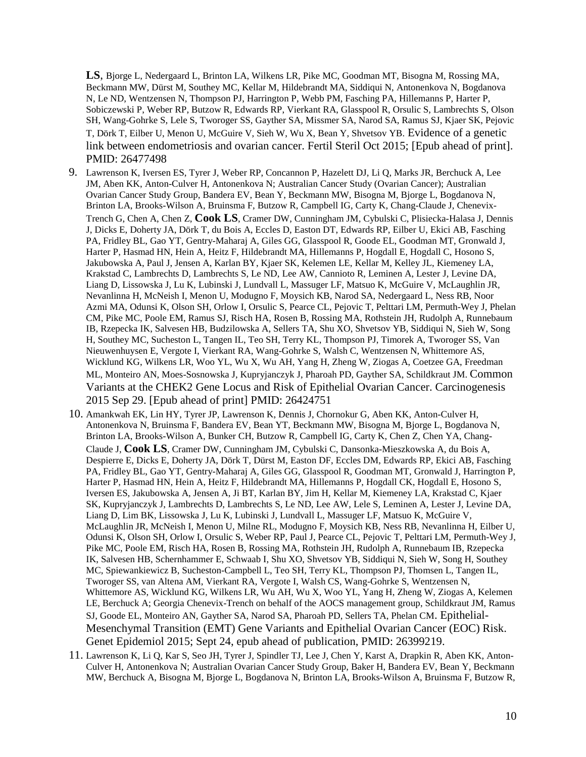**LS**, Bjorge L, Nedergaard L, Brinton LA, Wilkens LR, Pike MC, Goodman MT, Bisogna M, Rossing MA, Beckmann MW, Dürst M, Southey MC, Kellar M, Hildebrandt MA, Siddiqui N, Antonenkova N, Bogdanova N, Le ND, Wentzensen N, Thompson PJ, Harrington P, Webb PM, Fasching PA, Hillemanns P, Harter P, Sobiczewski P, Weber RP, Butzow R, Edwards RP, Vierkant RA, Glasspool R, Orsulic S, Lambrechts S, Olson SH, Wang-Gohrke S, Lele S, Tworoger SS, Gayther SA, Missmer SA, Narod SA, Ramus SJ, Kjaer SK, Pejovic T, Dörk T, Eilber U, Menon U, McGuire V, Sieh W, Wu X, Bean Y, Shvetsov YB. Evidence of a genetic link between endometriosis and ovarian cancer. Fertil Steril Oct 2015; [Epub ahead of print]. PMID: 26477498

9. Lawrenson K, Iversen ES, Tyrer J, Weber RP, Concannon P, Hazelett DJ, Li Q, Marks JR, Berchuck A, Lee JM, Aben KK, Anton-Culver H, Antonenkova N; Australian Cancer Study (Ovarian Cancer); Australian Ovarian Cancer Study Group, Bandera EV, Bean Y, Beckmann MW, Bisogna M, Bjorge L, Bogdanova N, Brinton LA, Brooks-Wilson A, Bruinsma F, Butzow R, Campbell IG, Carty K, Chang-Claude J, Chenevix-Trench G, Chen A, Chen Z, **Cook LS**, Cramer DW, Cunningham JM, Cybulski C, Plisiecka-Halasa J, Dennis J, Dicks E, Doherty JA, Dörk T, du Bois A, Eccles D, Easton DT, Edwards RP, Eilber U, Ekici AB, Fasching PA, Fridley BL, Gao YT, Gentry-Maharaj A, Giles GG, Glasspool R, Goode EL, Goodman MT, Gronwald J, Harter P, Hasmad HN, Hein A, Heitz F, Hildebrandt MA, Hillemanns P, Hogdall E, Hogdall C, Hosono S, Jakubowska A, Paul J, Jensen A, Karlan BY, Kjaer SK, Kelemen LE, Kellar M, Kelley JL, Kiemeney LA, Krakstad C, Lambrechts D, Lambrechts S, Le ND, Lee AW, Cannioto R, Leminen A, Lester J, Levine DA, Liang D, Lissowska J, Lu K, Lubinski J, Lundvall L, Massuger LF, Matsuo K, McGuire V, McLaughlin JR, Nevanlinna H, McNeish I, Menon U, Modugno F, Moysich KB, Narod SA, Nedergaard L, Ness RB, Noor Azmi MA, Odunsi K, Olson SH, Orlow I, Orsulic S, Pearce CL, Pejovic T, Pelttari LM, Permuth-Wey J, Phelan CM, Pike MC, Poole EM, Ramus SJ, Risch HA, Rosen B, Rossing MA, Rothstein JH, Rudolph A, Runnebaum IB, Rzepecka IK, Salvesen HB, Budzilowska A, Sellers TA, Shu XO, Shvetsov YB, Siddiqui N, Sieh W, Song H, Southey MC, Sucheston L, Tangen IL, Teo SH, Terry KL, Thompson PJ, Timorek A, Tworoger SS, Van Nieuwenhuysen E, Vergote I, Vierkant RA, Wang-Gohrke S, Walsh C, Wentzensen N, Whittemore AS, Wicklund KG, Wilkens LR, Woo YL, Wu X, Wu AH, Yang H, Zheng W, Ziogas A, Coetzee GA, Freedman ML, Monteiro AN, Moes-Sosnowska J, Kupryjanczyk J, Pharoah PD, Gayther SA, Schildkraut JM. Common Variants at the CHEK2 Gene Locus and Risk of Epithelial Ovarian Cancer. Carcinogenesis 2015 Sep 29. [Epub ahead of print] PMID: 26424751

10. Amankwah EK, Lin HY, Tyrer JP, Lawrenson K, Dennis J, Chornokur G, Aben KK, Anton-Culver H, Antonenkova N, Bruinsma F, Bandera EV, Bean YT, Beckmann MW, Bisogna M, Bjorge L, Bogdanova N, Brinton LA, Brooks-Wilson A, Bunker CH, Butzow R, Campbell IG, Carty K, Chen Z, Chen YA, Chang-Claude J, **Cook LS**, Cramer DW, Cunningham JM, Cybulski C, Dansonka-Mieszkowska A, du Bois A, Despierre E, Dicks E, Doherty JA, Dörk T, Dürst M, Easton DF, Eccles DM, Edwards RP, Ekici AB, Fasching PA, Fridley BL, Gao YT, Gentry-Maharaj A, Giles GG, Glasspool R, Goodman MT, Gronwald J, Harrington P, Harter P, Hasmad HN, Hein A, Heitz F, Hildebrandt MA, Hillemanns P, Hogdall CK, Hogdall E, Hosono S, Iversen ES, Jakubowska A, Jensen A, Ji BT, Karlan BY, Jim H, Kellar M, Kiemeney LA, Krakstad C, Kjaer SK, Kupryjanczyk J, Lambrechts D, Lambrechts S, Le ND, Lee AW, Lele S, Leminen A, Lester J, Levine DA, Liang D, Lim BK, Lissowska J, Lu K, Lubinski J, Lundvall L, Massuger LF, Matsuo K, McGuire V, McLaughlin JR, McNeish I, Menon U, Milne RL, Modugno F, Moysich KB, Ness RB, Nevanlinna H, Eilber U, Odunsi K, Olson SH, Orlow I, Orsulic S, Weber RP, Paul J, Pearce CL, Pejovic T, Pelttari LM, Permuth-Wey J, Pike MC, Poole EM, Risch HA, Rosen B, Rossing MA, Rothstein JH, Rudolph A, Runnebaum IB, Rzepecka IK, Salvesen HB, Schernhammer E, Schwaab I, Shu XO, Shvetsov YB, Siddiqui N, Sieh W, Song H, Southey MC, Spiewankiewicz B, Sucheston-Campbell L, Teo SH, Terry KL, Thompson PJ, Thomsen L, Tangen IL, Tworoger SS, van Altena AM, Vierkant RA, Vergote I, Walsh CS, Wang-Gohrke S, Wentzensen N, Whittemore AS, Wicklund KG, Wilkens LR, Wu AH, Wu X, Woo YL, Yang H, Zheng W, Ziogas A, Kelemen LE, Berchuck A; Georgia Chenevix-Trench on behalf of the AOCS management group, Schildkraut JM, Ramus SJ, Goode EL, Monteiro AN, Gayther SA, Narod SA, Pharoah PD, Sellers TA, Phelan CM. Epithelial-Mesenchymal Transition (EMT) Gene Variants and Epithelial Ovarian Cancer (EOC) Risk. Genet Epidemiol 2015; Sept 24, epub ahead of publication, PMID: 26399219.

11. Lawrenson K, Li Q, Kar S, Seo JH, Tyrer J, Spindler TJ, Lee J, Chen Y, Karst A, Drapkin R, Aben KK, Anton-Culver H, Antonenkova N; Australian Ovarian Cancer Study Group, Baker H, Bandera EV, Bean Y, Beckmann MW, Berchuck A, Bisogna M, Bjorge L, Bogdanova N, Brinton LA, Brooks-Wilson A, Bruinsma F, Butzow R,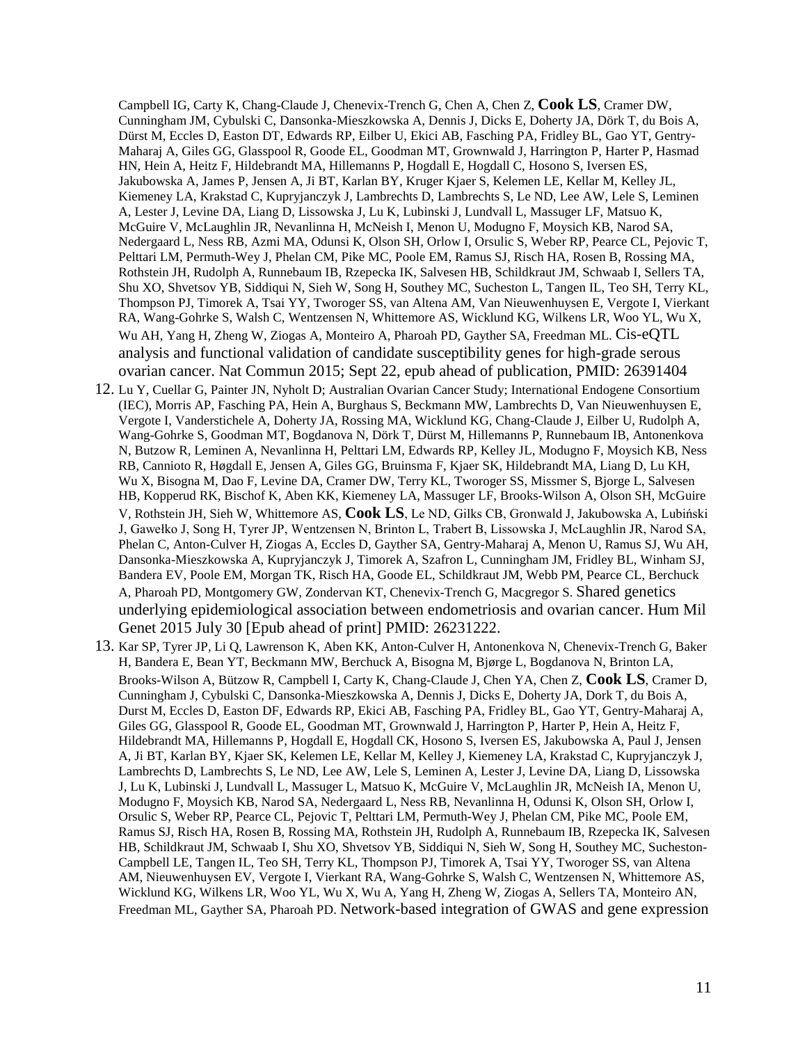Campbell IG, Carty K, Chang-Claude J, Chenevix-Trench G, Chen A, Chen Z, **Cook LS**, Cramer DW, Cunningham JM, Cybulski C, Dansonka-Mieszkowska A, Dennis J, Dicks E, Doherty JA, Dörk T, du Bois A, Dürst M, Eccles D, Easton DT, Edwards RP, Eilber U, Ekici AB, Fasching PA, Fridley BL, Gao YT, Gentry-Maharaj A, Giles GG, Glasspool R, Goode EL, Goodman MT, Grownwald J, Harrington P, Harter P, Hasmad HN, Hein A, Heitz F, Hildebrandt MA, Hillemanns P, Hogdall E, Hogdall C, Hosono S, Iversen ES, Jakubowska A, James P, Jensen A, Ji BT, Karlan BY, Kruger Kjaer S, Kelemen LE, Kellar M, Kelley JL, Kiemeney LA, Krakstad C, Kupryjanczyk J, Lambrechts D, Lambrechts S, Le ND, Lee AW, Lele S, Leminen A, Lester J, Levine DA, Liang D, Lissowska J, Lu K, Lubinski J, Lundvall L, Massuger LF, Matsuo K, McGuire V, McLaughlin JR, Nevanlinna H, McNeish I, Menon U, Modugno F, Moysich KB, Narod SA, Nedergaard L, Ness RB, Azmi MA, Odunsi K, Olson SH, Orlow I, Orsulic S, Weber RP, Pearce CL, Pejovic T, Pelttari LM, Permuth-Wey J, Phelan CM, Pike MC, Poole EM, Ramus SJ, Risch HA, Rosen B, Rossing MA, Rothstein JH, Rudolph A, Runnebaum IB, Rzepecka IK, Salvesen HB, Schildkraut JM, Schwaab I, Sellers TA, Shu XO, Shvetsov YB, Siddiqui N, Sieh W, Song H, Southey MC, Sucheston L, Tangen IL, Teo SH, Terry KL, Thompson PJ, Timorek A, Tsai YY, Tworoger SS, van Altena AM, Van Nieuwenhuysen E, Vergote I, Vierkant RA, Wang-Gohrke S, Walsh C, Wentzensen N, Whittemore AS, Wicklund KG, Wilkens LR, Woo YL, Wu X, Wu AH, Yang H, Zheng W, Ziogas A, Monteiro A, Pharoah PD, Gayther SA, Freedman ML. Cis-eQTL analysis and functional validation of candidate susceptibility genes for high-grade serous ovarian cancer. Nat Commun 2015; Sept 22, epub ahead of publication, PMID: 26391404

12. Lu Y, Cuellar G, Painter JN, Nyholt D; Australian Ovarian Cancer Study; International Endogene Consortium (IEC), Morris AP, Fasching PA, Hein A, Burghaus S, Beckmann MW, Lambrechts D, Van Nieuwenhuysen E, Vergote I, Vanderstichele A, Doherty JA, Rossing MA, Wicklund KG, Chang-Claude J, Eilber U, Rudolph A, Wang-Gohrke S, Goodman MT, Bogdanova N, Dörk T, Dürst M, Hillemanns P, Runnebaum IB, Antonenkova N, Butzow R, Leminen A, Nevanlinna H, Pelttari LM, Edwards RP, Kelley JL, Modugno F, Moysich KB, Ness RB, Cannioto R, Høgdall E, Jensen A, Giles GG, Bruinsma F, Kjaer SK, Hildebrandt MA, Liang D, Lu KH, Wu X, Bisogna M, Dao F, Levine DA, Cramer DW, Terry KL, Tworoger SS, Missmer S, Bjorge L, Salvesen HB, Kopperud RK, Bischof K, Aben KK, Kiemeney LA, Massuger LF, Brooks-Wilson A, Olson SH, McGuire V, Rothstein JH, Sieh W, Whittemore AS, **Cook LS**, Le ND, Gilks CB, Gronwald J, Jakubowska A, Lubiński J, Gawełko J, Song H, Tyrer JP, Wentzensen N, Brinton L, Trabert B, Lissowska J, McLaughlin JR, Narod SA, Phelan C, Anton-Culver H, Ziogas A, Eccles D, Gayther SA, Gentry-Maharaj A, Menon U, Ramus SJ, Wu AH, Dansonka-Mieszkowska A, Kupryjanczyk J, Timorek A, Szafron L, Cunningham JM, Fridley BL, Winham SJ, Bandera EV, Poole EM, Morgan TK, Risch HA, Goode EL, Schildkraut JM, Webb PM, Pearce CL, Berchuck A, Pharoah PD, Montgomery GW, Zondervan KT, Chenevix-Trench G, Macgregor S. Shared genetics underlying epidemiological association between endometriosis and ovarian cancer. Hum Mil Genet 2015 July 30 [Epub ahead of print] PMID: 26231222.

13. Kar SP, Tyrer JP, Li Q, Lawrenson K, Aben KK, Anton-Culver H, Antonenkova N, Chenevix-Trench G, Baker H, Bandera E, Bean YT, Beckmann MW, Berchuck A, Bisogna M, Bjørge L, Bogdanova N, Brinton LA, Brooks-Wilson A, Bützow R, Campbell I, Carty K, Chang-Claude J, Chen YA, Chen Z, **Cook LS**, Cramer D, Cunningham J, Cybulski C, Dansonka-Mieszkowska A, Dennis J, Dicks E, Doherty JA, Dork T, du Bois A, Durst M, Eccles D, Easton DF, Edwards RP, Ekici AB, Fasching PA, Fridley BL, Gao YT, Gentry-Maharaj A, Giles GG, Glasspool R, Goode EL, Goodman MT, Grownwald J, Harrington P, Harter P, Hein A, Heitz F, Hildebrandt MA, Hillemanns P, Hogdall E, Hogdall CK, Hosono S, Iversen ES, Jakubowska A, Paul J, Jensen A, Ji BT, Karlan BY, Kjaer SK, Kelemen LE, Kellar M, Kelley J, Kiemeney LA, Krakstad C, Kupryjanczyk J, Lambrechts D, Lambrechts S, Le ND, Lee AW, Lele S, Leminen A, Lester J, Levine DA, Liang D, Lissowska J, Lu K, Lubinski J, Lundvall L, Massuger L, Matsuo K, McGuire V, McLaughlin JR, McNeish IA, Menon U, Modugno F, Moysich KB, Narod SA, Nedergaard L, Ness RB, Nevanlinna H, Odunsi K, Olson SH, Orlow I, Orsulic S, Weber RP, Pearce CL, Pejovic T, Pelttari LM, Permuth-Wey J, Phelan CM, Pike MC, Poole EM, Ramus SJ, Risch HA, Rosen B, Rossing MA, Rothstein JH, Rudolph A, Runnebaum IB, Rzepecka IK, Salvesen HB, Schildkraut JM, Schwaab I, Shu XO, Shvetsov YB, Siddiqui N, Sieh W, Song H, Southey MC, Sucheston-Campbell LE, Tangen IL, Teo SH, Terry KL, Thompson PJ, Timorek A, Tsai YY, Tworoger SS, van Altena AM, Nieuwenhuysen EV, Vergote I, Vierkant RA, Wang-Gohrke S, Walsh C, Wentzensen N, Whittemore AS, Wicklund KG, Wilkens LR, Woo YL, Wu X, Wu A, Yang H, Zheng W, Ziogas A, Sellers TA, Monteiro AN, Freedman ML, Gayther SA, Pharoah PD. Network-based integration of GWAS and gene expression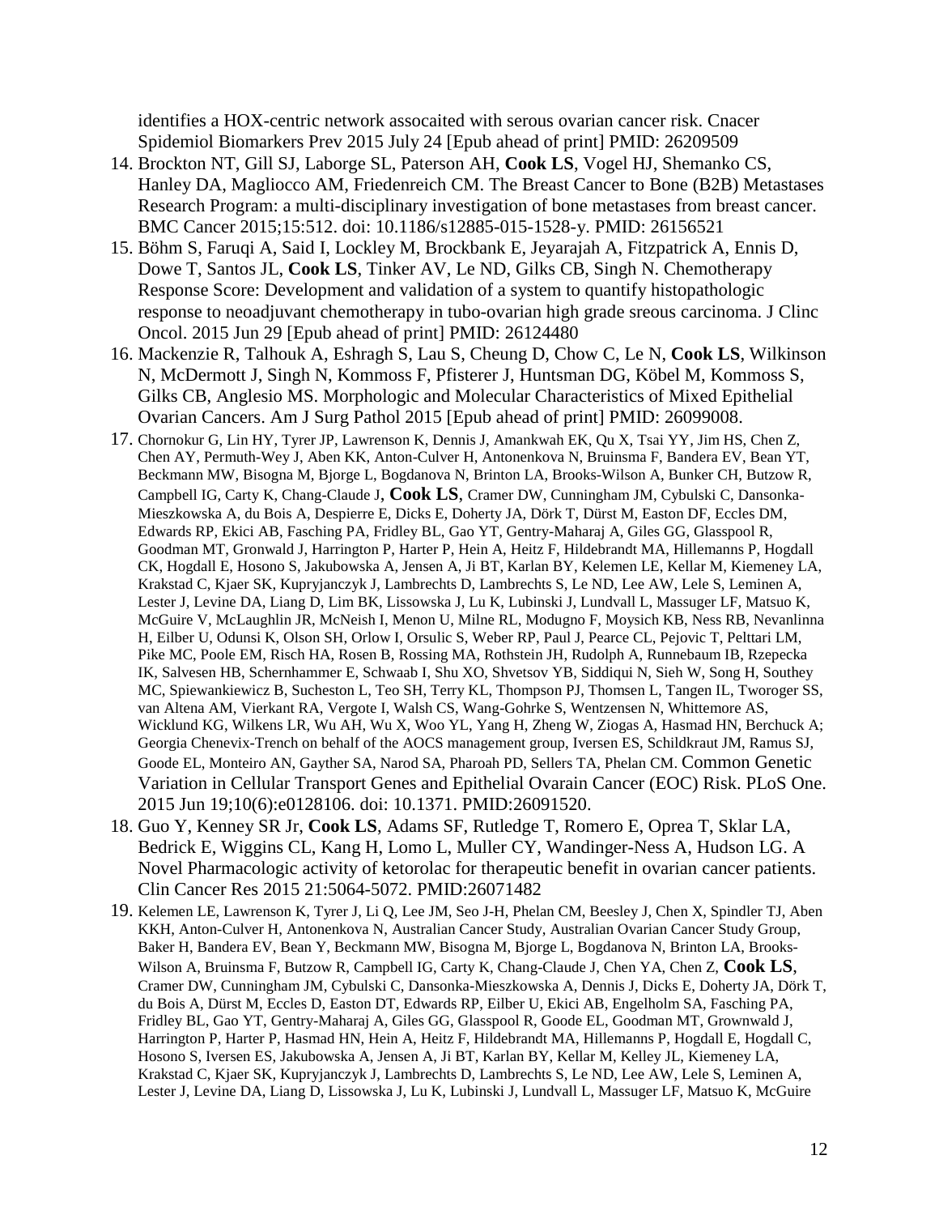identifies a HOX-centric network assocaited with serous ovarian cancer risk. Cnacer Spidemiol Biomarkers Prev 2015 July 24 [Epub ahead of print] PMID: 26209509

14. Brockton NT, Gill SJ, Laborge SL, Paterson AH, **Cook LS**, Vogel HJ, Shemanko CS, Hanley DA, Magliocco AM, Friedenreich CM. The Breast Cancer to Bone (B2B) Metastases Research Program: a multi-disciplinary investigation of bone metastases from breast cancer. BMC Cancer 2015;15:512. doi: 10.1186/s12885-015-1528-y. PMID: 26156521
15. Böhm S, Faruqi A, Said I, Lockley M, Brockbank E, Jeyarajah A, Fitzpatrick A, Ennis D, Dowe T, Santos JL, **Cook LS**, Tinker AV, Le ND, Gilks CB, Singh N. Chemotherapy Response Score: Development and validation of a system to quantify histopathologic response to neoadjuvant chemotherapy in tubo-ovarian high grade sreous carcinoma. J Clinc Oncol. 2015 Jun 29 [Epub ahead of print] PMID: 26124480
16. Mackenzie R, Talhouk A, Eshragh S, Lau S, Cheung D, Chow C, Le N, **Cook LS**, Wilkinson N, McDermott J, Singh N, Kommoss F, Pfisterer J, Huntsman DG, Köbel M, Kommoss S, Gilks CB, Anglesio MS. Morphologic and Molecular Characteristics of Mixed Epithelial Ovarian Cancers. Am J Surg Pathol 2015 [Epub ahead of print] PMID: 26099008.
17. Chornokur G, Lin HY, Tyrer JP, Lawrenson K, Dennis J, Amankwah EK, Qu X, Tsai YY, Jim HS, Chen Z, Chen AY, Permuth-Wey J, Aben KK, Anton-Culver H, Antonenkova N, Bruinsma F, Bandera EV, Bean YT, Beckmann MW, Bisogna M, Bjorge L, Bogdanova N, Brinton LA, Brooks-Wilson A, Bunker CH, Butzow R, Campbell IG, Carty K, Chang-Claude J, **Cook LS**, Cramer DW, Cunningham JM, Cybulski C, Dansonka-Mieszkowska A, du Bois A, Despierre E, Dicks E, Doherty JA, Dörk T, Dürst M, Easton DF, Eccles DM, Edwards RP, Ekici AB, Fasching PA, Fridley BL, Gao YT, Gentry-Maharaj A, Giles GG, Glasspool R, Goodman MT, Gronwald J, Harrington P, Harter P, Hein A, Heitz F, Hildebrandt MA, Hillemanns P, Hogdall CK, Hogdall E, Hosono S, Jakubowska A, Jensen A, Ji BT, Karlan BY, Kelemen LE, Kellar M, Kiemeney LA, Krakstad C, Kjaer SK, Kupryjanczyk J, Lambrechts D, Lambrechts S, Le ND, Lee AW, Lele S, Leminen A, Lester J, Levine DA, Liang D, Lim BK, Lissowska J, Lu K, Lubinski J, Lundvall L, Massuger LF, Matsuo K, McGuire V, McLaughlin JR, McNeish I, Menon U, Milne RL, Modugno F, Moysich KB, Ness RB, Nevanlinna H, Eilber U, Odunsi K, Olson SH, Orlow I, Orsulic S, Weber RP, Paul J, Pearce CL, Pejovic T, Pelttari LM, Pike MC, Poole EM, Risch HA, Rosen B, Rossing MA, Rothstein JH, Rudolph A, Runnebaum IB, Rzepecka IK, Salvesen HB, Schernhammer E, Schwaab I, Shu XO, Shvetsov YB, Siddiqui N, Sieh W, Song H, Southey MC, Spiewankiewicz B, Sucheston L, Teo SH, Terry KL, Thompson PJ, Thomsen L, Tangen IL, Tworoger SS, van Altena AM, Vierkant RA, Vergote I, Walsh CS, Wang-Gohrke S, Wentzensen N, Whittemore AS, Wicklund KG, Wilkens LR, Wu AH, Wu X, Woo YL, Yang H, Zheng W, Ziogas A, Hasmad HN, Berchuck A; Georgia Chenevix-Trench on behalf of the AOCS management group, Iversen ES, Schildkraut JM, Ramus SJ, Goode EL, Monteiro AN, Gayther SA, Narod SA, Pharoah PD, Sellers TA, Phelan CM. Common Genetic Variation in Cellular Transport Genes and Epithelial Ovarain Cancer (EOC) Risk. PLoS One. 2015 Jun 19;10(6):e0128106. doi: 10.1371. PMID:26091520.
18. Guo Y, Kenney SR Jr, **Cook LS**, Adams SF, Rutledge T, Romero E, Oprea T, Sklar LA, Bedrick E, Wiggins CL, Kang H, Lomo L, Muller CY, Wandinger-Ness A, Hudson LG. A Novel Pharmacologic activity of ketorolac for therapeutic benefit in ovarian cancer patients. Clin Cancer Res 2015 21:5064-5072. PMID:26071482
19. Kelemen LE, Lawrenson K, Tyrer J, Li Q, Lee JM, Seo J-H, Phelan CM, Beesley J, Chen X, Spindler TJ, Aben KKH, Anton-Culver H, Antonenkova N, Australian Cancer Study, Australian Ovarian Cancer Study Group, Baker H, Bandera EV, Bean Y, Beckmann MW, Bisogna M, Bjorge L, Bogdanova N, Brinton LA, Brooks-Wilson A, Bruinsma F, Butzow R, Campbell IG, Carty K, Chang-Claude J, Chen YA, Chen Z, **Cook LS**, Cramer DW, Cunningham JM, Cybulski C, Dansonka-Mieszkowska A, Dennis J, Dicks E, Doherty JA, Dörk T, du Bois A, Dürst M, Eccles D, Easton DT, Edwards RP, Eilber U, Ekici AB, Engelholm SA, Fasching PA, Fridley BL, Gao YT, Gentry-Maharaj A, Giles GG, Glasspool R, Goode EL, Goodman MT, Grownwald J, Harrington P, Harter P, Hasmad HN, Hein A, Heitz F, Hildebrandt MA, Hillemanns P, Hogdall E, Hogdall C, Hosono S, Iversen ES, Jakubowska A, Jensen A, Ji BT, Karlan BY, Kellar M, Kelley JL, Kiemeney LA, Krakstad C, Kjaer SK, Kupryjanczyk J, Lambrechts D, Lambrechts S, Le ND, Lee AW, Lele S, Leminen A, Lester J, Levine DA, Liang D, Lissowska J, Lu K, Lubinski J, Lundvall L, Massuger LF, Matsuo K, McGuire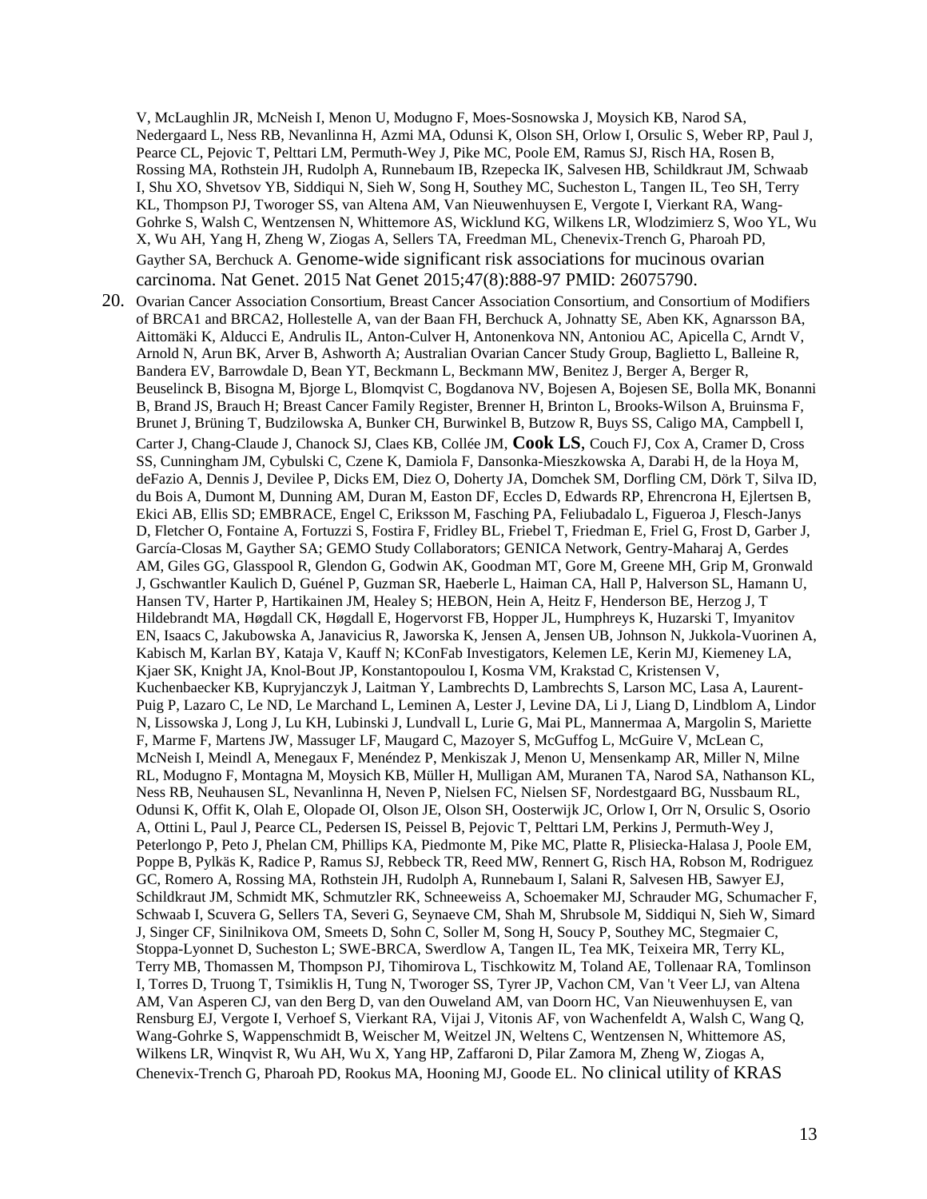V, McLaughlin JR, McNeish I, Menon U, Modugno F, Moes-Sosnowska J, Moysich KB, Narod SA, Nedergaard L, Ness RB, Nevanlinna H, Azmi MA, Odunsi K, Olson SH, Orlow I, Orsulic S, Weber RP, Paul J, Pearce CL, Pejovic T, Pelttari LM, Permuth-Wey J, Pike MC, Poole EM, Ramus SJ, Risch HA, Rosen B, Rossing MA, Rothstein JH, Rudolph A, Runnebaum IB, Rzepecka IK, Salvesen HB, Schildkraut JM, Schwaab I, Shu XO, Shvetsov YB, Siddiqui N, Sieh W, Song H, Southey MC, Sucheston L, Tangen IL, Teo SH, Terry KL, Thompson PJ, Tworoger SS, van Altena AM, Van Nieuwenhuysen E, Vergote I, Vierkant RA, Wang-Gohrke S, Walsh C, Wentzensen N, Whittemore AS, Wicklund KG, Wilkens LR, Wlodzimierz S, Woo YL, Wu X, Wu AH, Yang H, Zheng W, Ziogas A, Sellers TA, Freedman ML, Chenevix-Trench G, Pharoah PD, Gayther SA, Berchuck A. Genome-wide significant risk associations for mucinous ovarian carcinoma. Nat Genet. 2015 Nat Genet 2015;47(8):888-97 PMID: 26075790.

20. Ovarian Cancer Association Consortium, Breast Cancer Association Consortium, and Consortium of Modifiers of BRCA1 and BRCA2, Hollestelle A, van der Baan FH, Berchuck A, Johnatty SE, Aben KK, Agnarsson BA, Aittomäki K, Alducci E, Andrulis IL, Anton-Culver H, Antonenkova NN, Antoniou AC, Apicella C, Arndt V, Arnold N, Arun BK, Arver B, Ashworth A; Australian Ovarian Cancer Study Group, Baglietto L, Balleine R, Bandera EV, Barrowdale D, Bean YT, Beckmann L, Beckmann MW, Benitez J, Berger A, Berger R, Beuselinck B, Bisogna M, Bjorge L, Blomqvist C, Bogdanova NV, Bojesen A, Bojesen SE, Bolla MK, Bonanni B, Brand JS, Brauch H; Breast Cancer Family Register, Brenner H, Brinton L, Brooks-Wilson A, Bruinsma F, Brunet J, Brüning T, Budzilowska A, Bunker CH, Burwinkel B, Butzow R, Buys SS, Caligo MA, Campbell I, Carter J, Chang-Claude J, Chanock SJ, Claes KB, Collée JM, **Cook LS**, Couch FJ, Cox A, Cramer D, Cross SS, Cunningham JM, Cybulski C, Czene K, Damiola F, Dansonka-Mieszkowska A, Darabi H, de la Hoya M, deFazio A, Dennis J, Devilee P, Dicks EM, Diez O, Doherty JA, Domchek SM, Dorfling CM, Dörk T, Silva ID, du Bois A, Dumont M, Dunning AM, Duran M, Easton DF, Eccles D, Edwards RP, Ehrencrona H, Ejlertsen B, Ekici AB, Ellis SD; EMBRACE, Engel C, Eriksson M, Fasching PA, Feliubadalo L, Figueroa J, Flesch-Janys D, Fletcher O, Fontaine A, Fortuzzi S, Fostira F, Fridley BL, Friebel T, Friedman E, Friel G, Frost D, Garber J, García-Closas M, Gayther SA; GEMO Study Collaborators; GENICA Network, Gentry-Maharaj A, Gerdes AM, Giles GG, Glasspool R, Glendon G, Godwin AK, Goodman MT, Gore M, Greene MH, Grip M, Gronwald J, Gschwantler Kaulich D, Guénel P, Guzman SR, Haeberle L, Haiman CA, Hall P, Halverson SL, Hamann U, Hansen TV, Harter P, Hartikainen JM, Healey S; HEBON, Hein A, Heitz F, Henderson BE, Herzog J, T Hildebrandt MA, Høgdall CK, Høgdall E, Hogervorst FB, Hopper JL, Humphreys K, Huzarski T, Imyanitov EN, Isaacs C, Jakubowska A, Janavicius R, Jaworska K, Jensen A, Jensen UB, Johnson N, Jukkola-Vuorinen A, Kabisch M, Karlan BY, Kataja V, Kauff N; KConFab Investigators, Kelemen LE, Kerin MJ, Kiemeney LA, Kjaer SK, Knight JA, Knol-Bout JP, Konstantopoulou I, Kosma VM, Krakstad C, Kristensen V, Kuchenbaecker KB, Kupryjanczyk J, Laitman Y, Lambrechts D, Lambrechts S, Larson MC, Lasa A, Laurent-Puig P, Lazaro C, Le ND, Le Marchand L, Leminen A, Lester J, Levine DA, Li J, Liang D, Lindblom A, Lindor N, Lissowska J, Long J, Lu KH, Lubinski J, Lundvall L, Lurie G, Mai PL, Mannermaa A, Margolin S, Mariette F, Marme F, Martens JW, Massuger LF, Maugard C, Mazoyer S, McGuffog L, McGuire V, McLean C, McNeish I, Meindl A, Menegaux F, Menéndez P, Menkiszak J, Menon U, Mensenkamp AR, Miller N, Milne RL, Modugno F, Montagna M, Moysich KB, Müller H, Mulligan AM, Muranen TA, Narod SA, Nathanson KL, Ness RB, Neuhausen SL, Nevanlinna H, Neven P, Nielsen FC, Nielsen SF, Nordestgaard BG, Nussbaum RL, Odunsi K, Offit K, Olah E, Olopade OI, Olson JE, Olson SH, Oosterwijk JC, Orlow I, Orr N, Orsulic S, Osorio A, Ottini L, Paul J, Pearce CL, Pedersen IS, Peissel B, Pejovic T, Pelttari LM, Perkins J, Permuth-Wey J, Peterlongo P, Peto J, Phelan CM, Phillips KA, Piedmonte M, Pike MC, Platte R, Plisiecka-Halasa J, Poole EM, Poppe B, Pylkäs K, Radice P, Ramus SJ, Rebbeck TR, Reed MW, Rennert G, Risch HA, Robson M, Rodriguez GC, Romero A, Rossing MA, Rothstein JH, Rudolph A, Runnebaum I, Salani R, Salvesen HB, Sawyer EJ, Schildkraut JM, Schmidt MK, Schmutzler RK, Schneeweiss A, Schoemaker MJ, Schrauder MG, Schumacher F, Schwaab I, Scuvera G, Sellers TA, Severi G, Seynaeve CM, Shah M, Shrubsole M, Siddiqui N, Sieh W, Simard J, Singer CF, Sinilnikova OM, Smeets D, Sohn C, Soller M, Song H, Soucy P, Southey MC, Stegmaier C, Stoppa-Lyonnet D, Sucheston L; SWE-BRCA, Swerdlow A, Tangen IL, Tea MK, Teixeira MR, Terry KL, Terry MB, Thomassen M, Thompson PJ, Tihomirova L, Tischkowitz M, Toland AE, Tollenaar RA, Tomlinson I, Torres D, Truong T, Tsimiklis H, Tung N, Tworoger SS, Tyrer JP, Vachon CM, Van 't Veer LJ, van Altena AM, Van Asperen CJ, van den Berg D, van den Ouweland AM, van Doorn HC, Van Nieuwenhuysen E, van Rensburg EJ, Vergote I, Verhoef S, Vierkant RA, Vijai J, Vitonis AF, von Wachenfeldt A, Walsh C, Wang Q, Wang-Gohrke S, Wappenschmidt B, Weischer M, Weitzel JN, Weltens C, Wentzensen N, Whittemore AS, Wilkens LR, Winqvist R, Wu AH, Wu X, Yang HP, Zaffaroni D, Pilar Zamora M, Zheng W, Ziogas A, Chenevix-Trench G, Pharoah PD, Rookus MA, Hooning MJ, Goode EL. No clinical utility of KRAS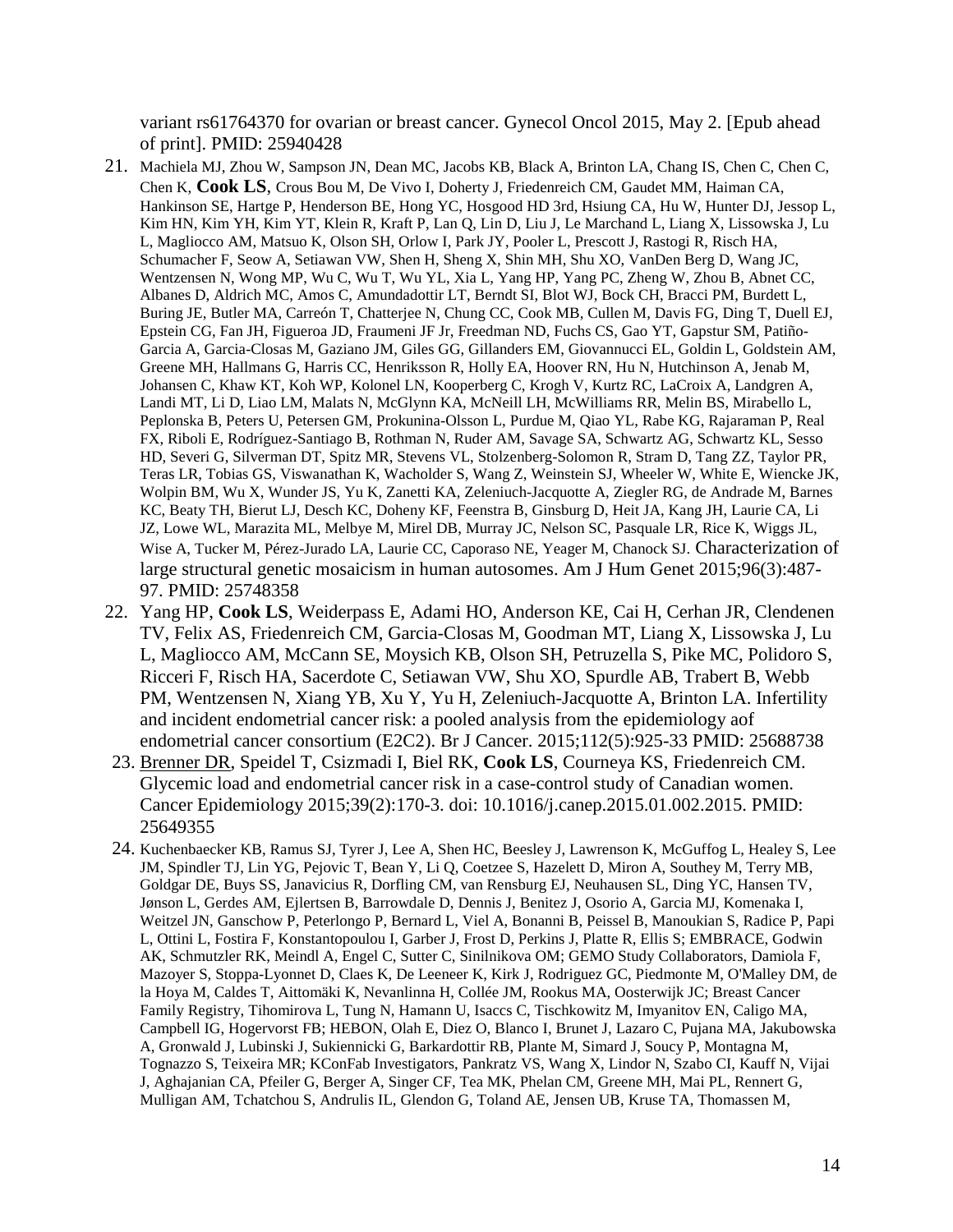variant rs61764370 for ovarian or breast cancer. Gynecol Oncol 2015, May 2. [Epub ahead of print]. PMID: 25940428

21. Machiela MJ, Zhou W, Sampson JN, Dean MC, Jacobs KB, Black A, Brinton LA, Chang IS, Chen C, Chen C, Chen K, **Cook LS**, Crous Bou M, De Vivo I, Doherty J, Friedenreich CM, Gaudet MM, Haiman CA, Hankinson SE, Hartge P, Henderson BE, Hong YC, Hosgood HD 3rd, Hsiung CA, Hu W, Hunter DJ, Jessop L, Kim HN, Kim YH, Kim YT, Klein R, Kraft P, Lan Q, Lin D, Liu J, Le Marchand L, Liang X, Lissowska J, Lu L, Magliocco AM, Matsuo K, Olson SH, Orlow I, Park JY, Pooler L, Prescott J, Rastogi R, Risch HA, Schumacher F, Seow A, Setiawan VW, Shen H, Sheng X, Shin MH, Shu XO, VanDen Berg D, Wang JC, Wentzensen N, Wong MP, Wu C, Wu T, Wu YL, Xia L, Yang HP, Yang PC, Zheng W, Zhou B, Abnet CC, Albanes D, Aldrich MC, Amos C, Amundadottir LT, Berndt SI, Blot WJ, Bock CH, Bracci PM, Burdett L, Buring JE, Butler MA, Carreón T, Chatterjee N, Chung CC, Cook MB, Cullen M, Davis FG, Ding T, Duell EJ, Epstein CG, Fan JH, Figueroa JD, Fraumeni JF Jr, Freedman ND, Fuchs CS, Gao YT, Gapstur SM, Patiño-Garcia A, Garcia-Closas M, Gaziano JM, Giles GG, Gillanders EM, Giovannucci EL, Goldin L, Goldstein AM, Greene MH, Hallmans G, Harris CC, Henriksson R, Holly EA, Hoover RN, Hu N, Hutchinson A, Jenab M, Johansen C, Khaw KT, Koh WP, Kolonel LN, Kooperberg C, Krogh V, Kurtz RC, LaCroix A, Landgren A, Landi MT, Li D, Liao LM, Malats N, McGlynn KA, McNeill LH, McWilliams RR, Melin BS, Mirabello L, Peplonska B, Peters U, Petersen GM, Prokunina-Olsson L, Purdue M, Qiao YL, Rabe KG, Rajaraman P, Real FX, Riboli E, Rodríguez-Santiago B, Rothman N, Ruder AM, Savage SA, Schwartz AG, Schwartz KL, Sesso HD, Severi G, Silverman DT, Spitz MR, Stevens VL, Stolzenberg-Solomon R, Stram D, Tang ZZ, Taylor PR, Teras LR, Tobias GS, Viswanathan K, Wacholder S, Wang Z, Weinstein SJ, Wheeler W, White E, Wiencke JK, Wolpin BM, Wu X, Wunder JS, Yu K, Zanetti KA, Zeleniuch-Jacquotte A, Ziegler RG, de Andrade M, Barnes KC, Beaty TH, Bierut LJ, Desch KC, Doheny KF, Feenstra B, Ginsburg D, Heit JA, Kang JH, Laurie CA, Li JZ, Lowe WL, Marazita ML, Melbye M, Mirel DB, Murray JC, Nelson SC, Pasquale LR, Rice K, Wiggs JL, Wise A, Tucker M, Pérez-Jurado LA, Laurie CC, Caporaso NE, Yeager M, Chanock SJ. Characterization of large structural genetic mosaicism in human autosomes. Am J Hum Genet 2015;96(3):487-97. PMID: 25748358
22. Yang HP, **Cook LS**, Weiderpass E, Adami HO, Anderson KE, Cai H, Cerhan JR, Clendenen TV, Felix AS, Friedenreich CM, Garcia-Closas M, Goodman MT, Liang X, Lissowska J, Lu L, Magliocco AM, McCann SE, Moysich KB, Olson SH, Petruzella S, Pike MC, Polidoro S, Ricceri F, Risch HA, Sacerdote C, Setiawan VW, Shu XO, Spurdle AB, Trabert B, Webb PM, Wentzensen N, Xiang YB, Xu Y, Yu H, Zeleniuch-Jacquotte A, Brinton LA. Infertility and incident endometrial cancer risk: a pooled analysis from the epidemiology aof endometrial cancer consortium (E2C2). Br J Cancer. 2015;112(5):925-33 PMID: 25688738
23. Brenner DR, Speidel T, Csizmadi I, Biel RK, **Cook LS**, Courneya KS, Friedenreich CM. Glycemic load and endometrial cancer risk in a case-control study of Canadian women. Cancer Epidemiology 2015;39(2):170-3. doi: 10.1016/j.canep.2015.01.002.2015. PMID: 25649355
24. Kuchenbaecker KB, Ramus SJ, Tyrer J, Lee A, Shen HC, Beesley J, Lawrenson K, McGuffog L, Healey S, Lee JM, Spindler TJ, Lin YG, Pejovic T, Bean Y, Li Q, Coetzee S, Hazelett D, Miron A, Southey M, Terry MB, Goldgar DE, Buys SS, Janavicius R, Dorfling CM, van Rensburg EJ, Neuhausen SL, Ding YC, Hansen TV, Jønson L, Gerdes AM, Ejlertsen B, Barrowdale D, Dennis J, Benitez J, Osorio A, Garcia MJ, Komenaka I, Weitzel JN, Ganschow P, Peterlongo P, Bernard L, Viel A, Bonanni B, Peissel B, Manoukian S, Radice P, Papi L, Ottini L, Fostira F, Konstantopoulou I, Garber J, Frost D, Perkins J, Platte R, Ellis S; EMBRACE, Godwin AK, Schmutzler RK, Meindl A, Engel C, Sutter C, Sinilnikova OM; GEMO Study Collaborators, Damiola F, Mazoyer S, Stoppa-Lyonnet D, Claes K, De Leeneer K, Kirk J, Rodriguez GC, Piedmonte M, O'Malley DM, de la Hoya M, Caldes T, Aittomäki K, Nevanlinna H, Collée JM, Rookus MA, Oosterwijk JC; Breast Cancer Family Registry, Tihomirova L, Tung N, Hamann U, Isaccs C, Tischkowitz M, Imyanitov EN, Caligo MA, Campbell IG, Hogervorst FB; HEBON, Olah E, Diez O, Blanco I, Brunet J, Lazaro C, Pujana MA, Jakubowska A, Gronwald J, Lubinski J, Sukiennicki G, Barkardottir RB, Plante M, Simard J, Soucy P, Montagna M, Tognazzo S, Teixeira MR; KConFab Investigators, Pankratz VS, Wang X, Lindor N, Szabo CI, Kauff N, Vijai J, Aghajanian CA, Pfeiler G, Berger A, Singer CF, Tea MK, Phelan CM, Greene MH, Mai PL, Rennert G, Mulligan AM, Tchatchou S, Andrulis IL, Glendon G, Toland AE, Jensen UB, Kruse TA, Thomassen M,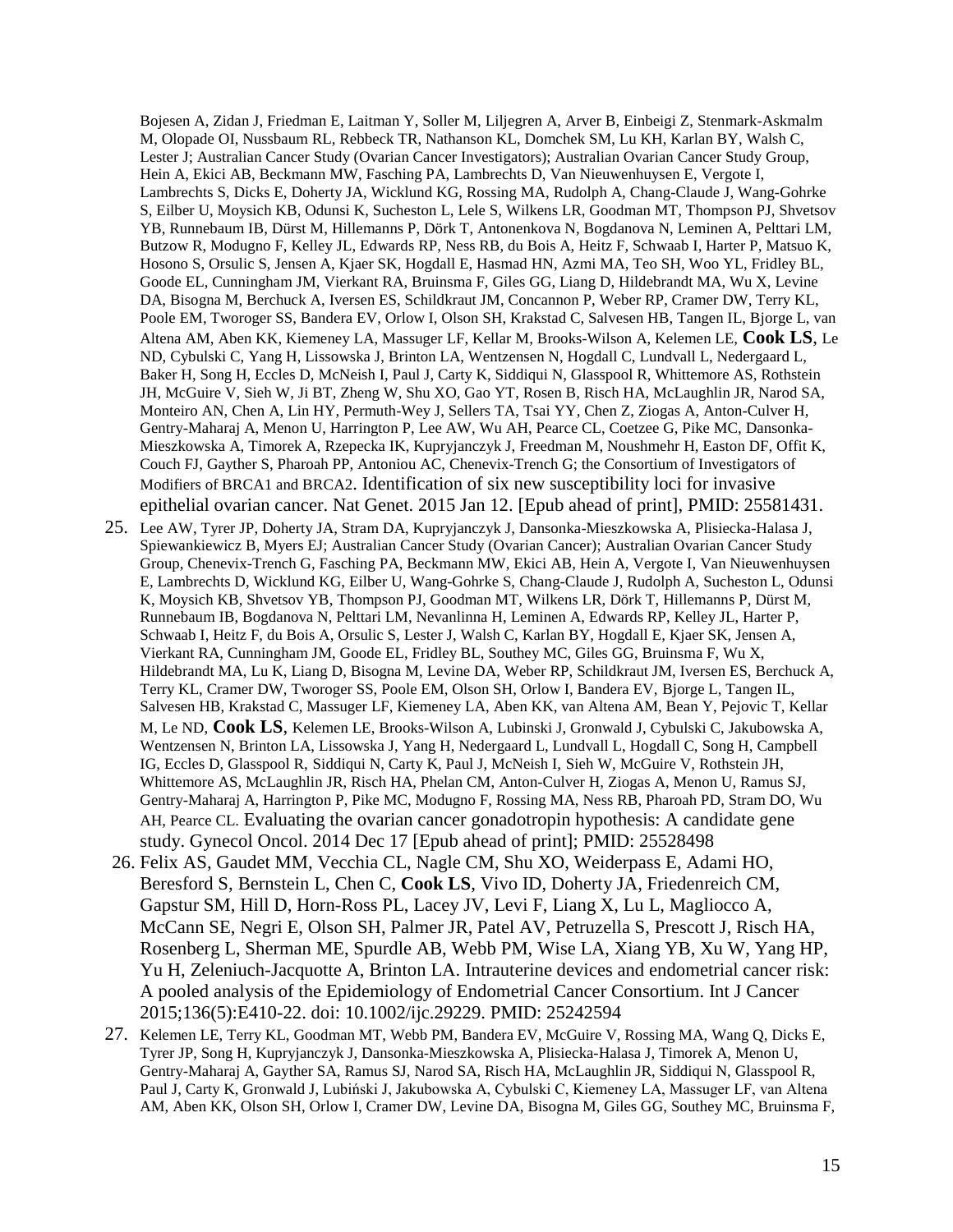Bojesen A, Zidan J, Friedman E, Laitman Y, Soller M, Liljegren A, Arver B, Einbeigi Z, Stenmark-Askmalm M, Olopade OI, Nussbaum RL, Rebbeck TR, Nathanson KL, Domchek SM, Lu KH, Karlan BY, Walsh C, Lester J; Australian Cancer Study (Ovarian Cancer Investigators); Australian Ovarian Cancer Study Group, Hein A, Ekici AB, Beckmann MW, Fasching PA, Lambrechts D, Van Nieuwenhuysen E, Vergote I, Lambrechts S, Dicks E, Doherty JA, Wicklund KG, Rossing MA, Rudolph A, Chang-Claude J, Wang-Gohrke S, Eilber U, Moysich KB, Odunsi K, Sucheston L, Lele S, Wilkens LR, Goodman MT, Thompson PJ, Shvetsov YB, Runnebaum IB, Dürst M, Hillemanns P, Dörk T, Antonenkova N, Bogdanova N, Leminen A, Pelttari LM, Butzow R, Modugno F, Kelley JL, Edwards RP, Ness RB, du Bois A, Heitz F, Schwaab I, Harter P, Matsuo K, Hosono S, Orsulic S, Jensen A, Kjaer SK, Hogdall E, Hasmad HN, Azmi MA, Teo SH, Woo YL, Fridley BL, Goode EL, Cunningham JM, Vierkant RA, Bruinsma F, Giles GG, Liang D, Hildebrandt MA, Wu X, Levine DA, Bisogna M, Berchuck A, Iversen ES, Schildkraut JM, Concannon P, Weber RP, Cramer DW, Terry KL, Poole EM, Tworoger SS, Bandera EV, Orlow I, Olson SH, Krakstad C, Salvesen HB, Tangen IL, Bjorge L, van Altena AM, Aben KK, Kiemeney LA, Massuger LF, Kellar M, Brooks-Wilson A, Kelemen LE, **Cook LS**, Le ND, Cybulski C, Yang H, Lissowska J, Brinton LA, Wentzensen N, Hogdall C, Lundvall L, Nedergaard L, Baker H, Song H, Eccles D, McNeish I, Paul J, Carty K, Siddiqui N, Glasspool R, Whittemore AS, Rothstein JH, McGuire V, Sieh W, Ji BT, Zheng W, Shu XO, Gao YT, Rosen B, Risch HA, McLaughlin JR, Narod SA, Monteiro AN, Chen A, Lin HY, Permuth-Wey J, Sellers TA, Tsai YY, Chen Z, Ziogas A, Anton-Culver H, Gentry-Maharaj A, Menon U, Harrington P, Lee AW, Wu AH, Pearce CL, Coetzee G, Pike MC, Dansonka-Mieszkowska A, Timorek A, Rzepecka IK, Kupryjanczyk J, Freedman M, Noushmehr H, Easton DF, Offit K, Couch FJ, Gayther S, Pharoah PP, Antoniou AC, Chenevix-Trench G; the Consortium of Investigators of Modifiers of BRCA1 and BRCA2. Identification of six new susceptibility loci for invasive epithelial ovarian cancer. Nat Genet. 2015 Jan 12. [Epub ahead of print], PMID: 25581431.

25. Lee AW, Tyrer JP, Doherty JA, Stram DA, Kupryjanczyk J, Dansonka-Mieszkowska A, Plisiecka-Halasa J, Spiewankiewicz B, Myers EJ; Australian Cancer Study (Ovarian Cancer); Australian Ovarian Cancer Study Group, Chenevix-Trench G, Fasching PA, Beckmann MW, Ekici AB, Hein A, Vergote I, Van Nieuwenhuysen E, Lambrechts D, Wicklund KG, Eilber U, Wang-Gohrke S, Chang-Claude J, Rudolph A, Sucheston L, Odunsi K, Moysich KB, Shvetsov YB, Thompson PJ, Goodman MT, Wilkens LR, Dörk T, Hillemanns P, Dürst M, Runnebaum IB, Bogdanova N, Pelttari LM, Nevanlinna H, Leminen A, Edwards RP, Kelley JL, Harter P, Schwaab I, Heitz F, du Bois A, Orsulic S, Lester J, Walsh C, Karlan BY, Hogdall E, Kjaer SK, Jensen A, Vierkant RA, Cunningham JM, Goode EL, Fridley BL, Southey MC, Giles GG, Bruinsma F, Wu X, Hildebrandt MA, Lu K, Liang D, Bisogna M, Levine DA, Weber RP, Schildkraut JM, Iversen ES, Berchuck A, Terry KL, Cramer DW, Tworoger SS, Poole EM, Olson SH, Orlow I, Bandera EV, Bjorge L, Tangen IL, Salvesen HB, Krakstad C, Massuger LF, Kiemeney LA, Aben KK, van Altena AM, Bean Y, Pejovic T, Kellar M, Le ND, **Cook LS**, Kelemen LE, Brooks-Wilson A, Lubinski J, Gronwald J, Cybulski C, Jakubowska A, Wentzensen N, Brinton LA, Lissowska J, Yang H, Nedergaard L, Lundvall L, Hogdall C, Song H, Campbell IG, Eccles D, Glasspool R, Siddiqui N, Carty K, Paul J, McNeish I, Sieh W, McGuire V, Rothstein JH, Whittemore AS, McLaughlin JR, Risch HA, Phelan CM, Anton-Culver H, Ziogas A, Menon U, Ramus SJ, Gentry-Maharaj A, Harrington P, Pike MC, Modugno F, Rossing MA, Ness RB, Pharoah PD, Stram DO, Wu AH, Pearce CL. Evaluating the ovarian cancer gonadotropin hypothesis: A candidate gene study. Gynecol Oncol. 2014 Dec 17 [Epub ahead of print]; PMID: 25528498

26. Felix AS, Gaudet MM, Vecchia CL, Nagle CM, Shu XO, Weiderpass E, Adami HO, Beresford S, Bernstein L, Chen C, **Cook LS**, Vivo ID, Doherty JA, Friedenreich CM, Gapstur SM, Hill D, Horn-Ross PL, Lacey JV, Levi F, Liang X, Lu L, Magliocco A, McCann SE, Negri E, Olson SH, Palmer JR, Patel AV, Petruzella S, Prescott J, Risch HA, Rosenberg L, Sherman ME, Spurdle AB, Webb PM, Wise LA, Xiang YB, Xu W, Yang HP, Yu H, Zeleniuch-Jacquotte A, Brinton LA. Intrauterine devices and endometrial cancer risk: A pooled analysis of the Epidemiology of Endometrial Cancer Consortium. Int J Cancer 2015;136(5):E410-22. doi: 10.1002/ijc.29229. PMID: 25242594

27. Kelemen LE, Terry KL, Goodman MT, Webb PM, Bandera EV, McGuire V, Rossing MA, Wang Q, Dicks E, Tyrer JP, Song H, Kupryjanczyk J, Dansonka-Mieszkowska A, Plisiecka-Halasa J, Timorek A, Menon U, Gentry-Maharaj A, Gayther SA, Ramus SJ, Narod SA, Risch HA, McLaughlin JR, Siddiqui N, Glasspool R, Paul J, Carty K, Gronwald J, Lubiński J, Jakubowska A, Cybulski C, Kiemeney LA, Massuger LF, van Altena AM, Aben KK, Olson SH, Orlow I, Cramer DW, Levine DA, Bisogna M, Giles GG, Southey MC, Bruinsma F,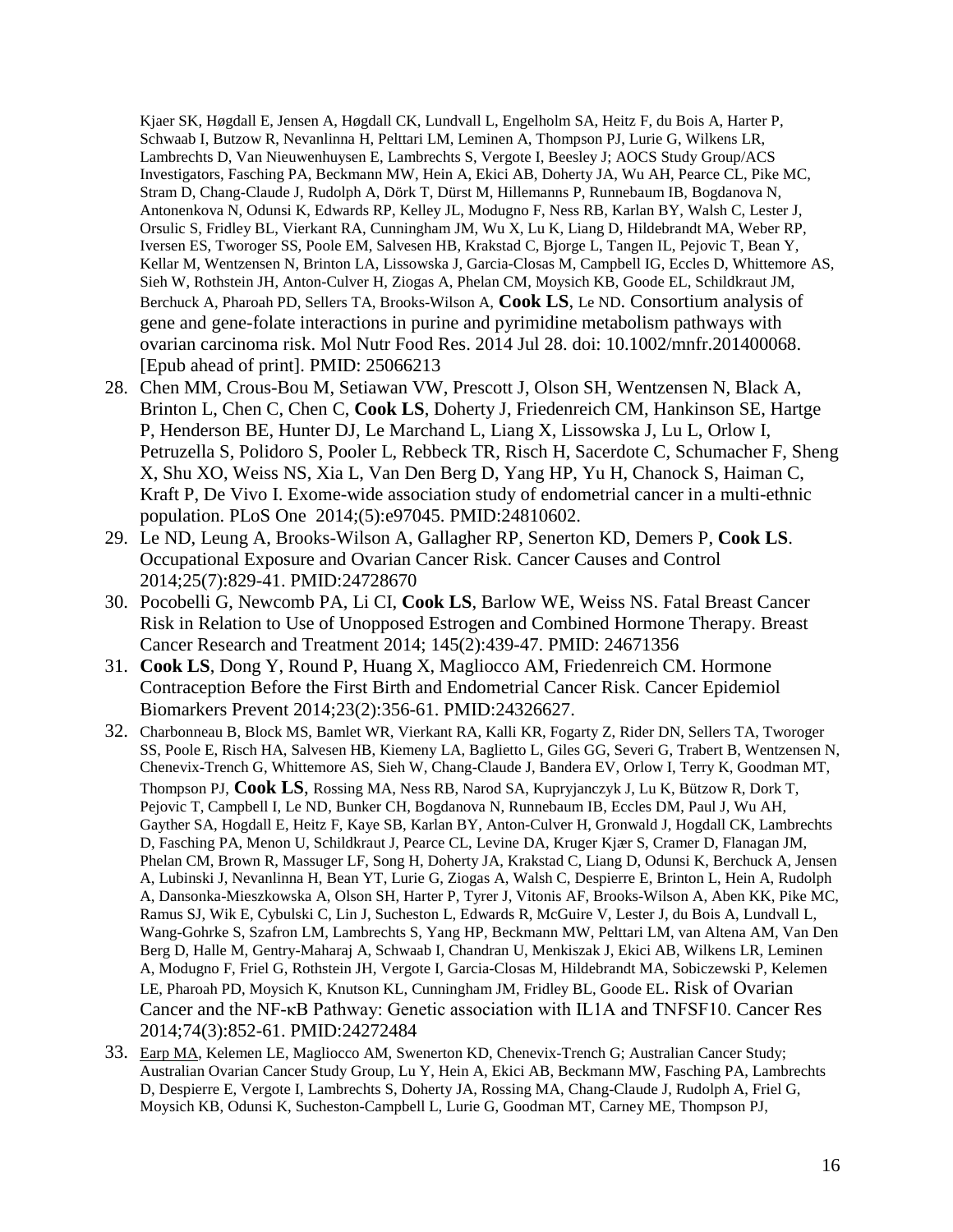Kjaer SK, Høgdall E, Jensen A, Høgdall CK, Lundvall L, Engelholm SA, Heitz F, du Bois A, Harter P, Schwaab I, Butzow R, Nevanlinna H, Pelttari LM, Leminen A, Thompson PJ, Lurie G, Wilkens LR, Lambrechts D, Van Nieuwenhuysen E, Lambrechts S, Vergote I, Beesley J; AOCS Study Group/ACS Investigators, Fasching PA, Beckmann MW, Hein A, Ekici AB, Doherty JA, Wu AH, Pearce CL, Pike MC, Stram D, Chang-Claude J, Rudolph A, Dörk T, Dürst M, Hillemanns P, Runnebaum IB, Bogdanova N, Antonenkova N, Odunsi K, Edwards RP, Kelley JL, Modugno F, Ness RB, Karlan BY, Walsh C, Lester J, Orsulic S, Fridley BL, Vierkant RA, Cunningham JM, Wu X, Lu K, Liang D, Hildebrandt MA, Weber RP, Iversen ES, Tworoger SS, Poole EM, Salvesen HB, Krakstad C, Bjorge L, Tangen IL, Pejovic T, Bean Y, Kellar M, Wentzensen N, Brinton LA, Lissowska J, Garcia-Closas M, Campbell IG, Eccles D, Whittemore AS, Sieh W, Rothstein JH, Anton-Culver H, Ziogas A, Phelan CM, Moysich KB, Goode EL, Schildkraut JM, Berchuck A, Pharoah PD, Sellers TA, Brooks-Wilson A, **Cook LS**, Le ND. Consortium analysis of gene and gene-folate interactions in purine and pyrimidine metabolism pathways with ovarian carcinoma risk. Mol Nutr Food Res. 2014 Jul 28. doi: 10.1002/mnfr.201400068. [Epub ahead of print]. PMID: 25066213

28. Chen MM, Crous-Bou M, Setiawan VW, Prescott J, Olson SH, Wentzensen N, Black A, Brinton L, Chen C, Chen C, **Cook LS**, Doherty J, Friedenreich CM, Hankinson SE, Hartge P, Henderson BE, Hunter DJ, Le Marchand L, Liang X, Lissowska J, Lu L, Orlow I, Petruzella S, Polidoro S, Pooler L, Rebbeck TR, Risch H, Sacerdote C, Schumacher F, Sheng X, Shu XO, Weiss NS, Xia L, Van Den Berg D, Yang HP, Yu H, Chanock S, Haiman C, Kraft P, De Vivo I. Exome-wide association study of endometrial cancer in a multi-ethnic population. PLoS One 2014;(5):e97045. PMID:24810602.
29. Le ND, Leung A, Brooks-Wilson A, Gallagher RP, Senerton KD, Demers P, **Cook LS**. Occupational Exposure and Ovarian Cancer Risk. Cancer Causes and Control 2014;25(7):829-41. PMID:24728670
30. Pocobelli G, Newcomb PA, Li CI, **Cook LS**, Barlow WE, Weiss NS. Fatal Breast Cancer Risk in Relation to Use of Unopposed Estrogen and Combined Hormone Therapy. Breast Cancer Research and Treatment 2014; 145(2):439-47. PMID: 24671356
31. **Cook LS**, Dong Y, Round P, Huang X, Magliocco AM, Friedenreich CM. Hormone Contraception Before the First Birth and Endometrial Cancer Risk. Cancer Epidemiol Biomarkers Prevent 2014;23(2):356-61. PMID:24326627.
32. Charbonneau B, Block MS, Bamlet WR, Vierkant RA, Kalli KR, Fogarty Z, Rider DN, Sellers TA, Tworoger SS, Poole E, Risch HA, Salvesen HB, Kiemeny LA, Baglietto L, Giles GG, Severi G, Trabert B, Wentzensen N, Chenevix-Trench G, Whittemore AS, Sieh W, Chang-Claude J, Bandera EV, Orlow I, Terry K, Goodman MT, Thompson PJ, **Cook LS**, Rossing MA, Ness RB, Narod SA, Kupryjanczyk J, Lu K, Bützow R, Dork T, Pejovic T, Campbell I, Le ND, Bunker CH, Bogdanova N, Runnebaum IB, Eccles DM, Paul J, Wu AH, Gayther SA, Hogdall E, Heitz F, Kaye SB, Karlan BY, Anton-Culver H, Gronwald J, Hogdall CK, Lambrechts D, Fasching PA, Menon U, Schildkraut J, Pearce CL, Levine DA, Kruger Kjær S, Cramer D, Flanagan JM, Phelan CM, Brown R, Massuger LF, Song H, Doherty JA, Krakstad C, Liang D, Odunsi K, Berchuck A, Jensen A, Lubinski J, Nevanlinna H, Bean YT, Lurie G, Ziogas A, Walsh C, Despierre E, Brinton L, Hein A, Rudolph A, Dansonka-Mieszkowska A, Olson SH, Harter P, Tyrer J, Vitonis AF, Brooks-Wilson A, Aben KK, Pike MC, Ramus SJ, Wik E, Cybulski C, Lin J, Sucheston L, Edwards R, McGuire V, Lester J, du Bois A, Lundvall L, Wang-Gohrke S, Szafron LM, Lambrechts S, Yang HP, Beckmann MW, Pelttari LM, van Altena AM, Van Den Berg D, Halle M, Gentry-Maharaj A, Schwaab I, Chandran U, Menkiszak J, Ekici AB, Wilkens LR, Leminen A, Modugno F, Friel G, Rothstein JH, Vergote I, Garcia-Closas M, Hildebrandt MA, Sobiczewski P, Kelemen LE, Pharoah PD, Moysich K, Knutson KL, Cunningham JM, Fridley BL, Goode EL. Risk of Ovarian Cancer and the NF-κB Pathway: Genetic association with IL1A and TNFSF10. Cancer Res 2014;74(3):852-61. PMID:24272484
33. Earp MA, Kelemen LE, Magliocco AM, Swenerton KD, Chenevix-Trench G; Australian Cancer Study; Australian Ovarian Cancer Study Group, Lu Y, Hein A, Ekici AB, Beckmann MW, Fasching PA, Lambrechts D, Despierre E, Vergote I, Lambrechts S, Doherty JA, Rossing MA, Chang-Claude J, Rudolph A, Friel G, Moysich KB, Odunsi K, Sucheston-Campbell L, Lurie G, Goodman MT, Carney ME, Thompson PJ,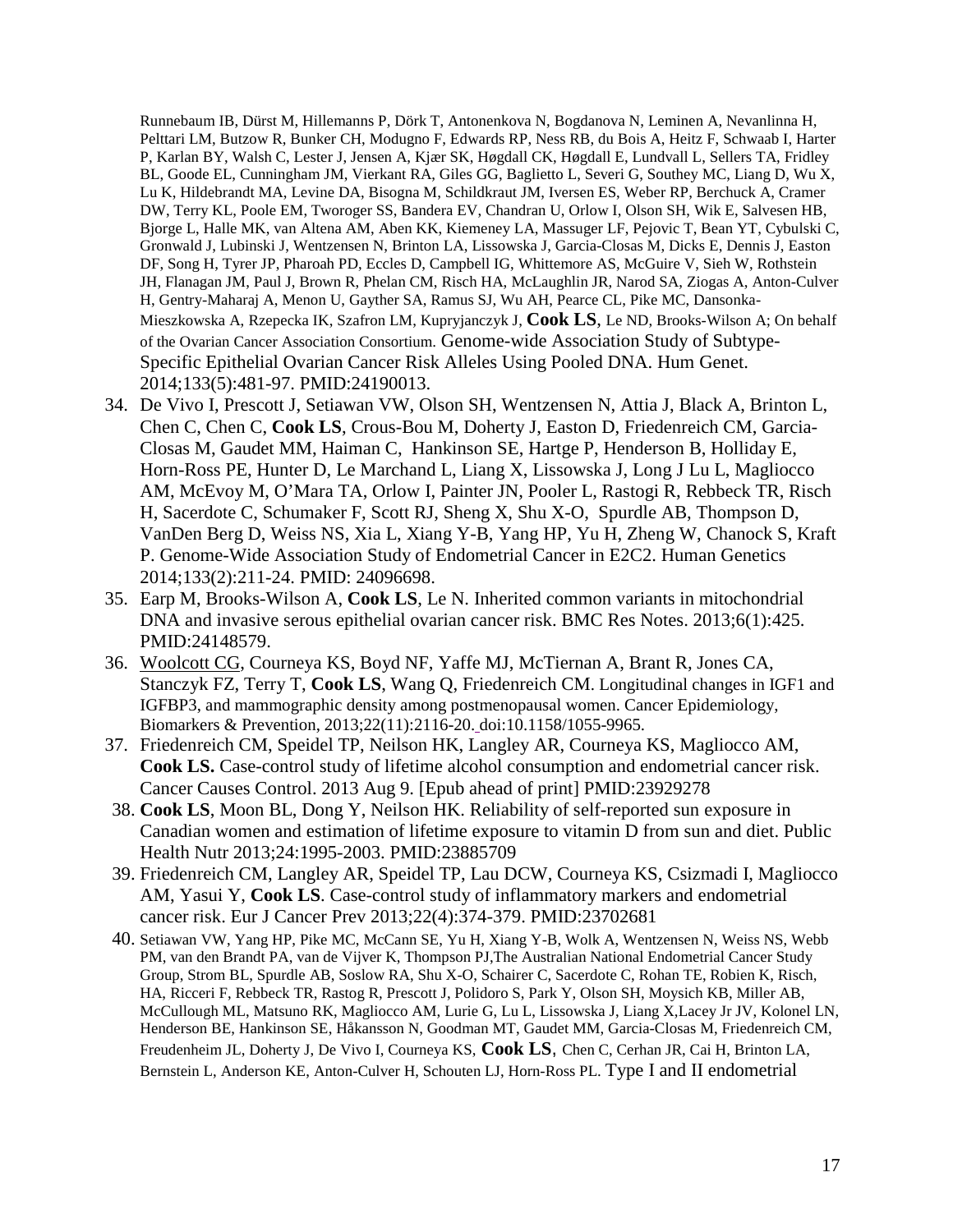Runnebaum IB, Dürst M, Hillemanns P, Dörk T, Antonenkova N, Bogdanova N, Leminen A, Nevanlinna H, Pelttari LM, Butzow R, Bunker CH, Modugno F, Edwards RP, Ness RB, du Bois A, Heitz F, Schwaab I, Harter P, Karlan BY, Walsh C, Lester J, Jensen A, Kjær SK, Høgdall CK, Høgdall E, Lundvall L, Sellers TA, Fridley BL, Goode EL, Cunningham JM, Vierkant RA, Giles GG, Baglietto L, Severi G, Southey MC, Liang D, Wu X, Lu K, Hildebrandt MA, Levine DA, Bisogna M, Schildkraut JM, Iversen ES, Weber RP, Berchuck A, Cramer DW, Terry KL, Poole EM, Tworoger SS, Bandera EV, Chandran U, Orlow I, Olson SH, Wik E, Salvesen HB, Bjorge L, Halle MK, van Altena AM, Aben KK, Kiemeney LA, Massuger LF, Pejovic T, Bean YT, Cybulski C, Gronwald J, Lubinski J, Wentzensen N, Brinton LA, Lissowska J, Garcia-Closas M, Dicks E, Dennis J, Easton DF, Song H, Tyrer JP, Pharoah PD, Eccles D, Campbell IG, Whittemore AS, McGuire V, Sieh W, Rothstein JH, Flanagan JM, Paul J, Brown R, Phelan CM, Risch HA, McLaughlin JR, Narod SA, Ziogas A, Anton-Culver H, Gentry-Maharaj A, Menon U, Gayther SA, Ramus SJ, Wu AH, Pearce CL, Pike MC, Dansonka-Mieszkowska A, Rzepecka IK, Szafron LM, Kupryjanczyk J, **Cook LS**, Le ND, Brooks-Wilson A; On behalf of the Ovarian Cancer Association Consortium. Genome-wide Association Study of Subtype-Specific Epithelial Ovarian Cancer Risk Alleles Using Pooled DNA. Hum Genet. 2014;133(5):481-97. PMID:24190013.

34. De Vivo I, Prescott J, Setiawan VW, Olson SH, Wentzensen N, Attia J, Black A, Brinton L, Chen C, Chen C, **Cook LS**, Crous-Bou M, Doherty J, Easton D, Friedenreich CM, Garcia-Closas M, Gaudet MM, Haiman C, Hankinson SE, Hartge P, Henderson B, Holliday E, Horn-Ross PE, Hunter D, Le Marchand L, Liang X, Lissowska J, Long J Lu L, Magliocco AM, McEvoy M, O'Mara TA, Orlow I, Painter JN, Pooler L, Rastogi R, Rebbeck TR, Risch H, Sacerdote C, Schumaker F, Scott RJ, Sheng X, Shu X-O, Spurdle AB, Thompson D, VanDen Berg D, Weiss NS, Xia L, Xiang Y-B, Yang HP, Yu H, Zheng W, Chanock S, Kraft P. Genome-Wide Association Study of Endometrial Cancer in E2C2. Human Genetics 2014;133(2):211-24. PMID: 24096698.
35. Earp M, Brooks-Wilson A, **Cook LS**, Le N. Inherited common variants in mitochondrial DNA and invasive serous epithelial ovarian cancer risk. BMC Res Notes. 2013;6(1):425. PMID:24148579.
36. Woolcott CG, Courneya KS, Boyd NF, Yaffe MJ, McTiernan A, Brant R, Jones CA, Stanczyk FZ, Terry T, **Cook LS**, Wang Q, Friedenreich CM. Longitudinal changes in IGF1 and IGFBP3, and mammographic density among postmenopausal women. Cancer Epidemiology, Biomarkers & Prevention, 2013;22(11):2116-20. doi:10.1158/1055-9965.
37. Friedenreich CM, Speidel TP, Neilson HK, Langley AR, Courneya KS, Magliocco AM, **Cook LS.** Case-control study of lifetime alcohol consumption and endometrial cancer risk. Cancer Causes Control. 2013 Aug 9. [Epub ahead of print] PMID:23929278
38. **Cook LS**, Moon BL, Dong Y, Neilson HK. Reliability of self-reported sun exposure in Canadian women and estimation of lifetime exposure to vitamin D from sun and diet. Public Health Nutr 2013;24:1995-2003. PMID:23885709
39. Friedenreich CM, Langley AR, Speidel TP, Lau DCW, Courneya KS, Csizmadi I, Magliocco AM, Yasui Y, **Cook LS**. Case-control study of inflammatory markers and endometrial cancer risk. Eur J Cancer Prev 2013;22(4):374-379. PMID:23702681
40. Setiawan VW, Yang HP, Pike MC, McCann SE, Yu H, Xiang Y-B, Wolk A, Wentzensen N, Weiss NS, Webb PM, van den Brandt PA, van de Vijver K, Thompson PJ,The Australian National Endometrial Cancer Study Group, Strom BL, Spurdle AB, Soslow RA, Shu X-O, Schairer C, Sacerdote C, Rohan TE, Robien K, Risch, HA, Ricceri F, Rebbeck TR, Rastog R, Prescott J, Polidoro S, Park Y, Olson SH, Moysich KB, Miller AB, McCullough ML, Matsuno RK, Magliocco AM, Lurie G, Lu L, Lissowska J, Liang X,Lacey Jr JV, Kolonel LN, Henderson BE, Hankinson SE, Håkansson N, Goodman MT, Gaudet MM, Garcia-Closas M, Friedenreich CM, Freudenheim JL, Doherty J, De Vivo I, Courneya KS, **Cook LS**, Chen C, Cerhan JR, Cai H, Brinton LA, Bernstein L, Anderson KE, Anton-Culver H, Schouten LJ, Horn-Ross PL. Type I and II endometrial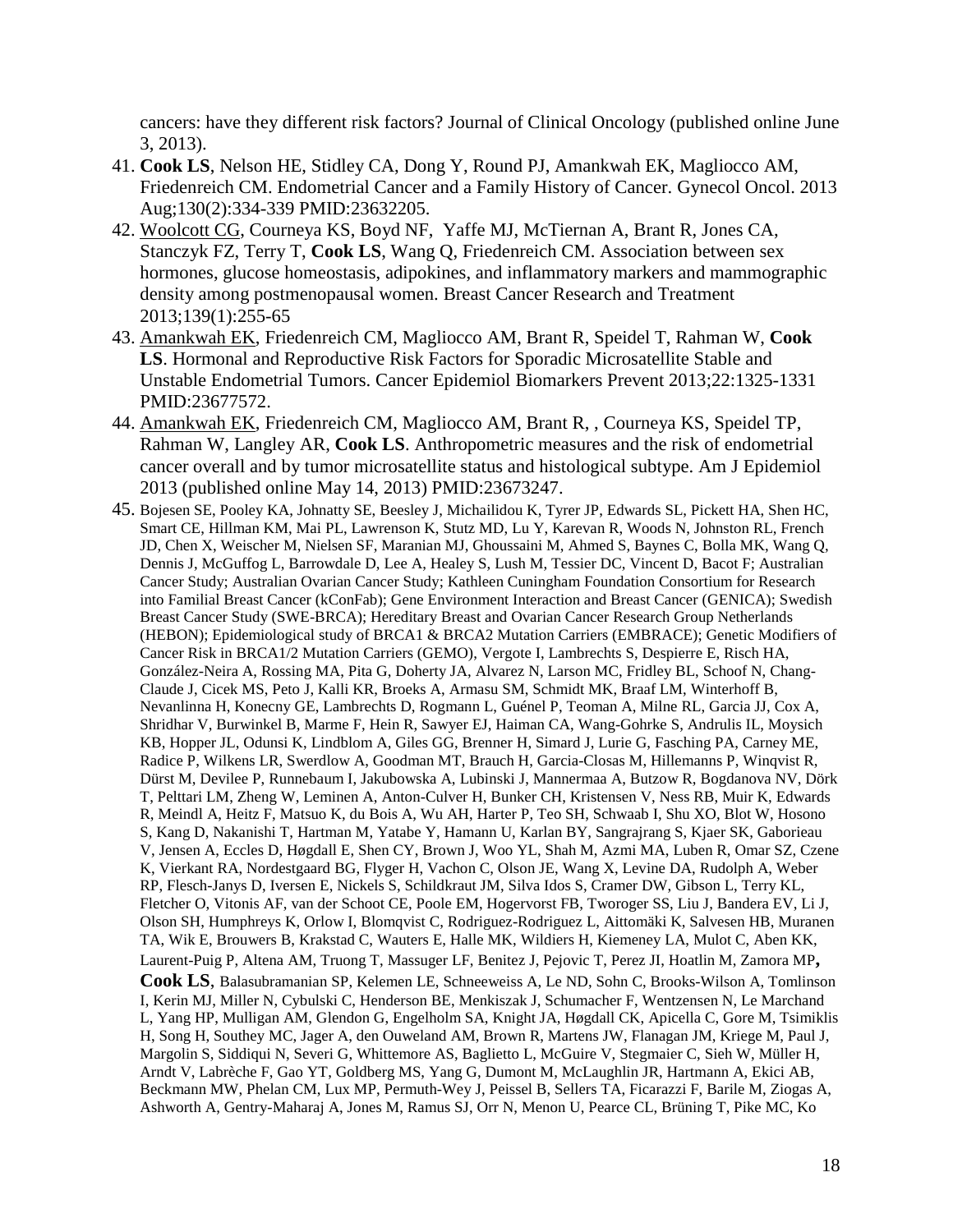cancers: have they different risk factors? Journal of Clinical Oncology (published online June 3, 2013).

41. **Cook LS**, Nelson HE, Stidley CA, Dong Y, Round PJ, Amankwah EK, Magliocco AM, Friedenreich CM. Endometrial Cancer and a Family History of Cancer. Gynecol Oncol. 2013 Aug;130(2):334-339 PMID:23632205.
42. Woolcott CG, Courneya KS, Boyd NF, Yaffe MJ, McTiernan A, Brant R, Jones CA, Stanczyk FZ, Terry T, **Cook LS**, Wang Q, Friedenreich CM. Association between sex hormones, glucose homeostasis, adipokines, and inflammatory markers and mammographic density among postmenopausal women. Breast Cancer Research and Treatment 2013;139(1):255-65
43. Amankwah EK, Friedenreich CM, Magliocco AM, Brant R, Speidel T, Rahman W, **Cook LS**. Hormonal and Reproductive Risk Factors for Sporadic Microsatellite Stable and Unstable Endometrial Tumors. Cancer Epidemiol Biomarkers Prevent 2013;22:1325-1331 PMID:23677572.
44. Amankwah EK, Friedenreich CM, Magliocco AM, Brant R, , Courneya KS, Speidel TP, Rahman W, Langley AR, **Cook LS**. Anthropometric measures and the risk of endometrial cancer overall and by tumor microsatellite status and histological subtype. Am J Epidemiol 2013 (published online May 14, 2013) PMID:23673247.
45. Bojesen SE, Pooley KA, Johnatty SE, Beesley J, Michailidou K, Tyrer JP, Edwards SL, Pickett HA, Shen HC, Smart CE, Hillman KM, Mai PL, Lawrenson K, Stutz MD, Lu Y, Karevan R, Woods N, Johnston RL, French JD, Chen X, Weischer M, Nielsen SF, Maranian MJ, Ghoussaini M, Ahmed S, Baynes C, Bolla MK, Wang Q, Dennis J, McGuffog L, Barrowdale D, Lee A, Healey S, Lush M, Tessier DC, Vincent D, Bacot F; Australian Cancer Study; Australian Ovarian Cancer Study; Kathleen Cuningham Foundation Consortium for Research into Familial Breast Cancer (kConFab); Gene Environment Interaction and Breast Cancer (GENICA); Swedish Breast Cancer Study (SWE-BRCA); Hereditary Breast and Ovarian Cancer Research Group Netherlands (HEBON); Epidemiological study of BRCA1 & BRCA2 Mutation Carriers (EMBRACE); Genetic Modifiers of Cancer Risk in BRCA1/2 Mutation Carriers (GEMO), Vergote I, Lambrechts S, Despierre E, Risch HA, González-Neira A, Rossing MA, Pita G, Doherty JA, Alvarez N, Larson MC, Fridley BL, Schoof N, Chang-Claude J, Cicek MS, Peto J, Kalli KR, Broeks A, Armasu SM, Schmidt MK, Braaf LM, Winterhoff B, Nevanlinna H, Konecny GE, Lambrechts D, Rogmann L, Guénel P, Teoman A, Milne RL, Garcia JJ, Cox A, Shridhar V, Burwinkel B, Marme F, Hein R, Sawyer EJ, Haiman CA, Wang-Gohrke S, Andrulis IL, Moysich KB, Hopper JL, Odunsi K, Lindblom A, Giles GG, Brenner H, Simard J, Lurie G, Fasching PA, Carney ME, Radice P, Wilkens LR, Swerdlow A, Goodman MT, Brauch H, Garcia-Closas M, Hillemanns P, Winqvist R, Dürst M, Devilee P, Runnebaum I, Jakubowska A, Lubinski J, Mannermaa A, Butzow R, Bogdanova NV, Dörk T, Pelttari LM, Zheng W, Leminen A, Anton-Culver H, Bunker CH, Kristensen V, Ness RB, Muir K, Edwards R, Meindl A, Heitz F, Matsuo K, du Bois A, Wu AH, Harter P, Teo SH, Schwaab I, Shu XO, Blot W, Hosono S, Kang D, Nakanishi T, Hartman M, Yatabe Y, Hamann U, Karlan BY, Sangrajrang S, Kjaer SK, Gaborieau V, Jensen A, Eccles D, Høgdall E, Shen CY, Brown J, Woo YL, Shah M, Azmi MA, Luben R, Omar SZ, Czene K, Vierkant RA, Nordestgaard BG, Flyger H, Vachon C, Olson JE, Wang X, Levine DA, Rudolph A, Weber RP, Flesch-Janys D, Iversen E, Nickels S, Schildkraut JM, Silva Idos S, Cramer DW, Gibson L, Terry KL, Fletcher O, Vitonis AF, van der Schoot CE, Poole EM, Hogervorst FB, Tworoger SS, Liu J, Bandera EV, Li J, Olson SH, Humphreys K, Orlow I, Blomqvist C, Rodriguez-Rodriguez L, Aittomäki K, Salvesen HB, Muranen TA, Wik E, Brouwers B, Krakstad C, Wauters E, Halle MK, Wildiers H, Kiemeney LA, Mulot C, Aben KK, Laurent-Puig P, Altena AM, Truong T, Massuger LF, Benitez J, Pejovic T, Perez JI, Hoatlin M, Zamora MP, **Cook LS**, Balasubramanian SP, Kelemen LE, Schneeweiss A, Le ND, Sohn C, Brooks-Wilson A, Tomlinson I, Kerin MJ, Miller N, Cybulski C, Henderson BE, Menkiszak J, Schumacher F, Wentzensen N, Le Marchand L, Yang HP, Mulligan AM, Glendon G, Engelholm SA, Knight JA, Høgdall CK, Apicella C, Gore M, Tsimiklis H, Song H, Southey MC, Jager A, den Ouweland AM, Brown R, Martens JW, Flanagan JM, Kriege M, Paul J, Margolin S, Siddiqui N, Severi G, Whittemore AS, Baglietto L, McGuire V, Stegmaier C, Sieh W, Müller H, Arndt V, Labrèche F, Gao YT, Goldberg MS, Yang G, Dumont M, McLaughlin JR, Hartmann A, Ekici AB, Beckmann MW, Phelan CM, Lux MP, Permuth-Wey J, Peissel B, Sellers TA, Ficarazzi F, Barile M, Ziogas A, Ashworth A, Gentry-Maharaj A, Jones M, Ramus SJ, Orr N, Menon U, Pearce CL, Brüning T, Pike MC, Ko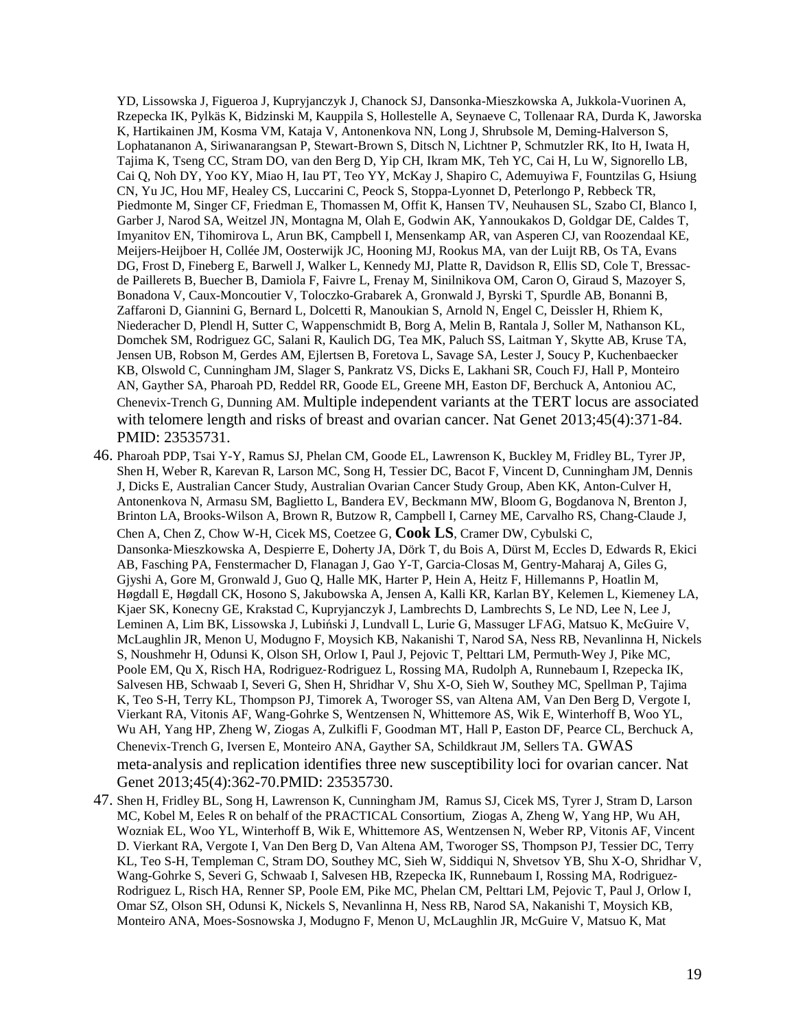YD, Lissowska J, Figueroa J, Kupryjanczyk J, Chanock SJ, Dansonka-Mieszkowska A, Jukkola-Vuorinen A, Rzepecka IK, Pylkäs K, Bidzinski M, Kauppila S, Hollestelle A, Seynaeve C, Tollenaar RA, Durda K, Jaworska K, Hartikainen JM, Kosma VM, Kataja V, Antonenkova NN, Long J, Shrubsole M, Deming-Halverson S, Lophatananon A, Siriwanarangsan P, Stewart-Brown S, Ditsch N, Lichtner P, Schmutzler RK, Ito H, Iwata H, Tajima K, Tseng CC, Stram DO, van den Berg D, Yip CH, Ikram MK, Teh YC, Cai H, Lu W, Signorello LB, Cai Q, Noh DY, Yoo KY, Miao H, Iau PT, Teo YY, McKay J, Shapiro C, Ademuyiwa F, Fountzilas G, Hsiung CN, Yu JC, Hou MF, Healey CS, Luccarini C, Peock S, Stoppa-Lyonnet D, Peterlongo P, Rebbeck TR, Piedmonte M, Singer CF, Friedman E, Thomassen M, Offit K, Hansen TV, Neuhausen SL, Szabo CI, Blanco I, Garber J, Narod SA, Weitzel JN, Montagna M, Olah E, Godwin AK, Yannoukakos D, Goldgar DE, Caldes T, Imyanitov EN, Tihomirova L, Arun BK, Campbell I, Mensenkamp AR, van Asperen CJ, van Roozendaal KE, Meijers-Heijboer H, Collée JM, Oosterwijk JC, Hooning MJ, Rookus MA, van der Luijt RB, Os TA, Evans DG, Frost D, Fineberg E, Barwell J, Walker L, Kennedy MJ, Platte R, Davidson R, Ellis SD, Cole T, Bressac-de Paillerets B, Buecher B, Damiola F, Faivre L, Frenay M, Sinilnikova OM, Caron O, Giraud S, Mazoyer S, Bonadona V, Caux-Moncoutier V, Toloczko-Grabarek A, Gronwald J, Byrski T, Spurdle AB, Bonanni B, Zaffaroni D, Giannini G, Bernard L, Dolcetti R, Manoukian S, Arnold N, Engel C, Deissler H, Rhiem K, Niederacher D, Plendl H, Sutter C, Wappenschmidt B, Borg A, Melin B, Rantala J, Soller M, Nathanson KL, Domchek SM, Rodriguez GC, Salani R, Kaulich DG, Tea MK, Paluch SS, Laitman Y, Skytte AB, Kruse TA, Jensen UB, Robson M, Gerdes AM, Ejlertsen B, Foretova L, Savage SA, Lester J, Soucy P, Kuchenbaecker KB, Olswold C, Cunningham JM, Slager S, Pankratz VS, Dicks E, Lakhani SR, Couch FJ, Hall P, Monteiro AN, Gayther SA, Pharoah PD, Reddel RR, Goode EL, Greene MH, Easton DF, Berchuck A, Antoniou AC, Chenevix-Trench G, Dunning AM. Multiple independent variants at the TERT locus are associated with telomere length and risks of breast and ovarian cancer. Nat Genet 2013;45(4):371-84. PMID: 23535731.

46. Pharoah PDP, Tsai Y-Y, Ramus SJ, Phelan CM, Goode EL, Lawrenson K, Buckley M, Fridley BL, Tyrer JP, Shen H, Weber R, Karevan R, Larson MC, Song H, Tessier DC, Bacot F, Vincent D, Cunningham JM, Dennis J, Dicks E, Australian Cancer Study, Australian Ovarian Cancer Study Group, Aben KK, Anton-Culver H, Antonenkova N, Armasu SM, Baglietto L, Bandera EV, Beckmann MW, Bloom G, Bogdanova N, Brenton J, Brinton LA, Brooks-Wilson A, Brown R, Butzow R, Campbell I, Carney ME, Carvalho RS, Chang-Claude J, Chen A, Chen Z, Chow W-H, Cicek MS, Coetzee G, **Cook LS**, Cramer DW, Cybulski C, Dansonka-Mieszkowska A, Despierre E, Doherty JA, Dörk T, du Bois A, Dürst M, Eccles D, Edwards R, Ekici AB, Fasching PA, Fenstermacher D, Flanagan J, Gao Y-T, Garcia-Closas M, Gentry-Maharaj A, Giles G, Gjyshi A, Gore M, Gronwald J, Guo Q, Halle MK, Harter P, Hein A, Heitz F, Hillemanns P, Hoatlin M, Høgdall E, Høgdall CK, Hosono S, Jakubowska A, Jensen A, Kalli KR, Karlan BY, Kelemen L, Kiemeney LA, Kjaer SK, Konecny GE, Krakstad C, Kupryjanczyk J, Lambrechts D, Lambrechts S, Le ND, Lee N, Lee J, Leminen A, Lim BK, Lissowska J, Lubiński J, Lundvall L, Lurie G, Massuger LFAG, Matsuo K, McGuire V, McLaughlin JR, Menon U, Modugno F, Moysich KB, Nakanishi T, Narod SA, Ness RB, Nevanlinna H, Nickels S, Noushmehr H, Odunsi K, Olson SH, Orlow I, Paul J, Pejovic T, Pelttari LM, Permuth-Wey J, Pike MC, Poole EM, Qu X, Risch HA, Rodriguez-Rodriguez L, Rossing MA, Rudolph A, Runnebaum I, Rzepecka IK, Salvesen HB, Schwaab I, Severi G, Shen H, Shridhar V, Shu X-O, Sieh W, Southey MC, Spellman P, Tajima K, Teo S-H, Terry KL, Thompson PJ, Timorek A, Tworoger SS, van Altena AM, Van Den Berg D, Vergote I, Vierkant RA, Vitonis AF, Wang-Gohrke S, Wentzensen N, Whittemore AS, Wik E, Winterhoff B, Woo YL, Wu AH, Yang HP, Zheng W, Ziogas A, Zulkifli F, Goodman MT, Hall P, Easton DF, Pearce CL, Berchuck A, Chenevix-Trench G, Iversen E, Monteiro ANA, Gayther SA, Schildkraut JM, Sellers TA. GWAS meta-analysis and replication identifies three new susceptibility loci for ovarian cancer. Nat Genet 2013;45(4):362-70.PMID: 23535730.

47. Shen H, Fridley BL, Song H, Lawrenson K, Cunningham JM, Ramus SJ, Cicek MS, Tyrer J, Stram D, Larson MC, Kobel M, Eeles R on behalf of the PRACTICAL Consortium, Ziogas A, Zheng W, Yang HP, Wu AH, Wozniak EL, Woo YL, Winterhoff B, Wik E, Whittemore AS, Wentzensen N, Weber RP, Vitonis AF, Vincent D. Vierkant RA, Vergote I, Van Den Berg D, Van Altena AM, Tworoger SS, Thompson PJ, Tessier DC, Terry KL, Teo S-H, Templeman C, Stram DO, Southey MC, Sieh W, Siddiqui N, Shvetsov YB, Shu X-O, Shridhar V, Wang-Gohrke S, Severi G, Schwaab I, Salvesen HB, Rzepecka IK, Runnebaum I, Rossing MA, Rodriguez-Rodriguez L, Risch HA, Renner SP, Poole EM, Pike MC, Phelan CM, Pelttari LM, Pejovic T, Paul J, Orlow I, Omar SZ, Olson SH, Odunsi K, Nickels S, Nevanlinna H, Ness RB, Narod SA, Nakanishi T, Moysich KB, Monteiro ANA, Moes-Sosnowska J, Modugno F, Menon U, McLaughlin JR, McGuire V, Matsuo K, Mat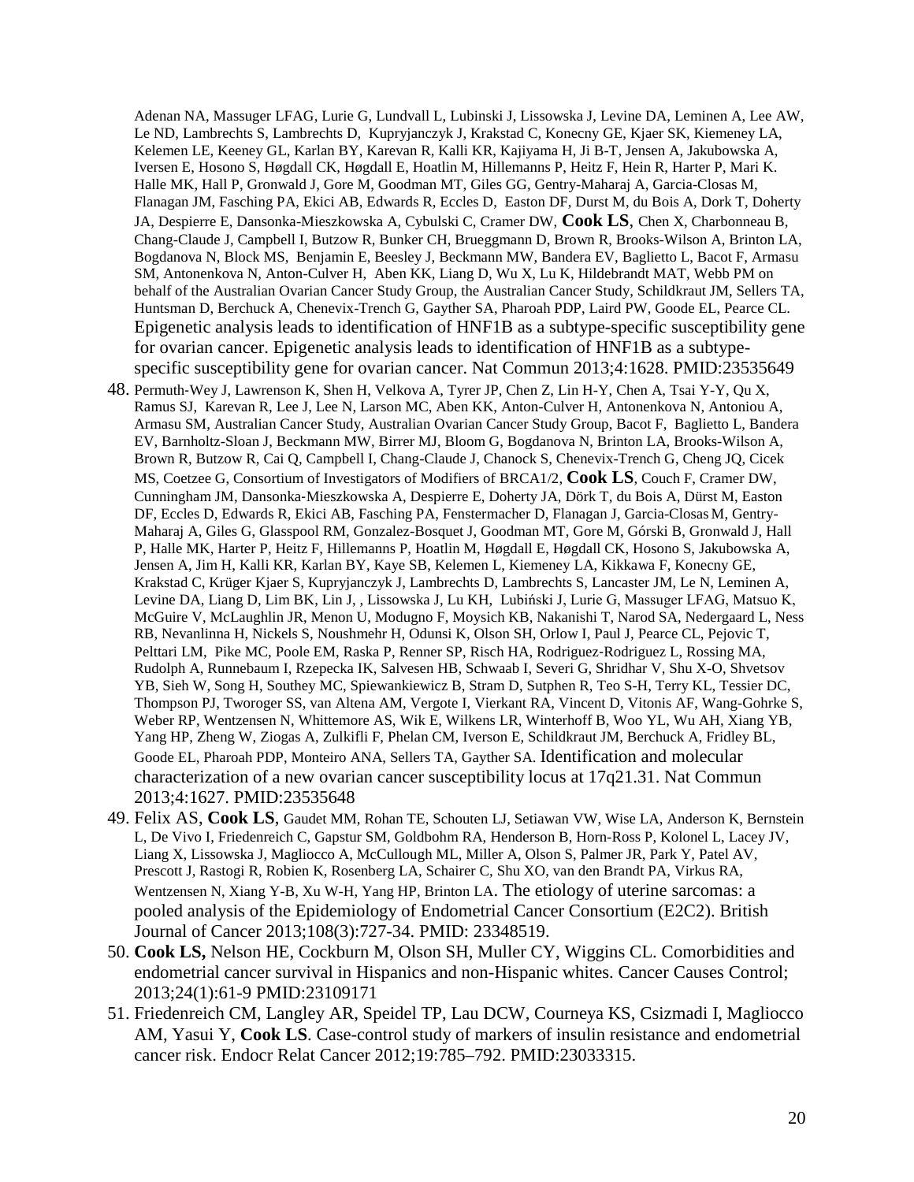Adenan NA, Massuger LFAG, Lurie G, Lundvall L, Lubinski J, Lissowska J, Levine DA, Leminen A, Lee AW, Le ND, Lambrechts S, Lambrechts D, Kupryjanczyk J, Krakstad C, Konecny GE, Kjaer SK, Kiemeney LA, Kelemen LE, Keeney GL, Karlan BY, Karevan R, Kalli KR, Kajiyama H, Ji B-T, Jensen A, Jakubowska A, Iversen E, Hosono S, Høgdall CK, Høgdall E, Hoatlin M, Hillemanns P, Heitz F, Hein R, Harter P, Mari K. Halle MK, Hall P, Gronwald J, Gore M, Goodman MT, Giles GG, Gentry-Maharaj A, Garcia-Closas M, Flanagan JM, Fasching PA, Ekici AB, Edwards R, Eccles D, Easton DF, Durst M, du Bois A, Dork T, Doherty JA, Despierre E, Dansonka-Mieszkowska A, Cybulski C, Cramer DW, **Cook LS**, Chen X, Charbonneau B, Chang-Claude J, Campbell I, Butzow R, Bunker CH, Brueggmann D, Brown R, Brooks-Wilson A, Brinton LA, Bogdanova N, Block MS, Benjamin E, Beesley J, Beckmann MW, Bandera EV, Baglietto L, Bacot F, Armasu SM, Antonenkova N, Anton-Culver H, Aben KK, Liang D, Wu X, Lu K, Hildebrandt MAT, Webb PM on behalf of the Australian Ovarian Cancer Study Group, the Australian Cancer Study, Schildkraut JM, Sellers TA, Huntsman D, Berchuck A, Chenevix-Trench G, Gayther SA, Pharoah PDP, Laird PW, Goode EL, Pearce CL. Epigenetic analysis leads to identification of HNF1B as a subtype-specific susceptibility gene for ovarian cancer. Epigenetic analysis leads to identification of HNF1B as a subtype-specific susceptibility gene for ovarian cancer. Nat Commun 2013;4:1628. PMID:23535649

48. Permuth-Wey J, Lawrenson K, Shen H, Velkova A, Tyrer JP, Chen Z, Lin H-Y, Chen A, Tsai Y-Y, Qu X, Ramus SJ, Karevan R, Lee J, Lee N, Larson MC, Aben KK, Anton-Culver H, Antonenkova N, Antoniou A, Armasu SM, Australian Cancer Study, Australian Ovarian Cancer Study Group, Bacot F, Baglietto L, Bandera EV, Barnholtz-Sloan J, Beckmann MW, Birrer MJ, Bloom G, Bogdanova N, Brinton LA, Brooks-Wilson A, Brown R, Butzow R, Cai Q, Campbell I, Chang-Claude J, Chanock S, Chenevix-Trench G, Cheng JQ, Cicek MS, Coetzee G, Consortium of Investigators of Modifiers of BRCA1/2, **Cook LS**, Couch F, Cramer DW, Cunningham JM, Dansonka-Mieszkowska A, Despierre E, Doherty JA, Dörk T, du Bois A, Dürst M, Easton DF, Eccles D, Edwards R, Ekici AB, Fasching PA, Fenstermacher D, Flanagan J, Garcia-Closas M, Gentry-Maharaj A, Giles G, Glasspool RM, Gonzalez-Bosquet J, Goodman MT, Gore M, Górski B, Gronwald J, Hall P, Halle MK, Harter P, Heitz F, Hillemanns P, Hoatlin M, Høgdall E, Høgdall CK, Hosono S, Jakubowska A, Jensen A, Jim H, Kalli KR, Karlan BY, Kaye SB, Kelemen L, Kiemeney LA, Kikkawa F, Konecny GE, Krakstad C, Krüger Kjaer S, Kupryjanczyk J, Lambrechts D, Lambrechts S, Lancaster JM, Le N, Leminen A, Levine DA, Liang D, Lim BK, Lin J, , Lissowska J, Lu KH, Lubiński J, Lurie G, Massuger LFAG, Matsuo K, McGuire V, McLaughlin JR, Menon U, Modugno F, Moysich KB, Nakanishi T, Narod SA, Nedergaard L, Ness RB, Nevanlinna H, Nickels S, Noushmehr H, Odunsi K, Olson SH, Orlow I, Paul J, Pearce CL, Pejovic T, Pelttari LM, Pike MC, Poole EM, Raska P, Renner SP, Risch HA, Rodriguez-Rodriguez L, Rossing MA, Rudolph A, Runnebaum I, Rzepecka IK, Salvesen HB, Schwaab I, Severi G, Shridhar V, Shu X-O, Shvetsov YB, Sieh W, Song H, Southey MC, Spiewankiewicz B, Stram D, Sutphen R, Teo S-H, Terry KL, Tessier DC, Thompson PJ, Tworoger SS, van Altena AM, Vergote I, Vierkant RA, Vincent D, Vitonis AF, Wang-Gohrke S, Weber RP, Wentzensen N, Whittemore AS, Wik E, Wilkens LR, Winterhoff B, Woo YL, Wu AH, Xiang YB, Yang HP, Zheng W, Ziogas A, Zulkifli F, Phelan CM, Iverson E, Schildkraut JM, Berchuck A, Fridley BL, Goode EL, Pharoah PDP, Monteiro ANA, Sellers TA, Gayther SA. Identification and molecular characterization of a new ovarian cancer susceptibility locus at 17q21.31. Nat Commun 2013;4:1627. PMID:23535648
49. Felix AS, **Cook LS**, Gaudet MM, Rohan TE, Schouten LJ, Setiawan VW, Wise LA, Anderson K, Bernstein L, De Vivo I, Friedenreich C, Gapstur SM, Goldbohm RA, Henderson B, Horn-Ross P, Kolonel L, Lacey JV, Liang X, Lissowska J, Magliocco A, McCullough ML, Miller A, Olson S, Palmer JR, Park Y, Patel AV, Prescott J, Rastogi R, Robien K, Rosenberg LA, Schairer C, Shu XO, van den Brandt PA, Virkus RA, Wentzensen N, Xiang Y-B, Xu W-H, Yang HP, Brinton LA. The etiology of uterine sarcomas: a pooled analysis of the Epidemiology of Endometrial Cancer Consortium (E2C2). British Journal of Cancer 2013;108(3):727-34. PMID: 23348519.
50. **Cook LS,** Nelson HE, Cockburn M, Olson SH, Muller CY, Wiggins CL. Comorbidities and endometrial cancer survival in Hispanics and non-Hispanic whites. Cancer Causes Control; 2013;24(1):61-9 PMID:23109171
51. Friedenreich CM, Langley AR, Speidel TP, Lau DCW, Courneya KS, Csizmadi I, Magliocco AM, Yasui Y, **Cook LS**. Case-control study of markers of insulin resistance and endometrial cancer risk. Endocr Relat Cancer 2012;19:785–792. PMID:23033315.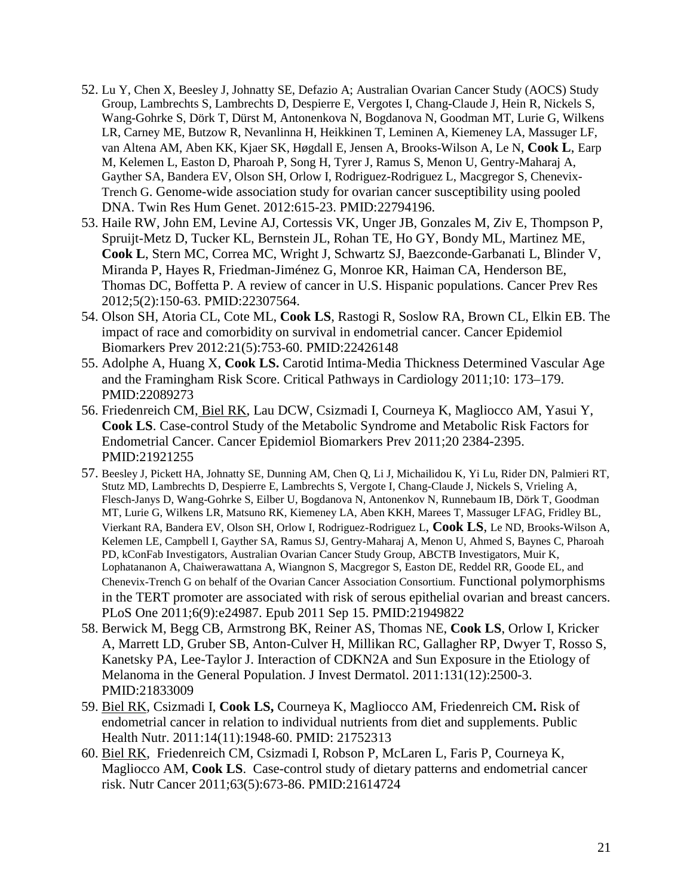52. Lu Y, Chen X, Beesley J, Johnatty SE, Defazio A; Australian Ovarian Cancer Study (AOCS) Study Group, Lambrechts S, Lambrechts D, Despierre E, Vergotes I, Chang-Claude J, Hein R, Nickels S, Wang-Gohrke S, Dörk T, Dürst M, Antonenkova N, Bogdanova N, Goodman MT, Lurie G, Wilkens LR, Carney ME, Butzow R, Nevanlinna H, Heikkinen T, Leminen A, Kiemeney LA, Massuger LF, van Altena AM, Aben KK, Kjaer SK, Høgdall E, Jensen A, Brooks-Wilson A, Le N, **Cook L**, Earp M, Kelemen L, Easton D, Pharoah P, Song H, Tyrer J, Ramus S, Menon U, Gentry-Maharaj A, Gayther SA, Bandera EV, Olson SH, Orlow I, Rodriguez-Rodriguez L, Macgregor S, Chenevix-Trench G. Genome-wide association study for ovarian cancer susceptibility using pooled DNA. Twin Res Hum Genet. 2012:615-23. PMID:22794196.
53. Haile RW, John EM, Levine AJ, Cortessis VK, Unger JB, Gonzales M, Ziv E, Thompson P, Spruijt-Metz D, Tucker KL, Bernstein JL, Rohan TE, Ho GY, Bondy ML, Martinez ME, **Cook L**, Stern MC, Correa MC, Wright J, Schwartz SJ, Baezconde-Garbanati L, Blinder V, Miranda P, Hayes R, Friedman-Jiménez G, Monroe KR, Haiman CA, Henderson BE, Thomas DC, Boffetta P. A review of cancer in U.S. Hispanic populations. Cancer Prev Res 2012;5(2):150-63. PMID:22307564.
54. Olson SH, Atoria CL, Cote ML, **Cook LS**, Rastogi R, Soslow RA, Brown CL, Elkin EB. The impact of race and comorbidity on survival in endometrial cancer. Cancer Epidemiol Biomarkers Prev 2012:21(5):753-60. PMID:22426148
55. Adolphe A, Huang X, **Cook LS.** Carotid Intima-Media Thickness Determined Vascular Age and the Framingham Risk Score. Critical Pathways in Cardiology 2011;10: 173–179. PMID:22089273
56. Friedenreich CM, <u>Biel RK</u>, Lau DCW, Csizmadi I, Courneya K, Magliocco AM, Yasui Y, **Cook LS**. Case-control Study of the Metabolic Syndrome and Metabolic Risk Factors for Endometrial Cancer. Cancer Epidemiol Biomarkers Prev 2011;20 2384-2395. PMID:21921255
57. Beesley J, Pickett HA, Johnatty SE, Dunning AM, Chen Q, Li J, Michailidou K, Yi Lu, Rider DN, Palmieri RT, Stutz MD, Lambrechts D, Despierre E, Lambrechts S, Vergote I, Chang-Claude J, Nickels S, Vrieling A, Flesch-Janys D, Wang-Gohrke S, Eilber U, Bogdanova N, Antonenkov N, Runnebaum IB, Dörk T, Goodman MT, Lurie G, Wilkens LR, Matsuno RK, Kiemeney LA, Aben KKH, Marees T, Massuger LFAG, Fridley BL, Vierkant RA, Bandera EV, Olson SH, Orlow I, Rodriguez-Rodriguez L, **Cook LS**, Le ND, Brooks-Wilson A, Kelemen LE, Campbell I, Gayther SA, Ramus SJ, Gentry-Maharaj A, Menon U, Ahmed S, Baynes C, Pharoah PD, kConFab Investigators, Australian Ovarian Cancer Study Group, ABCTB Investigators, Muir K, Lophatananon A, Chaiwerawattana A, Wiangnon S, Macgregor S, Easton DE, Reddel RR, Goode EL, and Chenevix-Trench G on behalf of the Ovarian Cancer Association Consortium. Functional polymorphisms in the TERT promoter are associated with risk of serous epithelial ovarian and breast cancers. PLoS One 2011;6(9):e24987. Epub 2011 Sep 15. PMID:21949822
58. Berwick M, Begg CB, Armstrong BK, Reiner AS, Thomas NE, **Cook LS**, Orlow I, Kricker A, Marrett LD, Gruber SB, Anton-Culver H, Millikan RC, Gallagher RP, Dwyer T, Rosso S, Kanetsky PA, Lee-Taylor J. Interaction of CDKN2A and Sun Exposure in the Etiology of Melanoma in the General Population. J Invest Dermatol. 2011:131(12):2500-3. PMID:21833009
59. <u>Biel RK</u>, Csizmadi I, **Cook LS,** Courneya K, Magliocco AM, Friedenreich CM**.** Risk of endometrial cancer in relation to individual nutrients from diet and supplements. Public Health Nutr. 2011:14(11):1948-60. PMID: 21752313
60. <u>Biel RK</u>, Friedenreich CM, Csizmadi I, Robson P, McLaren L, Faris P, Courneya K, Magliocco AM, **Cook LS**. Case-control study of dietary patterns and endometrial cancer risk. Nutr Cancer 2011;63(5):673-86. PMID:21614724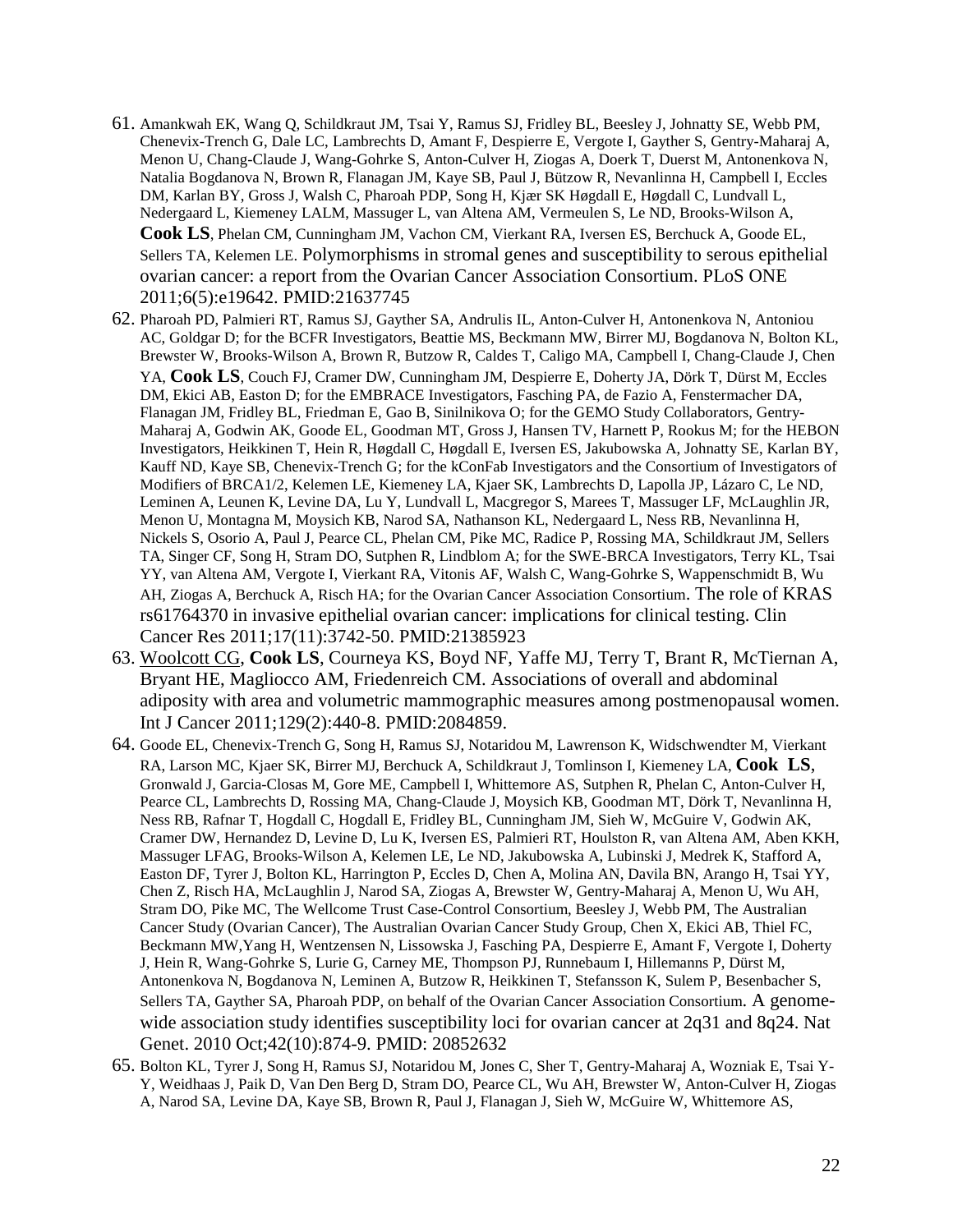61. Amankwah EK, Wang Q, Schildkraut JM, Tsai Y, Ramus SJ, Fridley BL, Beesley J, Johnatty SE, Webb PM, Chenevix-Trench G, Dale LC, Lambrechts D, Amant F, Despierre E, Vergote I, Gayther S, Gentry-Maharaj A, Menon U, Chang-Claude J, Wang-Gohrke S, Anton-Culver H, Ziogas A, Doerk T, Duerst M, Antonenkova N, Natalia Bogdanova N, Brown R, Flanagan JM, Kaye SB, Paul J, Bützow R, Nevanlinna H, Campbell I, Eccles DM, Karlan BY, Gross J, Walsh C, Pharoah PDP, Song H, Kjær SK Høgdall E, Høgdall C, Lundvall L, Nedergaard L, Kiemeney LALM, Massuger L, van Altena AM, Vermeulen S, Le ND, Brooks-Wilson A, **Cook LS**, Phelan CM, Cunningham JM, Vachon CM, Vierkant RA, Iversen ES, Berchuck A, Goode EL, Sellers TA, Kelemen LE. Polymorphisms in stromal genes and susceptibility to serous epithelial ovarian cancer: a report from the Ovarian Cancer Association Consortium. PLoS ONE 2011;6(5):e19642. PMID:21637745
62. Pharoah PD, Palmieri RT, Ramus SJ, Gayther SA, Andrulis IL, Anton-Culver H, Antonenkova N, Antoniou AC, Goldgar D; for the BCFR Investigators, Beattie MS, Beckmann MW, Birrer MJ, Bogdanova N, Bolton KL, Brewster W, Brooks-Wilson A, Brown R, Butzow R, Caldes T, Caligo MA, Campbell I, Chang-Claude J, Chen YA, **Cook LS**, Couch FJ, Cramer DW, Cunningham JM, Despierre E, Doherty JA, Dörk T, Dürst M, Eccles DM, Ekici AB, Easton D; for the EMBRACE Investigators, Fasching PA, de Fazio A, Fenstermacher DA, Flanagan JM, Fridley BL, Friedman E, Gao B, Sinilnikova O; for the GEMO Study Collaborators, Gentry-Maharaj A, Godwin AK, Goode EL, Goodman MT, Gross J, Hansen TV, Harnett P, Rookus M; for the HEBON Investigators, Heikkinen T, Hein R, Høgdall C, Høgdall E, Iversen ES, Jakubowska A, Johnatty SE, Karlan BY, Kauff ND, Kaye SB, Chenevix-Trench G; for the kConFab Investigators and the Consortium of Investigators of Modifiers of BRCA1/2, Kelemen LE, Kiemeney LA, Kjaer SK, Lambrechts D, Lapolla JP, Lázaro C, Le ND, Leminen A, Leunen K, Levine DA, Lu Y, Lundvall L, Macgregor S, Marees T, Massuger LF, McLaughlin JR, Menon U, Montagna M, Moysich KB, Narod SA, Nathanson KL, Nedergaard L, Ness RB, Nevanlinna H, Nickels S, Osorio A, Paul J, Pearce CL, Phelan CM, Pike MC, Radice P, Rossing MA, Schildkraut JM, Sellers TA, Singer CF, Song H, Stram DO, Sutphen R, Lindblom A; for the SWE-BRCA Investigators, Terry KL, Tsai YY, van Altena AM, Vergote I, Vierkant RA, Vitonis AF, Walsh C, Wang-Gohrke S, Wappenschmidt B, Wu AH, Ziogas A, Berchuck A, Risch HA; for the Ovarian Cancer Association Consortium. The role of KRAS rs61764370 in invasive epithelial ovarian cancer: implications for clinical testing. Clin Cancer Res 2011;17(11):3742-50. PMID:21385923
63. Woolcott CG, **Cook LS**, Courneya KS, Boyd NF, Yaffe MJ, Terry T, Brant R, McTiernan A, Bryant HE, Magliocco AM, Friedenreich CM. Associations of overall and abdominal adiposity with area and volumetric mammographic measures among postmenopausal women. Int J Cancer 2011;129(2):440-8. PMID:2084859.
64. Goode EL, Chenevix-Trench G, Song H, Ramus SJ, Notaridou M, Lawrenson K, Widschwendter M, Vierkant RA, Larson MC, Kjaer SK, Birrer MJ, Berchuck A, Schildkraut J, Tomlinson I, Kiemeney LA, **Cook LS**, Gronwald J, Garcia-Closas M, Gore ME, Campbell I, Whittemore AS, Sutphen R, Phelan C, Anton-Culver H, Pearce CL, Lambrechts D, Rossing MA, Chang-Claude J, Moysich KB, Goodman MT, Dörk T, Nevanlinna H, Ness RB, Rafnar T, Hogdall C, Hogdall E, Fridley BL, Cunningham JM, Sieh W, McGuire V, Godwin AK, Cramer DW, Hernandez D, Levine D, Lu K, Iversen ES, Palmieri RT, Houlston R, van Altena AM, Aben KKH, Massuger LFAG, Brooks-Wilson A, Kelemen LE, Le ND, Jakubowska A, Lubinski J, Medrek K, Stafford A, Easton DF, Tyrer J, Bolton KL, Harrington P, Eccles D, Chen A, Molina AN, Davila BN, Arango H, Tsai YY, Chen Z, Risch HA, McLaughlin J, Narod SA, Ziogas A, Brewster W, Gentry-Maharaj A, Menon U, Wu AH, Stram DO, Pike MC, The Wellcome Trust Case-Control Consortium, Beesley J, Webb PM, The Australian Cancer Study (Ovarian Cancer), The Australian Ovarian Cancer Study Group, Chen X, Ekici AB, Thiel FC, Beckmann MW,Yang H, Wentzensen N, Lissowska J, Fasching PA, Despierre E, Amant F, Vergote I, Doherty J, Hein R, Wang-Gohrke S, Lurie G, Carney ME, Thompson PJ, Runnebaum I, Hillemanns P, Dürst M, Antonenkova N, Bogdanova N, Leminen A, Butzow R, Heikkinen T, Stefansson K, Sulem P, Besenbacher S, Sellers TA, Gayther SA, Pharoah PDP, on behalf of the Ovarian Cancer Association Consortium. A genome-wide association study identifies susceptibility loci for ovarian cancer at 2q31 and 8q24. Nat Genet. 2010 Oct;42(10):874-9. PMID: 20852632
65. Bolton KL, Tyrer J, Song H, Ramus SJ, Notaridou M, Jones C, Sher T, Gentry-Maharaj A, Wozniak E, Tsai Y-Y, Weidhaas J, Paik D, Van Den Berg D, Stram DO, Pearce CL, Wu AH, Brewster W, Anton-Culver H, Ziogas A, Narod SA, Levine DA, Kaye SB, Brown R, Paul J, Flanagan J, Sieh W, McGuire W, Whittemore AS,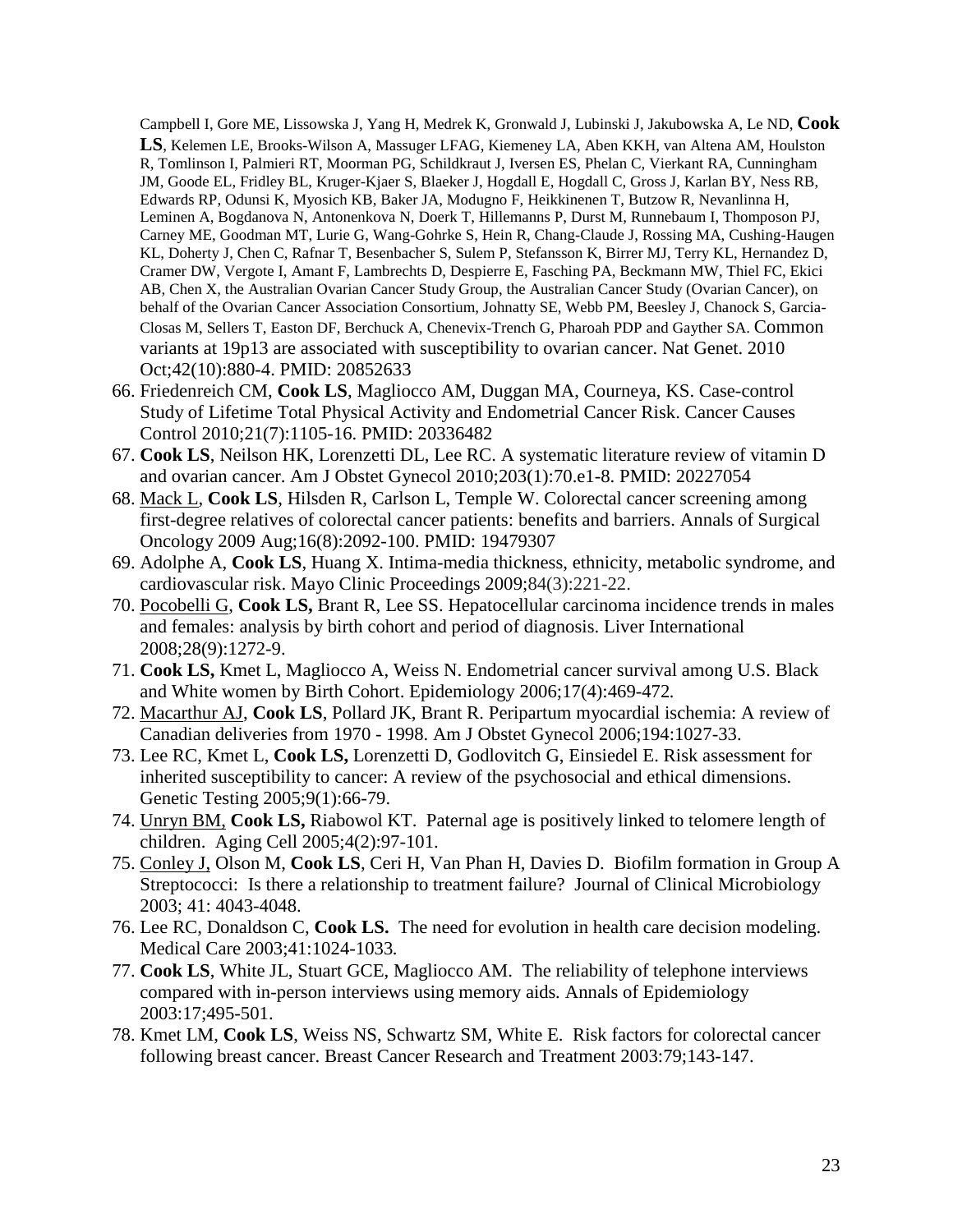Campbell I, Gore ME, Lissowska J, Yang H, Medrek K, Gronwald J, Lubinski J, Jakubowska A, Le ND, **Cook LS**, Kelemen LE, Brooks-Wilson A, Massuger LFAG, Kiemeney LA, Aben KKH, van Altena AM, Houlston R, Tomlinson I, Palmieri RT, Moorman PG, Schildkraut J, Iversen ES, Phelan C, Vierkant RA, Cunningham JM, Goode EL, Fridley BL, Kruger-Kjaer S, Blaeker J, Hogdall E, Hogdall C, Gross J, Karlan BY, Ness RB, Edwards RP, Odunsi K, Myosich KB, Baker JA, Modugno F, Heikkinenen T, Butzow R, Nevanlinna H, Leminen A, Bogdanova N, Antonenkova N, Doerk T, Hillemanns P, Durst M, Runnebaum I, Thompsoon PJ, Carney ME, Goodman MT, Lurie G, Wang-Gohrke S, Hein R, Chang-Claude J, Rossing MA, Cushing-Haugen KL, Doherty J, Chen C, Rafnar T, Besenbacher S, Sulem P, Stefansson K, Birrer MJ, Terry KL, Hernandez D, Cramer DW, Vergote I, Amant F, Lambrechts D, Despierre E, Fasching PA, Beckmann MW, Thiel FC, Ekici AB, Chen X, the Australian Ovarian Cancer Study Group, the Australian Cancer Study (Ovarian Cancer), on behalf of the Ovarian Cancer Association Consortium, Johnatty SE, Webb PM, Beesley J, Chanock S, Garcia-Closas M, Sellers T, Easton DF, Berchuck A, Chenevix-Trench G, Pharoah PDP and Gayther SA. Common variants at 19p13 are associated with susceptibility to ovarian cancer. Nat Genet. 2010 Oct;42(10):880-4. PMID: 20852633

66. Friedenreich CM, **Cook LS**, Magliocco AM, Duggan MA, Courneya, KS. Case-control Study of Lifetime Total Physical Activity and Endometrial Cancer Risk. Cancer Causes Control 2010;21(7):1105-16. PMID: 20336482
67. **Cook LS**, Neilson HK, Lorenzetti DL, Lee RC. A systematic literature review of vitamin D and ovarian cancer. Am J Obstet Gynecol 2010;203(1):70.e1-8. PMID: 20227054
68. Mack L, **Cook LS**, Hilsden R, Carlson L, Temple W. Colorectal cancer screening among first-degree relatives of colorectal cancer patients: benefits and barriers. Annals of Surgical Oncology 2009 Aug;16(8):2092-100. PMID: 19479307
69. Adolphe A, **Cook LS**, Huang X. Intima-media thickness, ethnicity, metabolic syndrome, and cardiovascular risk. Mayo Clinic Proceedings 2009;84(3):221-22.
70. Pocobelli G, **Cook LS,** Brant R, Lee SS. Hepatocellular carcinoma incidence trends in males and females: analysis by birth cohort and period of diagnosis. Liver International 2008;28(9):1272-9.
71. **Cook LS,** Kmet L, Magliocco A, Weiss N. Endometrial cancer survival among U.S. Black and White women by Birth Cohort. Epidemiology 2006;17(4):469-472.
72. Macarthur AJ, **Cook LS**, Pollard JK, Brant R. Peripartum myocardial ischemia: A review of Canadian deliveries from 1970 - 1998. Am J Obstet Gynecol 2006;194:1027-33.
73. Lee RC, Kmet L, **Cook LS,** Lorenzetti D, Godlovitch G, Einsiedel E. Risk assessment for inherited susceptibility to cancer: A review of the psychosocial and ethical dimensions. Genetic Testing 2005;9(1):66-79.
74. Unryn BM, **Cook LS,** Riabowol KT. Paternal age is positively linked to telomere length of children. Aging Cell 2005;4(2):97-101.
75. Conley J, Olson M, **Cook LS**, Ceri H, Van Phan H, Davies D. Biofilm formation in Group A Streptococci: Is there a relationship to treatment failure? Journal of Clinical Microbiology 2003; 41: 4043-4048.
76. Lee RC, Donaldson C, **Cook LS.** The need for evolution in health care decision modeling. Medical Care 2003;41:1024-1033.
77. **Cook LS**, White JL, Stuart GCE, Magliocco AM. The reliability of telephone interviews compared with in-person interviews using memory aids. Annals of Epidemiology 2003:17;495-501.
78. Kmet LM, **Cook LS**, Weiss NS, Schwartz SM, White E. Risk factors for colorectal cancer following breast cancer. Breast Cancer Research and Treatment 2003:79;143-147.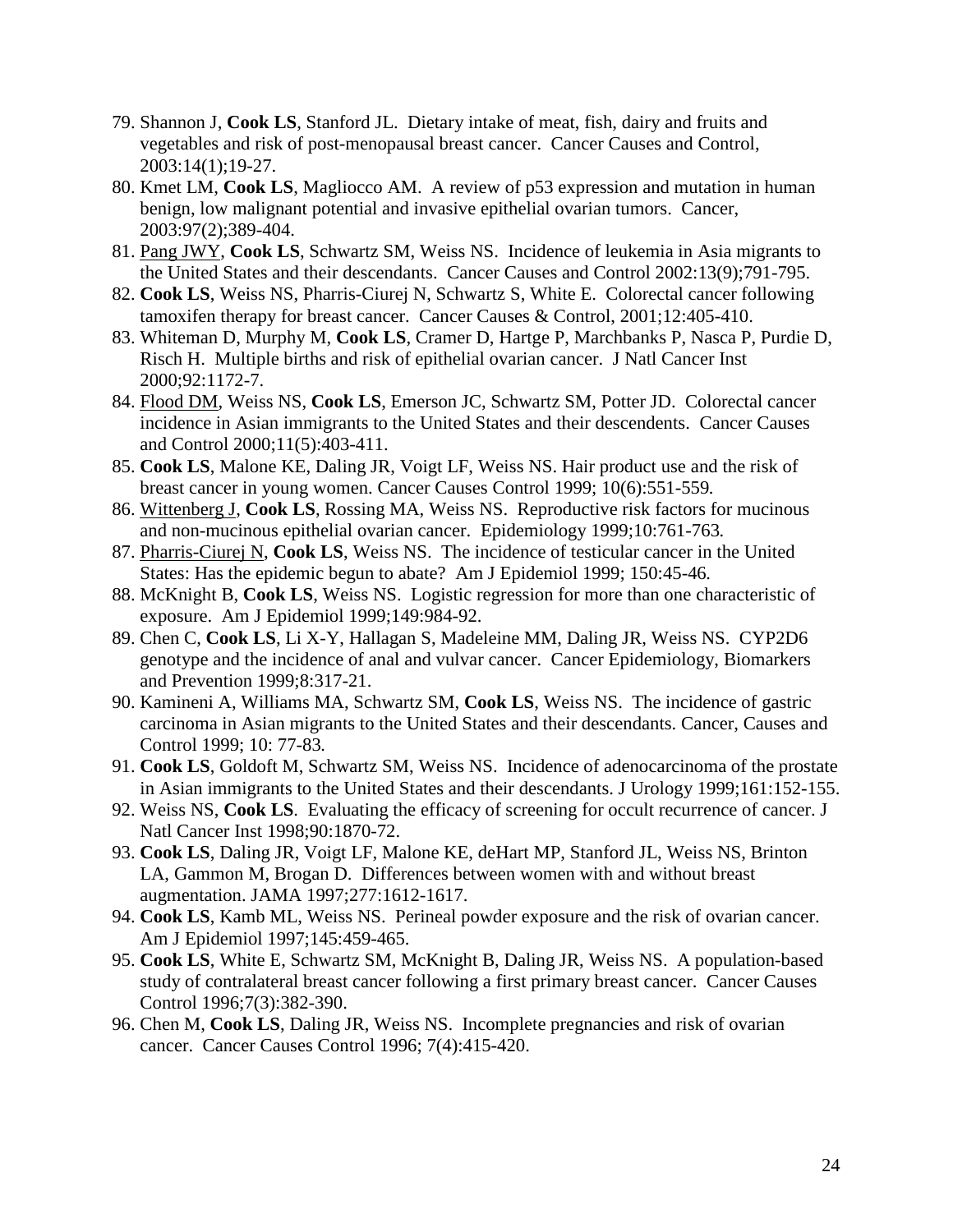79. Shannon J, **Cook LS**, Stanford JL. Dietary intake of meat, fish, dairy and fruits and vegetables and risk of post-menopausal breast cancer. Cancer Causes and Control, 2003:14(1);19-27.
80. Kmet LM, **Cook LS**, Magliocco AM. A review of p53 expression and mutation in human benign, low malignant potential and invasive epithelial ovarian tumors. Cancer, 2003:97(2);389-404.
81. Pang JWY, **Cook LS**, Schwartz SM, Weiss NS. Incidence of leukemia in Asia migrants to the United States and their descendants. Cancer Causes and Control 2002:13(9);791-795.
82. **Cook LS**, Weiss NS, Pharris-Ciurej N, Schwartz S, White E. Colorectal cancer following tamoxifen therapy for breast cancer. Cancer Causes & Control, 2001;12:405-410.
83. Whiteman D, Murphy M, **Cook LS**, Cramer D, Hartge P, Marchbanks P, Nasca P, Purdie D, Risch H. Multiple births and risk of epithelial ovarian cancer. J Natl Cancer Inst 2000;92:1172-7.
84. Flood DM, Weiss NS, **Cook LS**, Emerson JC, Schwartz SM, Potter JD. Colorectal cancer incidence in Asian immigrants to the United States and their descendents. Cancer Causes and Control 2000;11(5):403-411.
85. **Cook LS**, Malone KE, Daling JR, Voigt LF, Weiss NS. Hair product use and the risk of breast cancer in young women. Cancer Causes Control 1999; 10(6):551-559.
86. Wittenberg J, **Cook LS**, Rossing MA, Weiss NS. Reproductive risk factors for mucinous and non-mucinous epithelial ovarian cancer. Epidemiology 1999;10:761-763.
87. Pharris-Ciurej N, **Cook LS**, Weiss NS. The incidence of testicular cancer in the United States: Has the epidemic begun to abate? Am J Epidemiol 1999; 150:45-46.
88. McKnight B, **Cook LS**, Weiss NS. Logistic regression for more than one characteristic of exposure. Am J Epidemiol 1999;149:984-92.
89. Chen C, **Cook LS**, Li X-Y, Hallagan S, Madeleine MM, Daling JR, Weiss NS. CYP2D6 genotype and the incidence of anal and vulvar cancer. Cancer Epidemiology, Biomarkers and Prevention 1999;8:317-21.
90. Kamineni A, Williams MA, Schwartz SM, **Cook LS**, Weiss NS. The incidence of gastric carcinoma in Asian migrants to the United States and their descendants. Cancer, Causes and Control 1999; 10: 77-83.
91. **Cook LS**, Goldoft M, Schwartz SM, Weiss NS. Incidence of adenocarcinoma of the prostate in Asian immigrants to the United States and their descendants. J Urology 1999;161:152-155.
92. Weiss NS, **Cook LS**. Evaluating the efficacy of screening for occult recurrence of cancer. J Natl Cancer Inst 1998;90:1870-72.
93. **Cook LS**, Daling JR, Voigt LF, Malone KE, deHart MP, Stanford JL, Weiss NS, Brinton LA, Gammon M, Brogan D. Differences between women with and without breast augmentation. JAMA 1997;277:1612-1617.
94. **Cook LS**, Kamb ML, Weiss NS. Perineal powder exposure and the risk of ovarian cancer. Am J Epidemiol 1997;145:459-465.
95. **Cook LS**, White E, Schwartz SM, McKnight B, Daling JR, Weiss NS. A population-based study of contralateral breast cancer following a first primary breast cancer. Cancer Causes Control 1996;7(3):382-390.
96. Chen M, **Cook LS**, Daling JR, Weiss NS. Incomplete pregnancies and risk of ovarian cancer. Cancer Causes Control 1996; 7(4):415-420.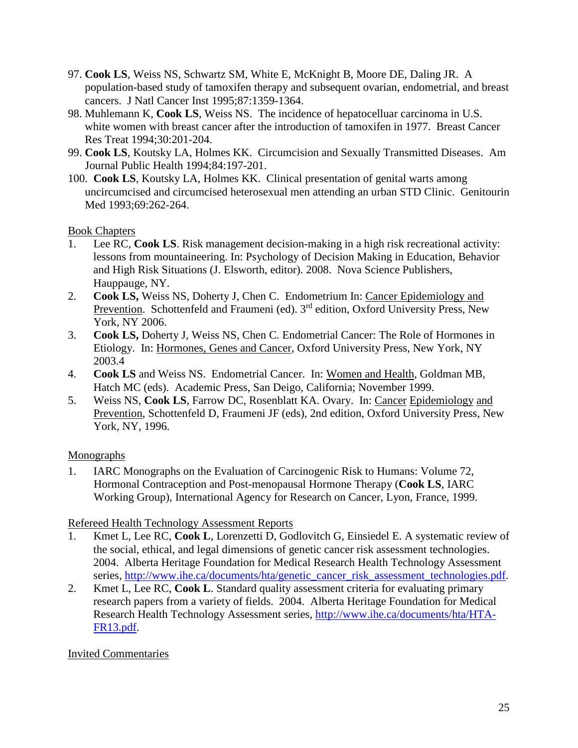97. **Cook LS**, Weiss NS, Schwartz SM, White E, McKnight B, Moore DE, Daling JR. A population-based study of tamoxifen therapy and subsequent ovarian, endometrial, and breast cancers. J Natl Cancer Inst 1995;87:1359-1364.
98. Muhlemann K, **Cook LS**, Weiss NS. The incidence of hepatocelluar carcinoma in U.S. white women with breast cancer after the introduction of tamoxifen in 1977. Breast Cancer Res Treat 1994;30:201-204.
99. **Cook LS**, Koutsky LA, Holmes KK. Circumcision and Sexually Transmitted Diseases. Am Journal Public Health 1994;84:197-201.
100. **Cook LS**, Koutsky LA, Holmes KK. Clinical presentation of genital warts among uncircumcised and circumcised heterosexual men attending an urban STD Clinic. Genitourin Med 1993;69:262-264.

Book Chapters

1. Lee RC, **Cook LS**. Risk management decision-making in a high risk recreational activity: lessons from mountaineering. In: Psychology of Decision Making in Education, Behavior and High Risk Situations (J. Elsworth, editor). 2008. Nova Science Publishers, Hauppauge, NY.
2. **Cook LS,** Weiss NS, Doherty J, Chen C. Endometrium In: Cancer Epidemiology and Prevention. Schottenfeld and Fraumeni (ed). 3rd edition, Oxford University Press, New York, NY 2006.
3. **Cook LS,** Doherty J, Weiss NS, Chen C. Endometrial Cancer: The Role of Hormones in Etiology. In: Hormones, Genes and Cancer, Oxford University Press, New York, NY 2003.4
4. **Cook LS** and Weiss NS. Endometrial Cancer. In: Women and Health, Goldman MB, Hatch MC (eds). Academic Press, San Deigo, California; November 1999.
5. Weiss NS, **Cook LS**, Farrow DC, Rosenblatt KA. Ovary. In: Cancer Epidemiology and Prevention, Schottenfeld D, Fraumeni JF (eds), 2nd edition, Oxford University Press, New York, NY, 1996.

Monographs

1. IARC Monographs on the Evaluation of Carcinogenic Risk to Humans: Volume 72, Hormonal Contraception and Post-menopausal Hormone Therapy (**Cook LS**, IARC Working Group), International Agency for Research on Cancer, Lyon, France, 1999.

Refereed Health Technology Assessment Reports

1. Kmet L, Lee RC, **Cook L**, Lorenzetti D, Godlovitch G, Einsiedel E. A systematic review of the social, ethical, and legal dimensions of genetic cancer risk assessment technologies. 2004. Alberta Heritage Foundation for Medical Research Health Technology Assessment series, http://www.ihe.ca/documents/hta/genetic_cancer_risk_assessment_technologies.pdf.
2. Kmet L, Lee RC, **Cook L**. Standard quality assessment criteria for evaluating primary research papers from a variety of fields. 2004. Alberta Heritage Foundation for Medical Research Health Technology Assessment series, http://www.ihe.ca/documents/hta/HTA-FR13.pdf.

Invited Commentaries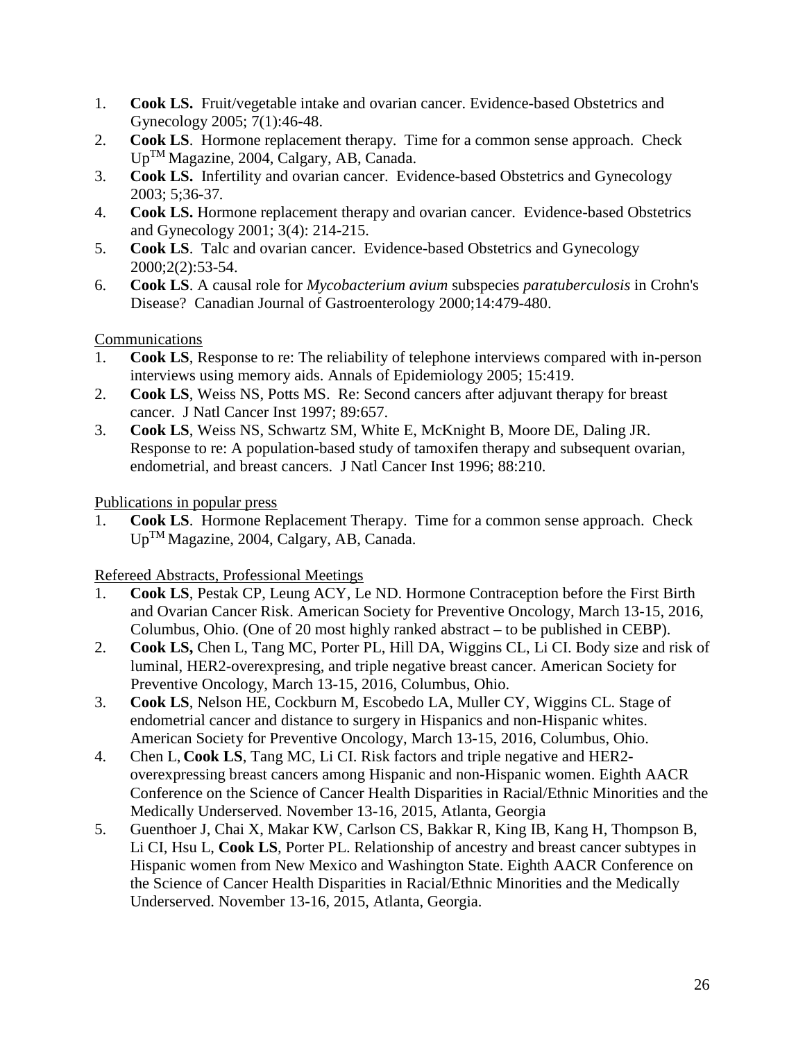1. **Cook LS.** Fruit/vegetable intake and ovarian cancer. Evidence-based Obstetrics and Gynecology 2005; 7(1):46-48.
2. **Cook LS**. Hormone replacement therapy. Time for a common sense approach. Check Up™ Magazine, 2004, Calgary, AB, Canada.
3. **Cook LS.** Infertility and ovarian cancer. Evidence-based Obstetrics and Gynecology 2003; 5;36-37.
4. **Cook LS.** Hormone replacement therapy and ovarian cancer. Evidence-based Obstetrics and Gynecology 2001; 3(4): 214-215.
5. **Cook LS**. Talc and ovarian cancer. Evidence-based Obstetrics and Gynecology 2000;2(2):53-54.
6. **Cook LS**. A causal role for *Mycobacterium avium* subspecies *paratuberculosis* in Crohn's Disease? Canadian Journal of Gastroenterology 2000;14:479-480.

Communications

1. **Cook LS**, Response to re: The reliability of telephone interviews compared with in-person interviews using memory aids. Annals of Epidemiology 2005; 15:419.
2. **Cook LS**, Weiss NS, Potts MS. Re: Second cancers after adjuvant therapy for breast cancer. J Natl Cancer Inst 1997; 89:657.
3. **Cook LS**, Weiss NS, Schwartz SM, White E, McKnight B, Moore DE, Daling JR. Response to re: A population-based study of tamoxifen therapy and subsequent ovarian, endometrial, and breast cancers. J Natl Cancer Inst 1996; 88:210.

Publications in popular press

1. **Cook LS**. Hormone Replacement Therapy. Time for a common sense approach. Check Up™ Magazine, 2004, Calgary, AB, Canada.

Refereed Abstracts, Professional Meetings

1. **Cook LS**, Pestak CP, Leung ACY, Le ND. Hormone Contraception before the First Birth and Ovarian Cancer Risk. American Society for Preventive Oncology, March 13-15, 2016, Columbus, Ohio. (One of 20 most highly ranked abstract – to be published in CEBP).
2. **Cook LS,** Chen L, Tang MC, Porter PL, Hill DA, Wiggins CL, Li CI. Body size and risk of luminal, HER2-overexpresing, and triple negative breast cancer. American Society for Preventive Oncology, March 13-15, 2016, Columbus, Ohio.
3. **Cook LS**, Nelson HE, Cockburn M, Escobedo LA, Muller CY, Wiggins CL. Stage of endometrial cancer and distance to surgery in Hispanics and non-Hispanic whites. American Society for Preventive Oncology, March 13-15, 2016, Columbus, Ohio.
4. Chen L, **Cook LS**, Tang MC, Li CI. Risk factors and triple negative and HER2-overexpressing breast cancers among Hispanic and non-Hispanic women. Eighth AACR Conference on the Science of Cancer Health Disparities in Racial/Ethnic Minorities and the Medically Underserved. November 13-16, 2015, Atlanta, Georgia
5. Guenthoer J, Chai X, Makar KW, Carlson CS, Bakkar R, King IB, Kang H, Thompson B, Li CI, Hsu L, **Cook LS**, Porter PL. Relationship of ancestry and breast cancer subtypes in Hispanic women from New Mexico and Washington State. Eighth AACR Conference on the Science of Cancer Health Disparities in Racial/Ethnic Minorities and the Medically Underserved. November 13-16, 2015, Atlanta, Georgia.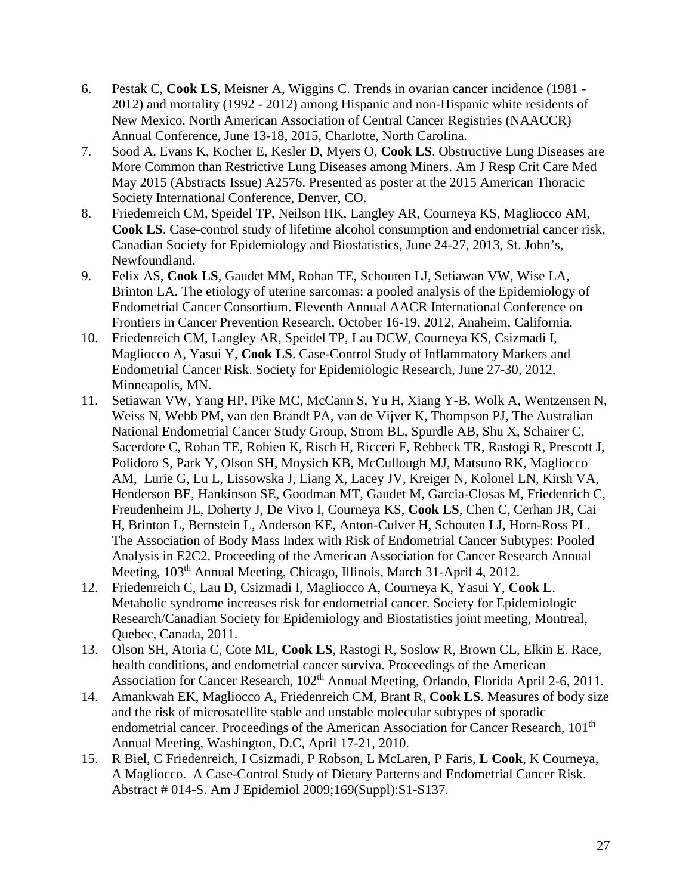6. Pestak C, **Cook LS**, Meisner A, Wiggins C. Trends in ovarian cancer incidence (1981 - 2012) and mortality (1992 - 2012) among Hispanic and non-Hispanic white residents of New Mexico. North American Association of Central Cancer Registries (NAACCR) Annual Conference, June 13-18, 2015, Charlotte, North Carolina.
7. Sood A, Evans K, Kocher E, Kesler D, Myers O, **Cook LS**. Obstructive Lung Diseases are More Common than Restrictive Lung Diseases among Miners. Am J Resp Crit Care Med May 2015 (Abstracts Issue) A2576. Presented as poster at the 2015 American Thoracic Society International Conference, Denver, CO.
8. Friedenreich CM, Speidel TP, Neilson HK, Langley AR, Courneya KS, Magliocco AM, **Cook LS**. Case-control study of lifetime alcohol consumption and endometrial cancer risk, Canadian Society for Epidemiology and Biostatistics, June 24-27, 2013, St. John's, Newfoundland.
9. Felix AS, **Cook LS**, Gaudet MM, Rohan TE, Schouten LJ, Setiawan VW, Wise LA, Brinton LA. The etiology of uterine sarcomas: a pooled analysis of the Epidemiology of Endometrial Cancer Consortium. Eleventh Annual AACR International Conference on Frontiers in Cancer Prevention Research, October 16-19, 2012, Anaheim, California.
10. Friedenreich CM, Langley AR, Speidel TP, Lau DCW, Courneya KS, Csizmadi I, Magliocco A, Yasui Y, **Cook LS**. Case-Control Study of Inflammatory Markers and Endometrial Cancer Risk. Society for Epidemiologic Research, June 27-30, 2012, Minneapolis, MN.
11. Setiawan VW, Yang HP, Pike MC, McCann S, Yu H, Xiang Y-B, Wolk A, Wentzensen N, Weiss N, Webb PM, van den Brandt PA, van de Vijver K, Thompson PJ, The Australian National Endometrial Cancer Study Group, Strom BL, Spurdle AB, Shu X, Schairer C, Sacerdote C, Rohan TE, Robien K, Risch H, Ricceri F, Rebbeck TR, Rastogi R, Prescott J, Polidoro S, Park Y, Olson SH, Moysich KB, McCullough MJ, Matsuno RK, Magliocco AM, Lurie G, Lu L, Lissowska J, Liang X, Lacey JV, Kreiger N, Kolonel LN, Kirsh VA, Henderson BE, Hankinson SE, Goodman MT, Gaudet M, Garcia-Closas M, Friedenrich C, Freudenheim JL, Doherty J, De Vivo I, Courneya KS, **Cook LS**, Chen C, Cerhan JR, Cai H, Brinton L, Bernstein L, Anderson KE, Anton-Culver H, Schouten LJ, Horn-Ross PL. The Association of Body Mass Index with Risk of Endometrial Cancer Subtypes: Pooled Analysis in E2C2. Proceeding of the American Association for Cancer Research Annual Meeting, 103$^{th}$ Annual Meeting, Chicago, Illinois, March 31-April 4, 2012.
12. Friedenreich C, Lau D, Csizmadi I, Magliocco A, Courneya K, Yasui Y, **Cook L**. Metabolic syndrome increases risk for endometrial cancer. Society for Epidemiologic Research/Canadian Society for Epidemiology and Biostatistics joint meeting, Montreal, Quebec, Canada, 2011.
13. Olson SH, Atoria C, Cote ML, **Cook LS**, Rastogi R, Soslow R, Brown CL, Elkin E. Race, health conditions, and endometrial cancer surviva. Proceedings of the American Association for Cancer Research, 102$^{th}$ Annual Meeting, Orlando, Florida April 2-6, 2011.
14. Amankwah EK, Magliocco A, Friedenreich CM, Brant R, **Cook LS**. Measures of body size and the risk of microsatellite stable and unstable molecular subtypes of sporadic endometrial cancer. Proceedings of the American Association for Cancer Research, 101$^{th}$ Annual Meeting, Washington, D.C, April 17-21, 2010.
15. R Biel, C Friedenreich, I Csizmadi, P Robson, L McLaren, P Faris, **L Cook**, K Courneya, A Magliocco. A Case-Control Study of Dietary Patterns and Endometrial Cancer Risk. Abstract # 014-S. Am J Epidemiol 2009;169(Suppl):S1-S137.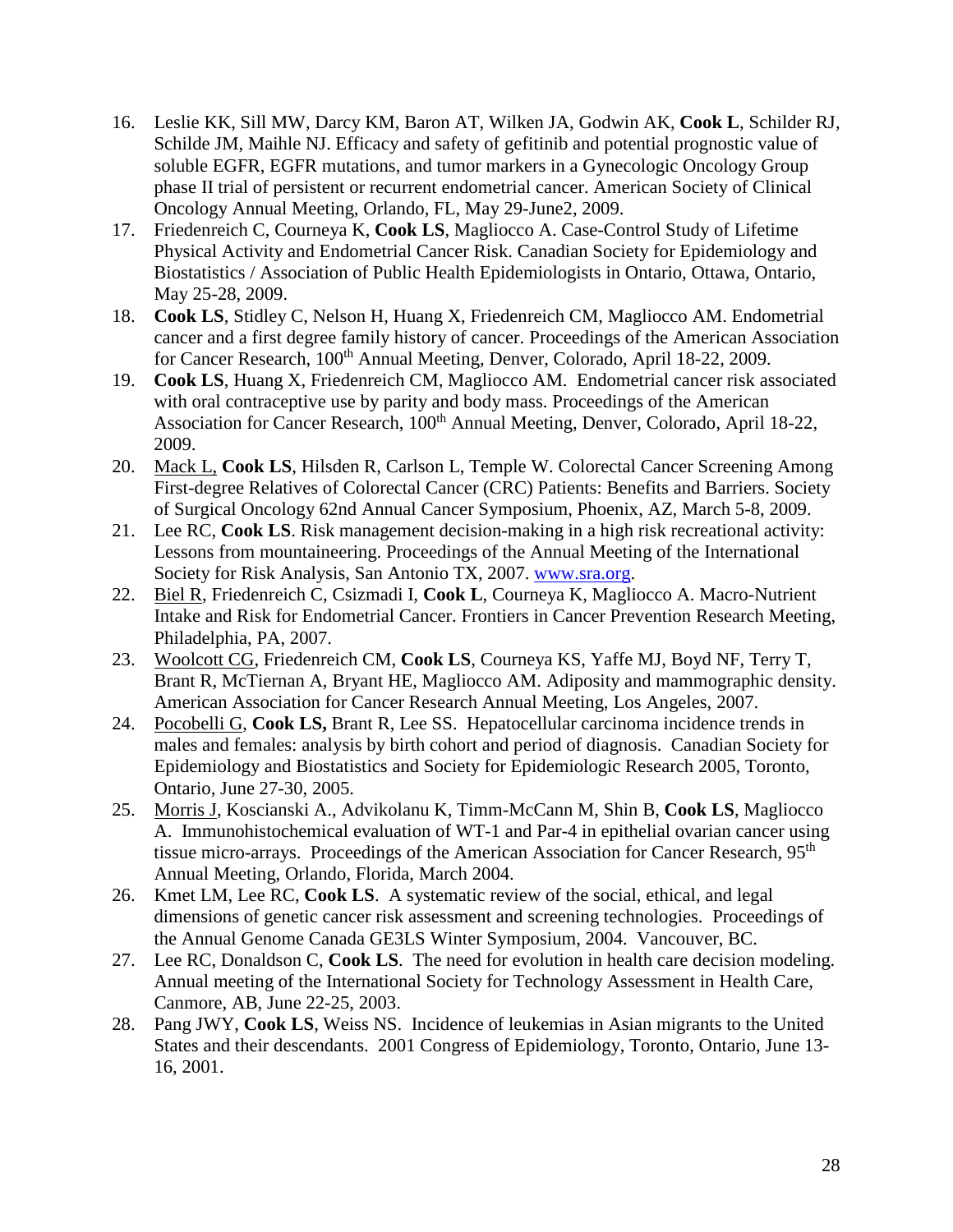16. Leslie KK, Sill MW, Darcy KM, Baron AT, Wilken JA, Godwin AK, **Cook L**, Schilder RJ, Schilde JM, Maihle NJ. Efficacy and safety of gefitinib and potential prognostic value of soluble EGFR, EGFR mutations, and tumor markers in a Gynecologic Oncology Group phase II trial of persistent or recurrent endometrial cancer. American Society of Clinical Oncology Annual Meeting, Orlando, FL, May 29-June2, 2009.
17. Friedenreich C, Courneya K, **Cook LS**, Magliocco A. Case-Control Study of Lifetime Physical Activity and Endometrial Cancer Risk. Canadian Society for Epidemiology and Biostatistics / Association of Public Health Epidemiologists in Ontario, Ottawa, Ontario, May 25-28, 2009.
18. **Cook LS**, Stidley C, Nelson H, Huang X, Friedenreich CM, Magliocco AM. Endometrial cancer and a first degree family history of cancer. Proceedings of the American Association for Cancer Research, 100th Annual Meeting, Denver, Colorado, April 18-22, 2009.
19. **Cook LS**, Huang X, Friedenreich CM, Magliocco AM. Endometrial cancer risk associated with oral contraceptive use by parity and body mass. Proceedings of the American Association for Cancer Research, 100th Annual Meeting, Denver, Colorado, April 18-22, 2009.
20. Mack L, **Cook LS**, Hilsden R, Carlson L, Temple W. Colorectal Cancer Screening Among First-degree Relatives of Colorectal Cancer (CRC) Patients: Benefits and Barriers. Society of Surgical Oncology 62nd Annual Cancer Symposium, Phoenix, AZ, March 5-8, 2009.
21. Lee RC, **Cook LS**. Risk management decision-making in a high risk recreational activity: Lessons from mountaineering. Proceedings of the Annual Meeting of the International Society for Risk Analysis, San Antonio TX, 2007. www.sra.org.
22. Biel R, Friedenreich C, Csizmadi I, **Cook L**, Courneya K, Magliocco A. Macro-Nutrient Intake and Risk for Endometrial Cancer. Frontiers in Cancer Prevention Research Meeting, Philadelphia, PA, 2007.
23. Woolcott CG, Friedenreich CM, **Cook LS**, Courneya KS, Yaffe MJ, Boyd NF, Terry T, Brant R, McTiernan A, Bryant HE, Magliocco AM. Adiposity and mammographic density. American Association for Cancer Research Annual Meeting, Los Angeles, 2007.
24. Pocobelli G, **Cook LS,** Brant R, Lee SS. Hepatocellular carcinoma incidence trends in males and females: analysis by birth cohort and period of diagnosis. Canadian Society for Epidemiology and Biostatistics and Society for Epidemiologic Research 2005, Toronto, Ontario, June 27-30, 2005.
25. Morris J, Koscianski A., Advikolanu K, Timm-McCann M, Shin B, **Cook LS**, Magliocco A. Immunohistochemical evaluation of WT-1 and Par-4 in epithelial ovarian cancer using tissue micro-arrays. Proceedings of the American Association for Cancer Research, 95th Annual Meeting, Orlando, Florida, March 2004.
26. Kmet LM, Lee RC, **Cook LS**. A systematic review of the social, ethical, and legal dimensions of genetic cancer risk assessment and screening technologies. Proceedings of the Annual Genome Canada GE3LS Winter Symposium, 2004. Vancouver, BC.
27. Lee RC, Donaldson C, **Cook LS**. The need for evolution in health care decision modeling. Annual meeting of the International Society for Technology Assessment in Health Care, Canmore, AB, June 22-25, 2003.
28. Pang JWY, **Cook LS**, Weiss NS. Incidence of leukemias in Asian migrants to the United States and their descendants. 2001 Congress of Epidemiology, Toronto, Ontario, June 13-16, 2001.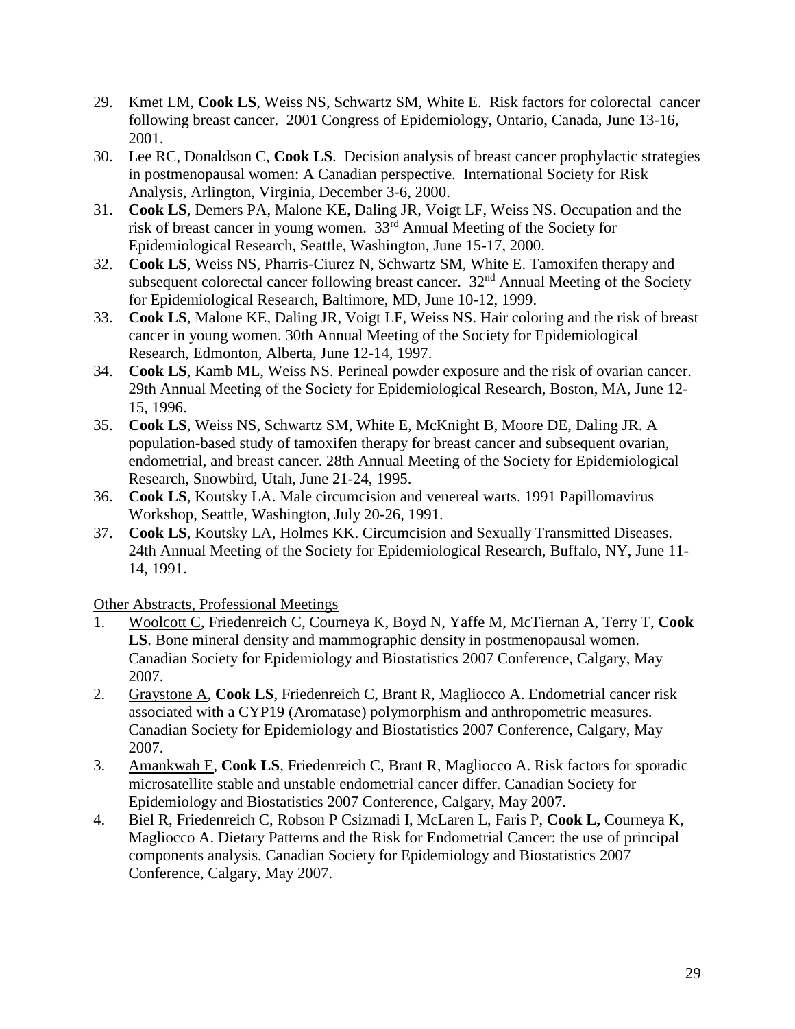29. Kmet LM, **Cook LS**, Weiss NS, Schwartz SM, White E. Risk factors for colorectal cancer following breast cancer. 2001 Congress of Epidemiology, Ontario, Canada, June 13-16, 2001.
30. Lee RC, Donaldson C, **Cook LS**. Decision analysis of breast cancer prophylactic strategies in postmenopausal women: A Canadian perspective. International Society for Risk Analysis, Arlington, Virginia, December 3-6, 2000.
31. **Cook LS**, Demers PA, Malone KE, Daling JR, Voigt LF, Weiss NS. Occupation and the risk of breast cancer in young women. 33rd Annual Meeting of the Society for Epidemiological Research, Seattle, Washington, June 15-17, 2000.
32. **Cook LS**, Weiss NS, Pharris-Ciurez N, Schwartz SM, White E. Tamoxifen therapy and subsequent colorectal cancer following breast cancer. 32nd Annual Meeting of the Society for Epidemiological Research, Baltimore, MD, June 10-12, 1999.
33. **Cook LS**, Malone KE, Daling JR, Voigt LF, Weiss NS. Hair coloring and the risk of breast cancer in young women. 30th Annual Meeting of the Society for Epidemiological Research, Edmonton, Alberta, June 12-14, 1997.
34. **Cook LS**, Kamb ML, Weiss NS. Perineal powder exposure and the risk of ovarian cancer. 29th Annual Meeting of the Society for Epidemiological Research, Boston, MA, June 12-15, 1996.
35. **Cook LS**, Weiss NS, Schwartz SM, White E, McKnight B, Moore DE, Daling JR. A population-based study of tamoxifen therapy for breast cancer and subsequent ovarian, endometrial, and breast cancer. 28th Annual Meeting of the Society for Epidemiological Research, Snowbird, Utah, June 21-24, 1995.
36. **Cook LS**, Koutsky LA. Male circumcision and venereal warts. 1991 Papillomavirus Workshop, Seattle, Washington, July 20-26, 1991.
37. **Cook LS**, Koutsky LA, Holmes KK. Circumcision and Sexually Transmitted Diseases. 24th Annual Meeting of the Society for Epidemiological Research, Buffalo, NY, June 11-14, 1991.

Other Abstracts, Professional Meetings

1. Woolcott C, Friedenreich C, Courneya K, Boyd N, Yaffe M, McTiernan A, Terry T, **Cook LS**. Bone mineral density and mammographic density in postmenopausal women. Canadian Society for Epidemiology and Biostatistics 2007 Conference, Calgary, May 2007.
2. Graystone A, **Cook LS**, Friedenreich C, Brant R, Magliocco A. Endometrial cancer risk associated with a CYP19 (Aromatase) polymorphism and anthropometric measures. Canadian Society for Epidemiology and Biostatistics 2007 Conference, Calgary, May 2007.
3. Amankwah E, **Cook LS**, Friedenreich C, Brant R, Magliocco A. Risk factors for sporadic microsatellite stable and unstable endometrial cancer differ. Canadian Society for Epidemiology and Biostatistics 2007 Conference, Calgary, May 2007.
4. Biel R, Friedenreich C, Robson P Csizmadi I, McLaren L, Faris P, **Cook L,** Courneya K, Magliocco A. Dietary Patterns and the Risk for Endometrial Cancer: the use of principal components analysis. Canadian Society for Epidemiology and Biostatistics 2007 Conference, Calgary, May 2007.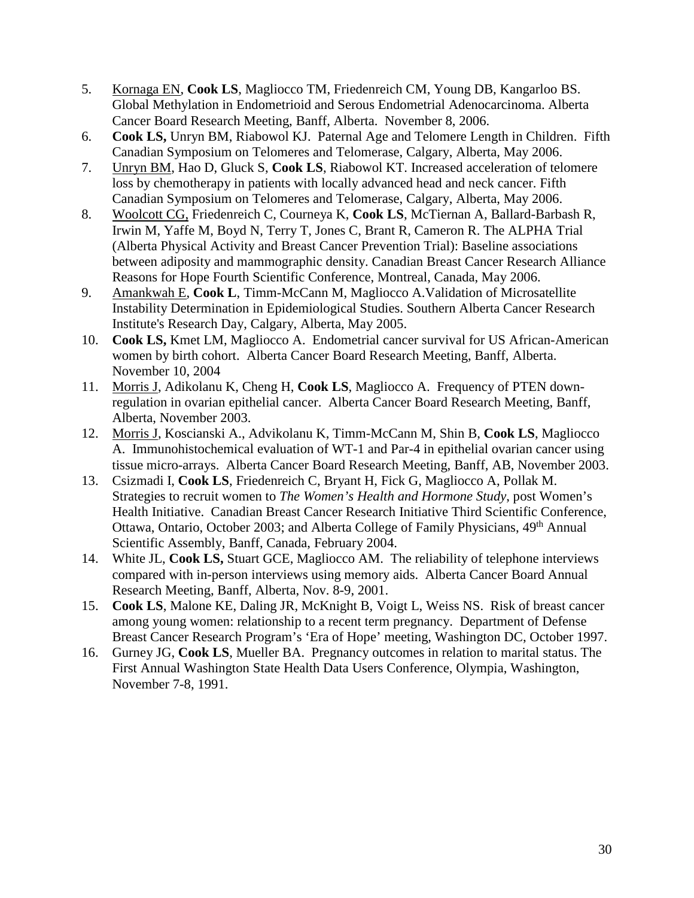5. <u>Kornaga EN</u>, **Cook LS**, Magliocco TM, Friedenreich CM, Young DB, Kangarloo BS. Global Methylation in Endometrioid and Serous Endometrial Adenocarcinoma. Alberta Cancer Board Research Meeting, Banff, Alberta. November 8, 2006.
6. **Cook LS,** Unryn BM, Riabowol KJ. Paternal Age and Telomere Length in Children. Fifth Canadian Symposium on Telomeres and Telomerase, Calgary, Alberta, May 2006.
7. <u>Unryn BM</u>, Hao D, Gluck S, **Cook LS**, Riabowol KT. Increased acceleration of telomere loss by chemotherapy in patients with locally advanced head and neck cancer. Fifth Canadian Symposium on Telomeres and Telomerase, Calgary, Alberta, May 2006.
8. <u>Woolcott CG,</u> Friedenreich C, Courneya K, **Cook LS**, McTiernan A, Ballard-Barbash R, Irwin M, Yaffe M, Boyd N, Terry T, Jones C, Brant R, Cameron R. The ALPHA Trial (Alberta Physical Activity and Breast Cancer Prevention Trial): Baseline associations between adiposity and mammographic density. Canadian Breast Cancer Research Alliance Reasons for Hope Fourth Scientific Conference, Montreal, Canada, May 2006.
9. <u>Amankwah E</u>, **Cook L**, Timm-McCann M, Magliocco A.Validation of Microsatellite Instability Determination in Epidemiological Studies. Southern Alberta Cancer Research Institute's Research Day, Calgary, Alberta, May 2005.
10. **Cook LS,** Kmet LM, Magliocco A. Endometrial cancer survival for US African-American women by birth cohort. Alberta Cancer Board Research Meeting, Banff, Alberta. November 10, 2004
11. <u>Morris J</u>, Adikolanu K, Cheng H, **Cook LS**, Magliocco A. Frequency of PTEN down-regulation in ovarian epithelial cancer. Alberta Cancer Board Research Meeting, Banff, Alberta, November 2003.
12. <u>Morris J</u>, Koscianski A., Advikolanu K, Timm-McCann M, Shin B, **Cook LS**, Magliocco A. Immunohistochemical evaluation of WT-1 and Par-4 in epithelial ovarian cancer using tissue micro-arrays. Alberta Cancer Board Research Meeting, Banff, AB, November 2003.
13. Csizmadi I, **Cook LS**, Friedenreich C, Bryant H, Fick G, Magliocco A, Pollak M. Strategies to recruit women to *The Women's Health and Hormone Study*, post Women's Health Initiative. Canadian Breast Cancer Research Initiative Third Scientific Conference, Ottawa, Ontario, October 2003; and Alberta College of Family Physicians, 49th Annual Scientific Assembly, Banff, Canada, February 2004.
14. White JL, **Cook LS,** Stuart GCE, Magliocco AM. The reliability of telephone interviews compared with in-person interviews using memory aids. Alberta Cancer Board Annual Research Meeting, Banff, Alberta, Nov. 8-9, 2001.
15. **Cook LS**, Malone KE, Daling JR, McKnight B, Voigt L, Weiss NS. Risk of breast cancer among young women: relationship to a recent term pregnancy. Department of Defense Breast Cancer Research Program's 'Era of Hope' meeting, Washington DC, October 1997.
16. Gurney JG, **Cook LS**, Mueller BA. Pregnancy outcomes in relation to marital status. The First Annual Washington State Health Data Users Conference, Olympia, Washington, November 7-8, 1991.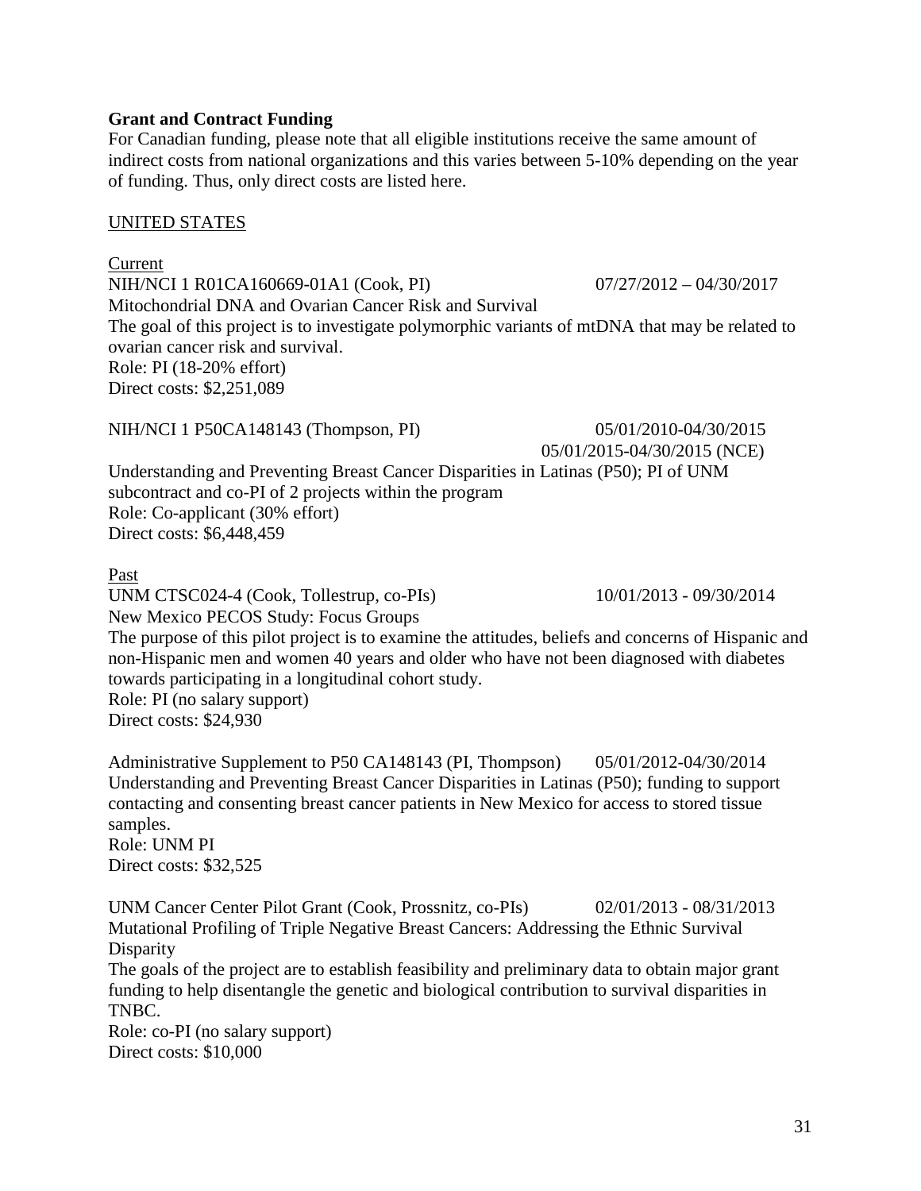**Grant and Contract Funding**

For Canadian funding, please note that all eligible institutions receive the same amount of indirect costs from national organizations and this varies between 5-10% depending on the year of funding. Thus, only direct costs are listed here.

UNITED STATES

Current

NIH/NCI 1 R01CA160669-01A1 (Cook, PI) 07/27/2012 – 04/30/2017
Mitochondrial DNA and Ovarian Cancer Risk and Survival
The goal of this project is to investigate polymorphic variants of mtDNA that may be related to ovarian cancer risk and survival.
Role: PI (18-20% effort)
Direct costs: $2,251,089

NIH/NCI 1 P50CA148143 (Thompson, PI) 05/01/2010-04/30/2015
05/01/2015-04/30/2015 (NCE)
Understanding and Preventing Breast Cancer Disparities in Latinas (P50); PI of UNM subcontract and co-PI of 2 projects within the program
Role: Co-applicant (30% effort)
Direct costs: $6,448,459

Past

UNM CTSC024-4 (Cook, Tollestrup, co-PIs) 10/01/2013 - 09/30/2014
New Mexico PECOS Study: Focus Groups
The purpose of this pilot project is to examine the attitudes, beliefs and concerns of Hispanic and non-Hispanic men and women 40 years and older who have not been diagnosed with diabetes towards participating in a longitudinal cohort study.
Role: PI (no salary support)
Direct costs: $24,930

Administrative Supplement to P50 CA148143 (PI, Thompson) 05/01/2012-04/30/2014
Understanding and Preventing Breast Cancer Disparities in Latinas (P50); funding to support contacting and consenting breast cancer patients in New Mexico for access to stored tissue samples.
Role: UNM PI
Direct costs: $32,525

UNM Cancer Center Pilot Grant (Cook, Prossnitz, co-PIs) 02/01/2013 - 08/31/2013
Mutational Profiling of Triple Negative Breast Cancers: Addressing the Ethnic Survival Disparity
The goals of the project are to establish feasibility and preliminary data to obtain major grant funding to help disentangle the genetic and biological contribution to survival disparities in TNBC.
Role: co-PI (no salary support)
Direct costs: $10,000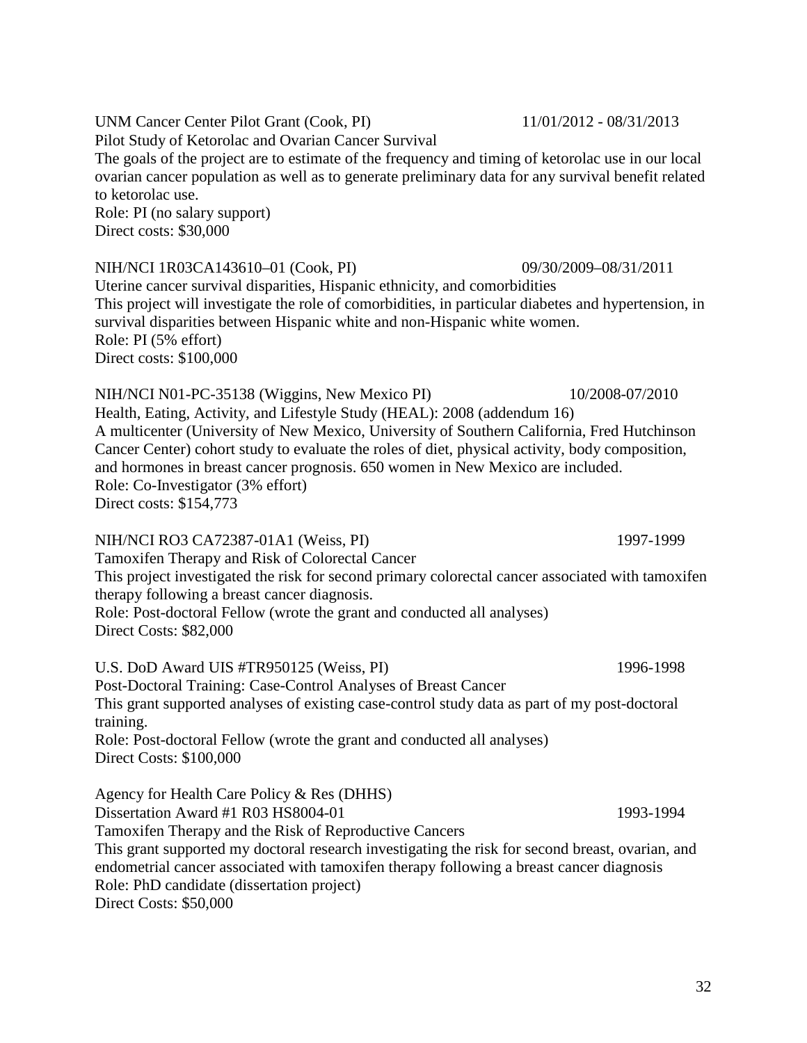UNM Cancer Center Pilot Grant (Cook, PI) 11/01/2012 - 08/31/2013
Pilot Study of Ketorolac and Ovarian Cancer Survival
The goals of the project are to estimate of the frequency and timing of ketorolac use in our local ovarian cancer population as well as to generate preliminary data for any survival benefit related to ketorolac use.
Role: PI (no salary support)
Direct costs: $30,000

NIH/NCI 1R03CA143610–01 (Cook, PI) 09/30/2009–08/31/2011
Uterine cancer survival disparities, Hispanic ethnicity, and comorbidities
This project will investigate the role of comorbidities, in particular diabetes and hypertension, in survival disparities between Hispanic white and non-Hispanic white women.
Role: PI (5% effort)
Direct costs: $100,000

NIH/NCI N01-PC-35138 (Wiggins, New Mexico PI) 10/2008-07/2010
Health, Eating, Activity, and Lifestyle Study (HEAL): 2008 (addendum 16)
A multicenter (University of New Mexico, University of Southern California, Fred Hutchinson Cancer Center) cohort study to evaluate the roles of diet, physical activity, body composition, and hormones in breast cancer prognosis. 650 women in New Mexico are included.
Role: Co-Investigator (3% effort)
Direct costs: $154,773

NIH/NCI RO3 CA72387-01A1 (Weiss, PI) 1997-1999
Tamoxifen Therapy and Risk of Colorectal Cancer
This project investigated the risk for second primary colorectal cancer associated with tamoxifen therapy following a breast cancer diagnosis.
Role: Post-doctoral Fellow (wrote the grant and conducted all analyses)
Direct Costs: $82,000

U.S. DoD Award UIS #TR950125 (Weiss, PI) 1996-1998
Post-Doctoral Training: Case-Control Analyses of Breast Cancer
This grant supported analyses of existing case-control study data as part of my post-doctoral training.
Role: Post-doctoral Fellow (wrote the grant and conducted all analyses)
Direct Costs: $100,000

Agency for Health Care Policy & Res (DHHS)
Dissertation Award #1 R03 HS8004-01 1993-1994
Tamoxifen Therapy and the Risk of Reproductive Cancers
This grant supported my doctoral research investigating the risk for second breast, ovarian, and endometrial cancer associated with tamoxifen therapy following a breast cancer diagnosis
Role: PhD candidate (dissertation project)
Direct Costs: $50,000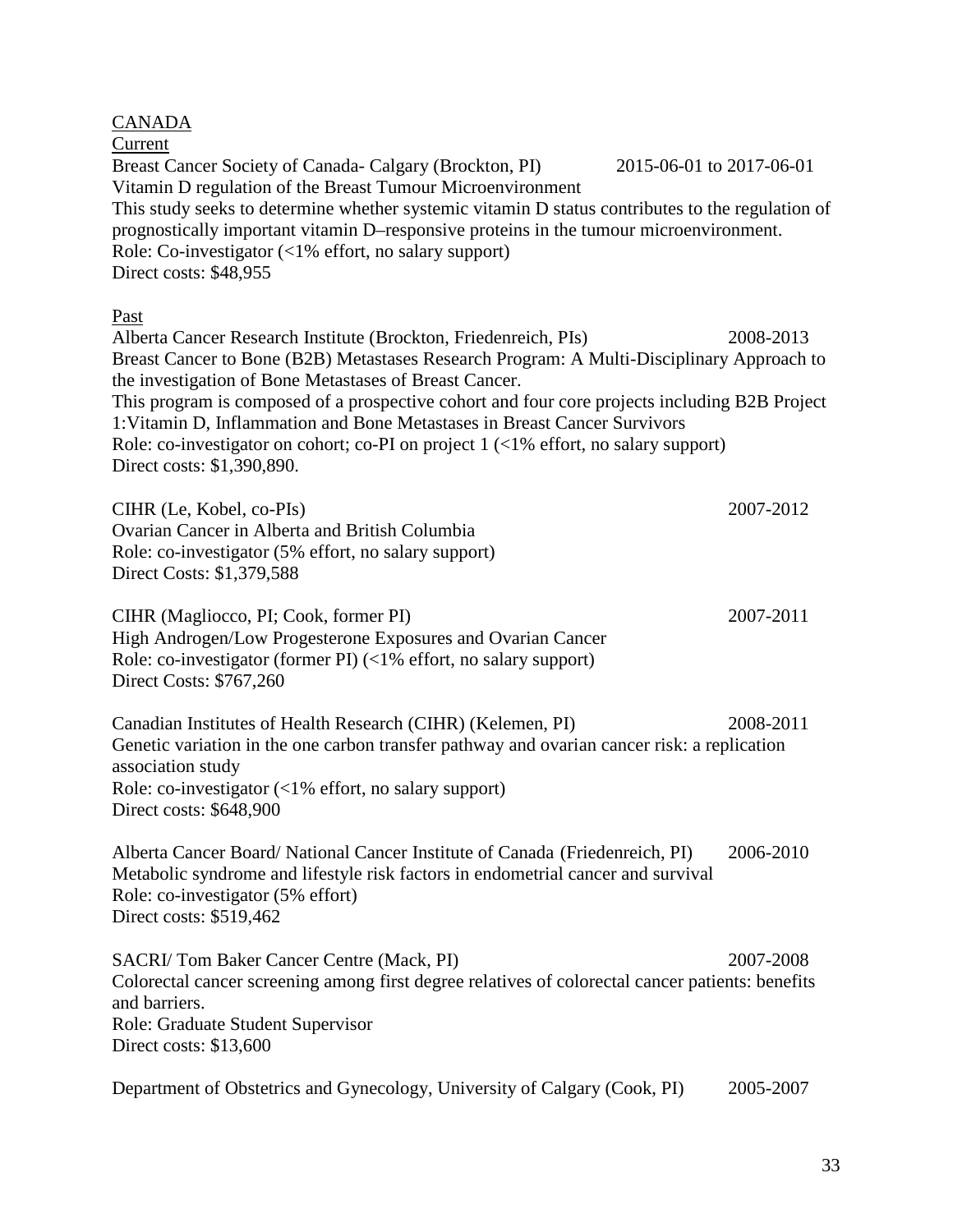<u>CANADA</u>

<u>Current</u>

Breast Cancer Society of Canada- Calgary (Brockton, PI) 2015-06-01 to 2017-06-01
Vitamin D regulation of the Breast Tumour Microenvironment
This study seeks to determine whether systemic vitamin D status contributes to the regulation of prognostically important vitamin D–responsive proteins in the tumour microenvironment.
Role: Co-investigator (<1% effort, no salary support)
Direct costs: $48,955

<u>Past</u>

Alberta Cancer Research Institute (Brockton, Friedenreich, PIs) 2008-2013
Breast Cancer to Bone (B2B) Metastases Research Program: A Multi-Disciplinary Approach to the investigation of Bone Metastases of Breast Cancer.
This program is composed of a prospective cohort and four core projects including B2B Project 1:Vitamin D, Inflammation and Bone Metastases in Breast Cancer Survivors
Role: co-investigator on cohort; co-PI on project 1 (<1% effort, no salary support)
Direct costs: $1,390,890.

CIHR (Le, Kobel, co-PIs) 2007-2012
Ovarian Cancer in Alberta and British Columbia
Role: co-investigator (5% effort, no salary support)
Direct Costs: $1,379,588

CIHR (Magliocco, PI; Cook, former PI) 2007-2011
High Androgen/Low Progesterone Exposures and Ovarian Cancer
Role: co-investigator (former PI) (<1% effort, no salary support)
Direct Costs: $767,260

Canadian Institutes of Health Research (CIHR) (Kelemen, PI) 2008-2011
Genetic variation in the one carbon transfer pathway and ovarian cancer risk: a replication association study
Role: co-investigator (<1% effort, no salary support)
Direct costs: $648,900

Alberta Cancer Board/ National Cancer Institute of Canada (Friedenreich, PI) 2006-2010
Metabolic syndrome and lifestyle risk factors in endometrial cancer and survival
Role: co-investigator (5% effort)
Direct costs: $519,462

SACRI/ Tom Baker Cancer Centre (Mack, PI) 2007-2008
Colorectal cancer screening among first degree relatives of colorectal cancer patients: benefits and barriers.
Role: Graduate Student Supervisor
Direct costs: $13,600

Department of Obstetrics and Gynecology, University of Calgary (Cook, PI) 2005-2007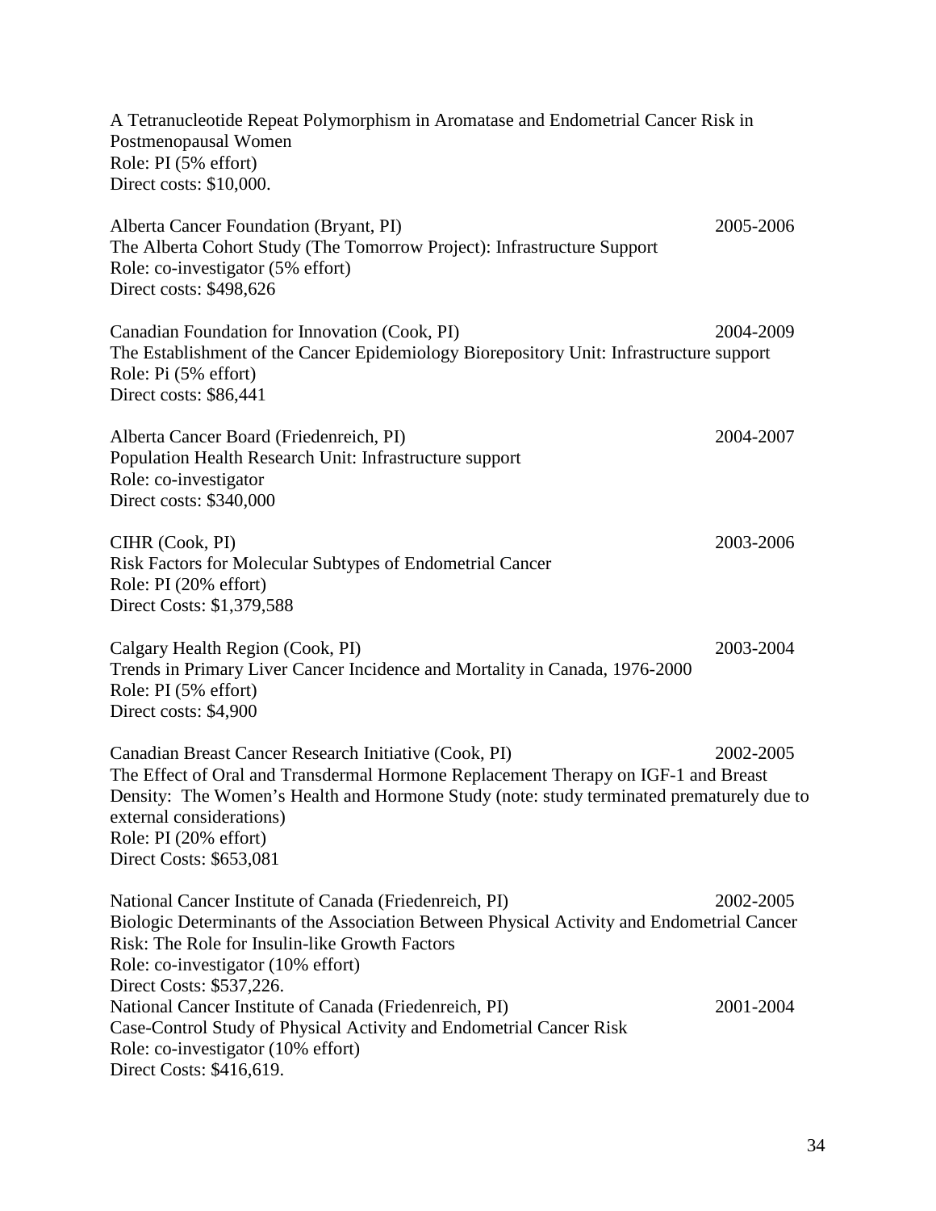A Tetranucleotide Repeat Polymorphism in Aromatase and Endometrial Cancer Risk in Postmenopausal Women
Role: PI (5% effort)
Direct costs: $10,000.

Alberta Cancer Foundation (Bryant, PI) 2005-2006
The Alberta Cohort Study (The Tomorrow Project): Infrastructure Support
Role: co-investigator (5% effort)
Direct costs: $498,626

Canadian Foundation for Innovation (Cook, PI) 2004-2009
The Establishment of the Cancer Epidemiology Biorepository Unit: Infrastructure support
Role: Pi (5% effort)
Direct costs: $86,441

Alberta Cancer Board (Friedenreich, PI) 2004-2007
Population Health Research Unit: Infrastructure support
Role: co-investigator
Direct costs: $340,000

CIHR (Cook, PI) 2003-2006
Risk Factors for Molecular Subtypes of Endometrial Cancer
Role: PI (20% effort)
Direct Costs: $1,379,588

Calgary Health Region (Cook, PI) 2003-2004
Trends in Primary Liver Cancer Incidence and Mortality in Canada, 1976-2000
Role: PI (5% effort)
Direct costs: $4,900

Canadian Breast Cancer Research Initiative (Cook, PI) 2002-2005
The Effect of Oral and Transdermal Hormone Replacement Therapy on IGF-1 and Breast Density: The Women's Health and Hormone Study (note: study terminated prematurely due to external considerations)
Role: PI (20% effort)
Direct Costs: $653,081

National Cancer Institute of Canada (Friedenreich, PI) 2002-2005
Biologic Determinants of the Association Between Physical Activity and Endometrial Cancer Risk: The Role for Insulin-like Growth Factors
Role: co-investigator (10% effort)
Direct Costs: $537,226.

National Cancer Institute of Canada (Friedenreich, PI) 2001-2004
Case-Control Study of Physical Activity and Endometrial Cancer Risk
Role: co-investigator (10% effort)
Direct Costs: $416,619.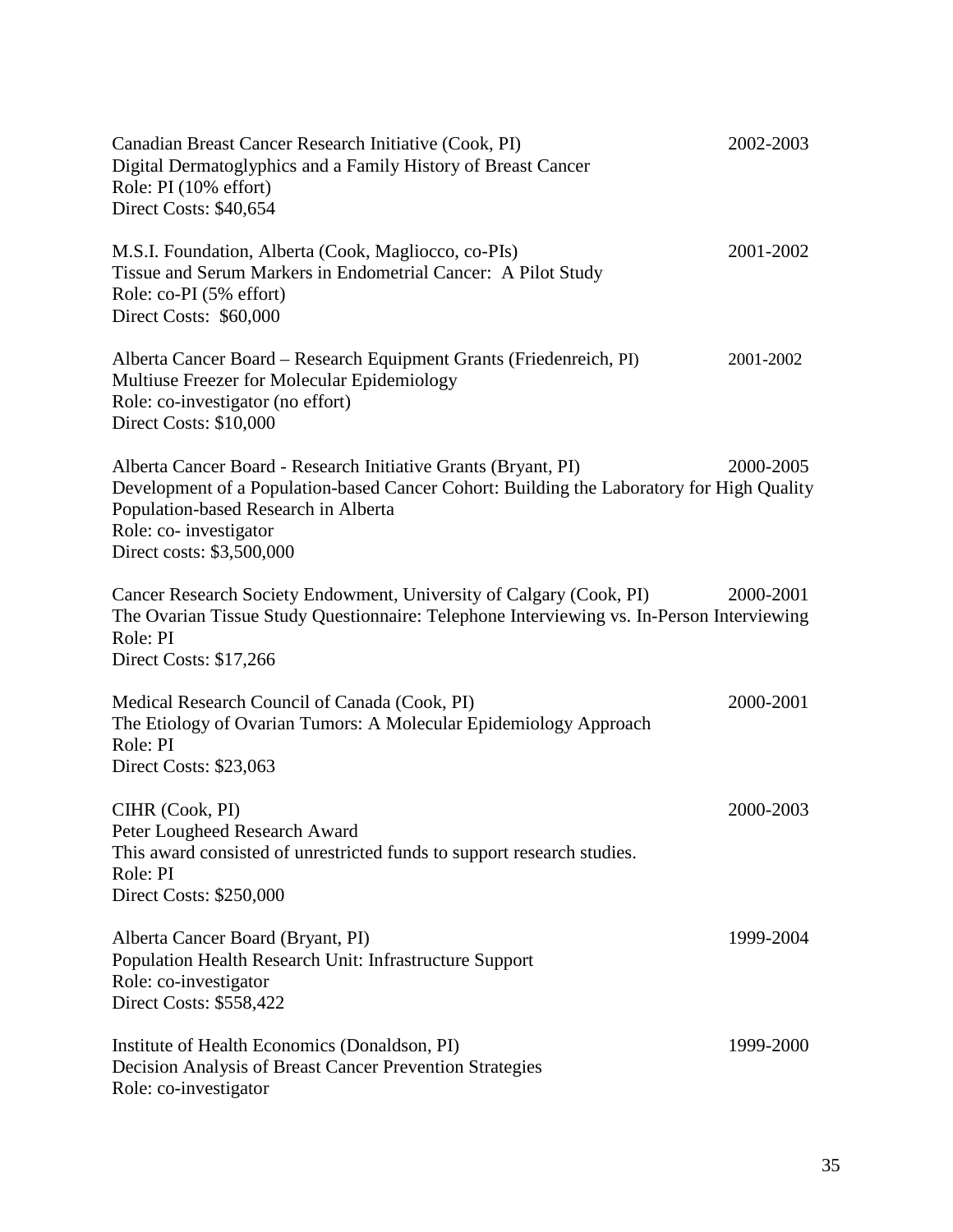Canadian Breast Cancer Research Initiative (Cook, PI) 2002-2003
Digital Dermatoglyphics and a Family History of Breast Cancer
Role: PI (10% effort)
Direct Costs: $40,654

M.S.I. Foundation, Alberta (Cook, Magliocco, co-PIs) 2001-2002
Tissue and Serum Markers in Endometrial Cancer: A Pilot Study
Role: co-PI (5% effort)
Direct Costs: $60,000

Alberta Cancer Board – Research Equipment Grants (Friedenreich, PI) 2001-2002
Multiuse Freezer for Molecular Epidemiology
Role: co-investigator (no effort)
Direct Costs: $10,000

Alberta Cancer Board - Research Initiative Grants (Bryant, PI) 2000-2005
Development of a Population-based Cancer Cohort: Building the Laboratory for High Quality Population-based Research in Alberta
Role: co- investigator
Direct costs: $3,500,000

Cancer Research Society Endowment, University of Calgary (Cook, PI) 2000-2001
The Ovarian Tissue Study Questionnaire: Telephone Interviewing vs. In-Person Interviewing
Role: PI
Direct Costs: $17,266

Medical Research Council of Canada (Cook, PI) 2000-2001
The Etiology of Ovarian Tumors: A Molecular Epidemiology Approach
Role: PI
Direct Costs: $23,063

CIHR (Cook, PI) 2000-2003
Peter Lougheed Research Award
This award consisted of unrestricted funds to support research studies.
Role: PI
Direct Costs: $250,000

Alberta Cancer Board (Bryant, PI) 1999-2004
Population Health Research Unit: Infrastructure Support
Role: co-investigator
Direct Costs: $558,422

Institute of Health Economics (Donaldson, PI) 1999-2000
Decision Analysis of Breast Cancer Prevention Strategies
Role: co-investigator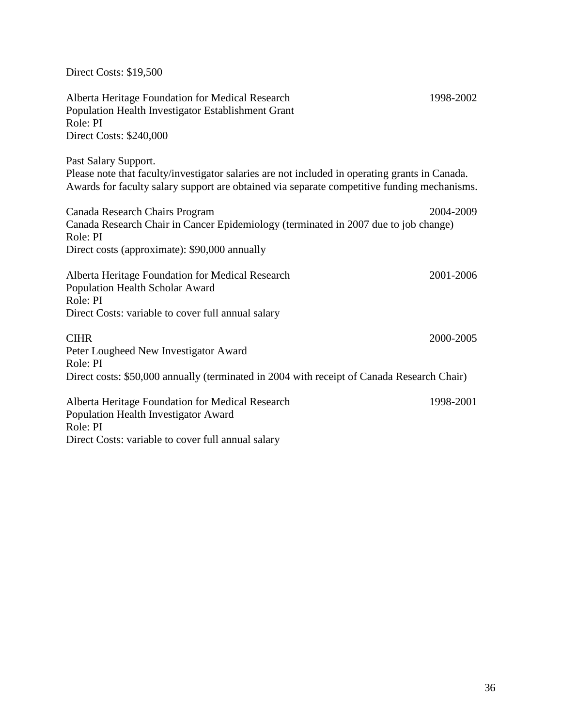Direct Costs: $19,500

Alberta Heritage Foundation for Medical Research 1998-2002
Population Health Investigator Establishment Grant
Role: PI
Direct Costs: $240,000

<u>Past Salary Support.</u>
Please note that faculty/investigator salaries are not included in operating grants in Canada. Awards for faculty salary support are obtained via separate competitive funding mechanisms.

Canada Research Chairs Program 2004-2009
Canada Research Chair in Cancer Epidemiology (terminated in 2007 due to job change)
Role: PI
Direct costs (approximate): $90,000 annually

Alberta Heritage Foundation for Medical Research 2001-2006
Population Health Scholar Award
Role: PI
Direct Costs: variable to cover full annual salary

CIHR 2000-2005
Peter Lougheed New Investigator Award
Role: PI
Direct costs: $50,000 annually (terminated in 2004 with receipt of Canada Research Chair)

Alberta Heritage Foundation for Medical Research 1998-2001
Population Health Investigator Award
Role: PI
Direct Costs: variable to cover full annual salary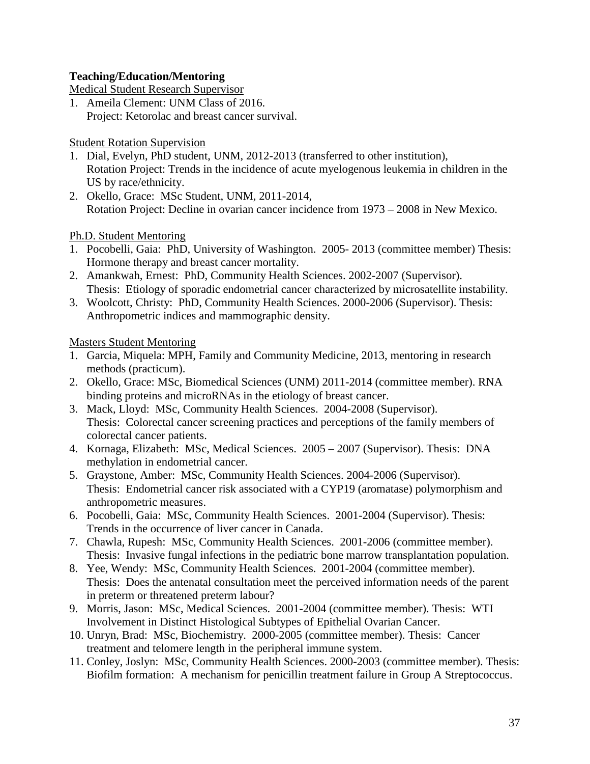**Teaching/Education/Mentoring**

Medical Student Research Supervisor

1. Ameila Clement: UNM Class of 2016.
   Project: Ketorolac and breast cancer survival.

Student Rotation Supervision

1. Dial, Evelyn, PhD student, UNM, 2012-2013 (transferred to other institution),
   Rotation Project: Trends in the incidence of acute myelogenous leukemia in children in the US by race/ethnicity.
2. Okello, Grace: MSc Student, UNM, 2011-2014,
   Rotation Project: Decline in ovarian cancer incidence from 1973 – 2008 in New Mexico.

Ph.D. Student Mentoring

1. Pocobelli, Gaia: PhD, University of Washington. 2005- 2013 (committee member) Thesis: Hormone therapy and breast cancer mortality.
2. Amankwah, Ernest: PhD, Community Health Sciences. 2002-2007 (Supervisor).
   Thesis: Etiology of sporadic endometrial cancer characterized by microsatellite instability.
3. Woolcott, Christy: PhD, Community Health Sciences. 2000-2006 (Supervisor). Thesis: Anthropometric indices and mammographic density.

Masters Student Mentoring

1. Garcia, Miquela: MPH, Family and Community Medicine, 2013, mentoring in research methods (practicum).
2. Okello, Grace: MSc, Biomedical Sciences (UNM) 2011-2014 (committee member). RNA binding proteins and microRNAs in the etiology of breast cancer.
3. Mack, Lloyd: MSc, Community Health Sciences. 2004-2008 (Supervisor).
   Thesis: Colorectal cancer screening practices and perceptions of the family members of colorectal cancer patients.
4. Kornaga, Elizabeth: MSc, Medical Sciences. 2005 – 2007 (Supervisor). Thesis: DNA methylation in endometrial cancer.
5. Graystone, Amber: MSc, Community Health Sciences. 2004-2006 (Supervisor).
   Thesis: Endometrial cancer risk associated with a CYP19 (aromatase) polymorphism and anthropometric measures.
6. Pocobelli, Gaia: MSc, Community Health Sciences. 2001-2004 (Supervisor). Thesis: Trends in the occurrence of liver cancer in Canada.
7. Chawla, Rupesh: MSc, Community Health Sciences. 2001-2006 (committee member).
   Thesis: Invasive fungal infections in the pediatric bone marrow transplantation population.
8. Yee, Wendy: MSc, Community Health Sciences. 2001-2004 (committee member).
   Thesis: Does the antenatal consultation meet the perceived information needs of the parent in preterm or threatened preterm labour?
9. Morris, Jason: MSc, Medical Sciences. 2001-2004 (committee member). Thesis: WTI Involvement in Distinct Histological Subtypes of Epithelial Ovarian Cancer.
10. Unryn, Brad: MSc, Biochemistry. 2000-2005 (committee member). Thesis: Cancer treatment and telomere length in the peripheral immune system.
11. Conley, Joslyn: MSc, Community Health Sciences. 2000-2003 (committee member). Thesis: Biofilm formation: A mechanism for penicillin treatment failure in Group A Streptococcus.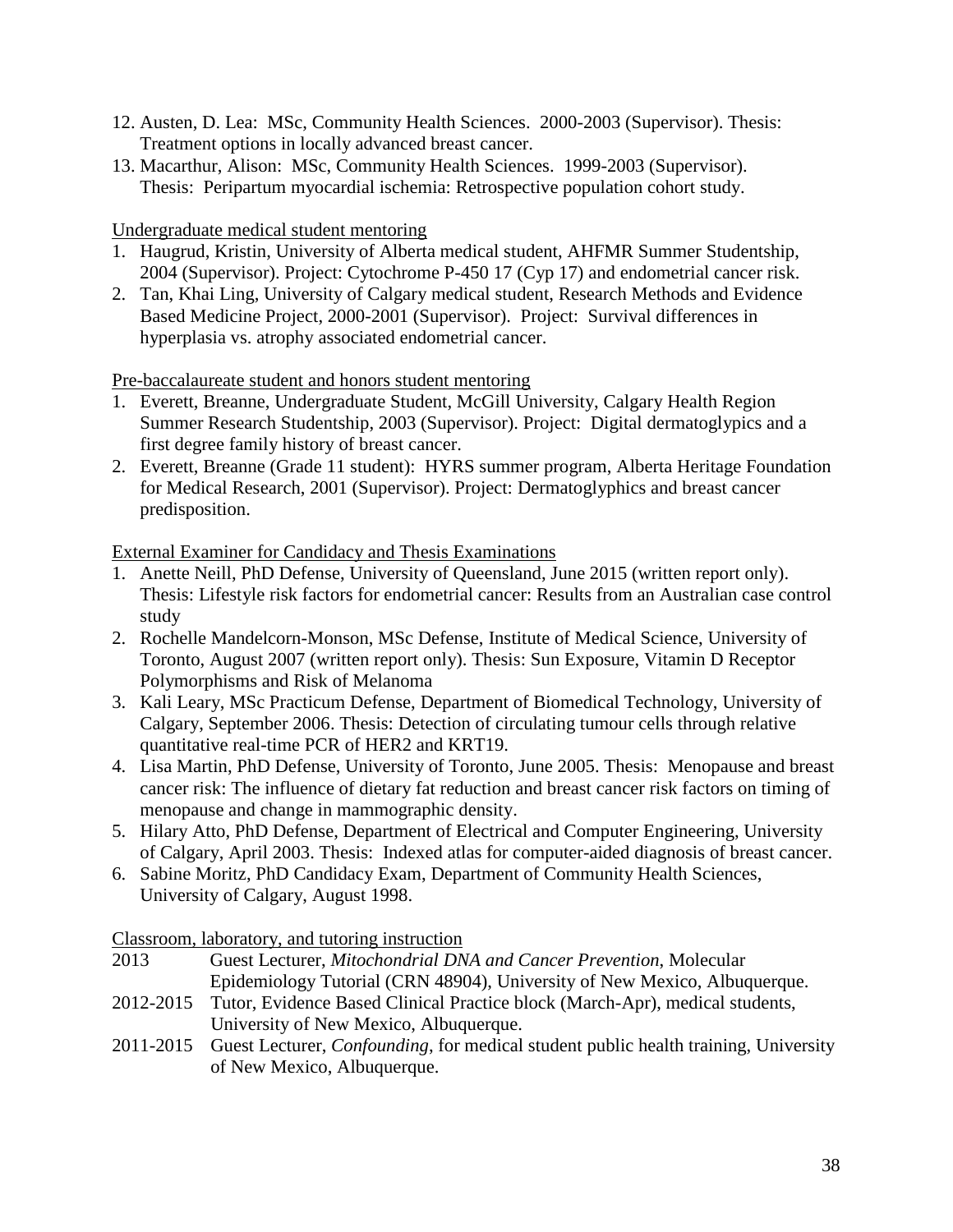12. Austen, D. Lea: MSc, Community Health Sciences. 2000-2003 (Supervisor). Thesis: Treatment options in locally advanced breast cancer.
13. Macarthur, Alison: MSc, Community Health Sciences. 1999-2003 (Supervisor). Thesis: Peripartum myocardial ischemia: Retrospective population cohort study.

Undergraduate medical student mentoring

1. Haugrud, Kristin, University of Alberta medical student, AHFMR Summer Studentship, 2004 (Supervisor). Project: Cytochrome P-450 17 (Cyp 17) and endometrial cancer risk.
2. Tan, Khai Ling, University of Calgary medical student, Research Methods and Evidence Based Medicine Project, 2000-2001 (Supervisor). Project: Survival differences in hyperplasia vs. atrophy associated endometrial cancer.

Pre-baccalaureate student and honors student mentoring

1. Everett, Breanne, Undergraduate Student, McGill University, Calgary Health Region Summer Research Studentship, 2003 (Supervisor). Project: Digital dermatoglypics and a first degree family history of breast cancer.
2. Everett, Breanne (Grade 11 student): HYRS summer program, Alberta Heritage Foundation for Medical Research, 2001 (Supervisor). Project: Dermatoglyphics and breast cancer predisposition.

External Examiner for Candidacy and Thesis Examinations

1. Anette Neill, PhD Defense, University of Queensland, June 2015 (written report only). Thesis: Lifestyle risk factors for endometrial cancer: Results from an Australian case control study
2. Rochelle Mandelcorn-Monson, MSc Defense, Institute of Medical Science, University of Toronto, August 2007 (written report only). Thesis: Sun Exposure, Vitamin D Receptor Polymorphisms and Risk of Melanoma
3. Kali Leary, MSc Practicum Defense, Department of Biomedical Technology, University of Calgary, September 2006. Thesis: Detection of circulating tumour cells through relative quantitative real-time PCR of HER2 and KRT19.
4. Lisa Martin, PhD Defense, University of Toronto, June 2005. Thesis: Menopause and breast cancer risk: The influence of dietary fat reduction and breast cancer risk factors on timing of menopause and change in mammographic density.
5. Hilary Atto, PhD Defense, Department of Electrical and Computer Engineering, University of Calgary, April 2003. Thesis: Indexed atlas for computer-aided diagnosis of breast cancer.
6. Sabine Moritz, PhD Candidacy Exam, Department of Community Health Sciences, University of Calgary, August 1998.

Classroom, laboratory, and tutoring instruction

2013 Guest Lecturer, *Mitochondrial DNA and Cancer Prevention*, Molecular Epidemiology Tutorial (CRN 48904), University of New Mexico, Albuquerque.

2012-2015 Tutor, Evidence Based Clinical Practice block (March-Apr), medical students, University of New Mexico, Albuquerque.

2011-2015 Guest Lecturer, *Confounding*, for medical student public health training, University of New Mexico, Albuquerque.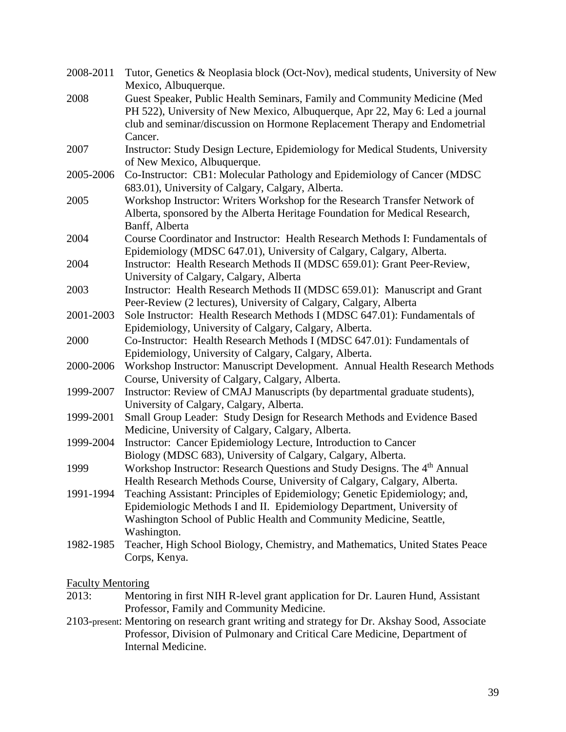2008-2011 Tutor, Genetics & Neoplasia block (Oct-Nov), medical students, University of New Mexico, Albuquerque.

2008 Guest Speaker, Public Health Seminars, Family and Community Medicine (Med PH 522), University of New Mexico, Albuquerque, Apr 22, May 6: Led a journal club and seminar/discussion on Hormone Replacement Therapy and Endometrial Cancer.

2007 Instructor: Study Design Lecture, Epidemiology for Medical Students, University of New Mexico, Albuquerque.

2005-2006 Co-Instructor: CB1: Molecular Pathology and Epidemiology of Cancer (MDSC 683.01), University of Calgary, Calgary, Alberta.

2005 Workshop Instructor: Writers Workshop for the Research Transfer Network of Alberta, sponsored by the Alberta Heritage Foundation for Medical Research, Banff, Alberta

2004 Course Coordinator and Instructor: Health Research Methods I: Fundamentals of Epidemiology (MDSC 647.01), University of Calgary, Calgary, Alberta.

2004 Instructor: Health Research Methods II (MDSC 659.01): Grant Peer-Review, University of Calgary, Calgary, Alberta

2003 Instructor: Health Research Methods II (MDSC 659.01): Manuscript and Grant Peer-Review (2 lectures), University of Calgary, Calgary, Alberta

2001-2003 Sole Instructor: Health Research Methods I (MDSC 647.01): Fundamentals of Epidemiology, University of Calgary, Calgary, Alberta.

2000 Co-Instructor: Health Research Methods I (MDSC 647.01): Fundamentals of Epidemiology, University of Calgary, Calgary, Alberta.

2000-2006 Workshop Instructor: Manuscript Development. Annual Health Research Methods Course, University of Calgary, Calgary, Alberta.

1999-2007 Instructor: Review of CMAJ Manuscripts (by departmental graduate students), University of Calgary, Calgary, Alberta.

1999-2001 Small Group Leader: Study Design for Research Methods and Evidence Based Medicine, University of Calgary, Calgary, Alberta.

1999-2004 Instructor: Cancer Epidemiology Lecture, Introduction to Cancer Biology (MDSC 683), University of Calgary, Calgary, Alberta.

1999 Workshop Instructor: Research Questions and Study Designs. The 4th Annual Health Research Methods Course, University of Calgary, Calgary, Alberta.

1991-1994 Teaching Assistant: Principles of Epidemiology; Genetic Epidemiology; and, Epidemiologic Methods I and II. Epidemiology Department, University of Washington School of Public Health and Community Medicine, Seattle, Washington.

1982-1985 Teacher, High School Biology, Chemistry, and Mathematics, United States Peace Corps, Kenya.

Faculty Mentoring

2013: Mentoring in first NIH R-level grant application for Dr. Lauren Hund, Assistant Professor, Family and Community Medicine.

2103-present: Mentoring on research grant writing and strategy for Dr. Akshay Sood, Associate Professor, Division of Pulmonary and Critical Care Medicine, Department of Internal Medicine.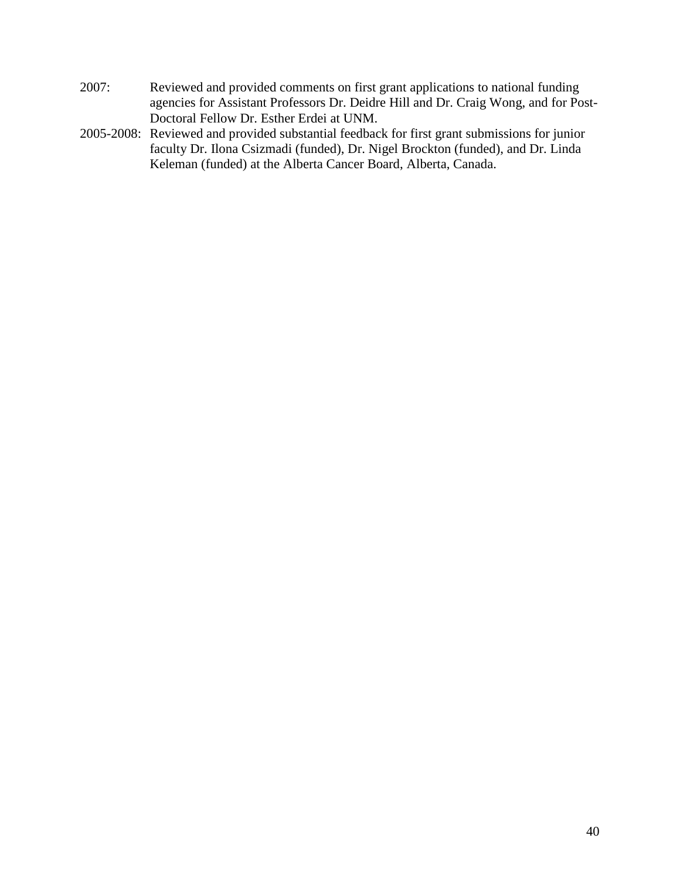2007: Reviewed and provided comments on first grant applications to national funding agencies for Assistant Professors Dr. Deidre Hill and Dr. Craig Wong, and for Post-Doctoral Fellow Dr. Esther Erdei at UNM.

2005-2008: Reviewed and provided substantial feedback for first grant submissions for junior faculty Dr. Ilona Csizmadi (funded), Dr. Nigel Brockton (funded), and Dr. Linda Keleman (funded) at the Alberta Cancer Board, Alberta, Canada.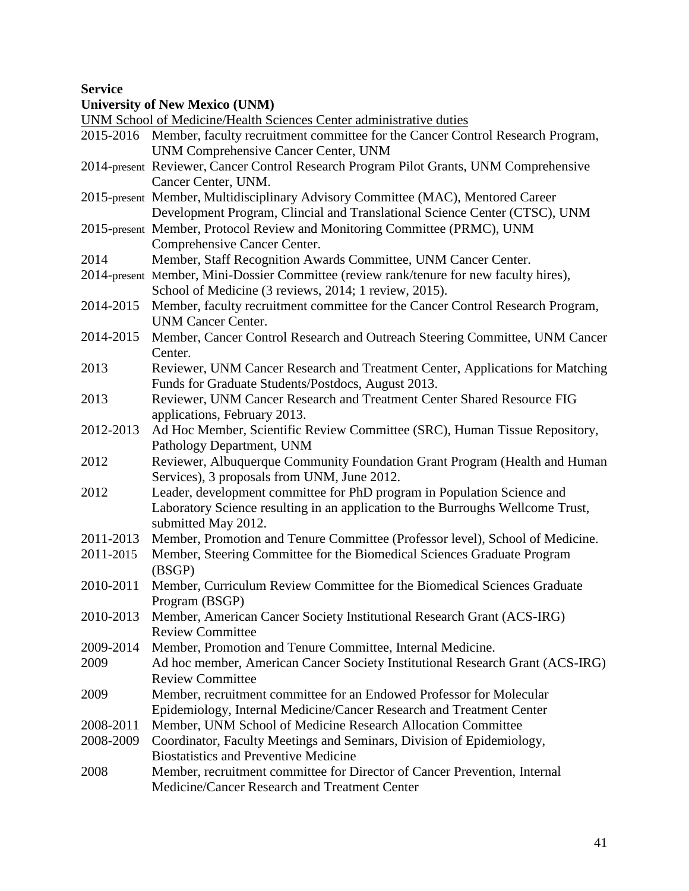**Service**

**University of New Mexico (UNM)**

UNM School of Medicine/Health Sciences Center administrative duties

2015-2016 Member, faculty recruitment committee for the Cancer Control Research Program, UNM Comprehensive Cancer Center, UNM

2014-present Reviewer, Cancer Control Research Program Pilot Grants, UNM Comprehensive Cancer Center, UNM.

2015-present Member, Multidisciplinary Advisory Committee (MAC), Mentored Career Development Program, Clincial and Translational Science Center (CTSC), UNM

2015-present Member, Protocol Review and Monitoring Committee (PRMC), UNM Comprehensive Cancer Center.

2014 Member, Staff Recognition Awards Committee, UNM Cancer Center.

2014-present Member, Mini-Dossier Committee (review rank/tenure for new faculty hires), School of Medicine (3 reviews, 2014; 1 review, 2015).

2014-2015 Member, faculty recruitment committee for the Cancer Control Research Program, UNM Cancer Center.

2014-2015 Member, Cancer Control Research and Outreach Steering Committee, UNM Cancer Center.

2013 Reviewer, UNM Cancer Research and Treatment Center, Applications for Matching Funds for Graduate Students/Postdocs, August 2013.

2013 Reviewer, UNM Cancer Research and Treatment Center Shared Resource FIG applications, February 2013.

2012-2013 Ad Hoc Member, Scientific Review Committee (SRC), Human Tissue Repository, Pathology Department, UNM

2012 Reviewer, Albuquerque Community Foundation Grant Program (Health and Human Services), 3 proposals from UNM, June 2012.

2012 Leader, development committee for PhD program in Population Science and Laboratory Science resulting in an application to the Burroughs Wellcome Trust, submitted May 2012.

2011-2013 Member, Promotion and Tenure Committee (Professor level), School of Medicine.

2011-2015 Member, Steering Committee for the Biomedical Sciences Graduate Program (BSGP)

2010-2011 Member, Curriculum Review Committee for the Biomedical Sciences Graduate Program (BSGP)

2010-2013 Member, American Cancer Society Institutional Research Grant (ACS-IRG) Review Committee

2009-2014 Member, Promotion and Tenure Committee, Internal Medicine.

2009 Ad hoc member, American Cancer Society Institutional Research Grant (ACS-IRG) Review Committee

2009 Member, recruitment committee for an Endowed Professor for Molecular Epidemiology, Internal Medicine/Cancer Research and Treatment Center

2008-2011 Member, UNM School of Medicine Research Allocation Committee

2008-2009 Coordinator, Faculty Meetings and Seminars, Division of Epidemiology, Biostatistics and Preventive Medicine

2008 Member, recruitment committee for Director of Cancer Prevention, Internal Medicine/Cancer Research and Treatment Center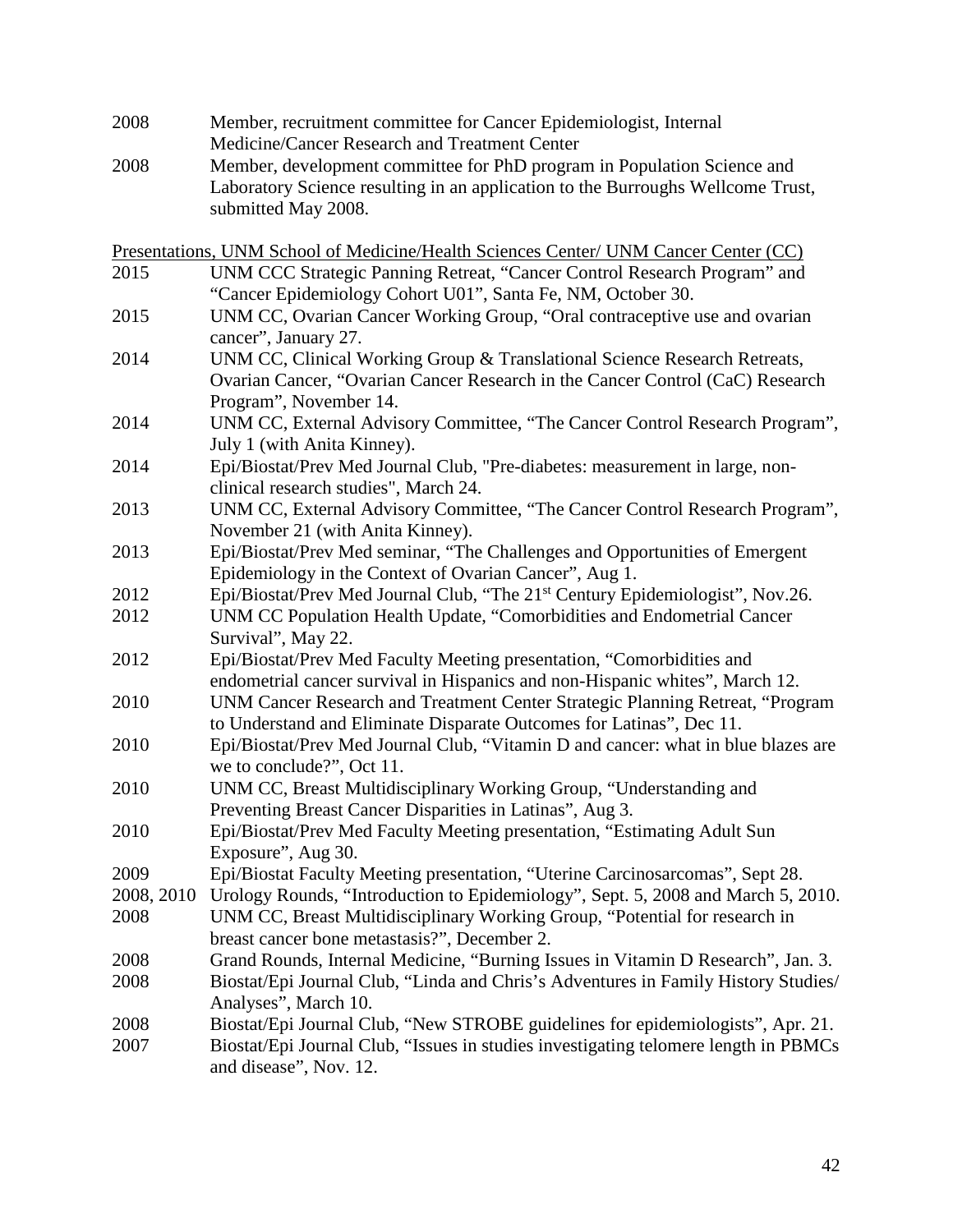2008 Member, recruitment committee for Cancer Epidemiologist, Internal Medicine/Cancer Research and Treatment Center

2008 Member, development committee for PhD program in Population Science and Laboratory Science resulting in an application to the Burroughs Wellcome Trust, submitted May 2008.

<u>Presentations, UNM School of Medicine/Health Sciences Center/ UNM Cancer Center (CC)</u>

| | |
|---|---|
| 2015 | UNM CCC Strategic Panning Retreat, "Cancer Control Research Program" and "Cancer Epidemiology Cohort U01", Santa Fe, NM, October 30. |
| 2015 | UNM CC, Ovarian Cancer Working Group, "Oral contraceptive use and ovarian cancer", January 27. |
| 2014 | UNM CC, Clinical Working Group & Translational Science Research Retreats, Ovarian Cancer, "Ovarian Cancer Research in the Cancer Control (CaC) Research Program", November 14. |
| 2014 | UNM CC, External Advisory Committee, "The Cancer Control Research Program", July 1 (with Anita Kinney). |
| 2014 | Epi/Biostat/Prev Med Journal Club, "Pre-diabetes: measurement in large, non-clinical research studies", March 24. |
| 2013 | UNM CC, External Advisory Committee, "The Cancer Control Research Program", November 21 (with Anita Kinney). |
| 2013 | Epi/Biostat/Prev Med seminar, "The Challenges and Opportunities of Emergent Epidemiology in the Context of Ovarian Cancer", Aug 1. |
| 2012 | Epi/Biostat/Prev Med Journal Club, "The 21st Century Epidemiologist", Nov.26. |
| 2012 | UNM CC Population Health Update, "Comorbidities and Endometrial Cancer Survival", May 22. |
| 2012 | Epi/Biostat/Prev Med Faculty Meeting presentation, "Comorbidities and endometrial cancer survival in Hispanics and non-Hispanic whites", March 12. |
| 2010 | UNM Cancer Research and Treatment Center Strategic Planning Retreat, "Program to Understand and Eliminate Disparate Outcomes for Latinas", Dec 11. |
| 2010 | Epi/Biostat/Prev Med Journal Club, "Vitamin D and cancer: what in blue blazes are we to conclude?", Oct 11. |
| 2010 | UNM CC, Breast Multidisciplinary Working Group, "Understanding and Preventing Breast Cancer Disparities in Latinas", Aug 3. |
| 2010 | Epi/Biostat/Prev Med Faculty Meeting presentation, "Estimating Adult Sun Exposure", Aug 30. |
| 2009 | Epi/Biostat Faculty Meeting presentation, "Uterine Carcinosarcomas", Sept 28. |
| 2008, 2010 | Urology Rounds, "Introduction to Epidemiology", Sept. 5, 2008 and March 5, 2010. |
| 2008 | UNM CC, Breast Multidisciplinary Working Group, "Potential for research in breast cancer bone metastasis?", December 2. |
| 2008 | Grand Rounds, Internal Medicine, "Burning Issues in Vitamin D Research", Jan. 3. |
| 2008 | Biostat/Epi Journal Club, "Linda and Chris's Adventures in Family History Studies/ Analyses", March 10. |
| 2008 | Biostat/Epi Journal Club, "New STROBE guidelines for epidemiologists", Apr. 21. |
| 2007 | Biostat/Epi Journal Club, "Issues in studies investigating telomere length in PBMCs and disease", Nov. 12. |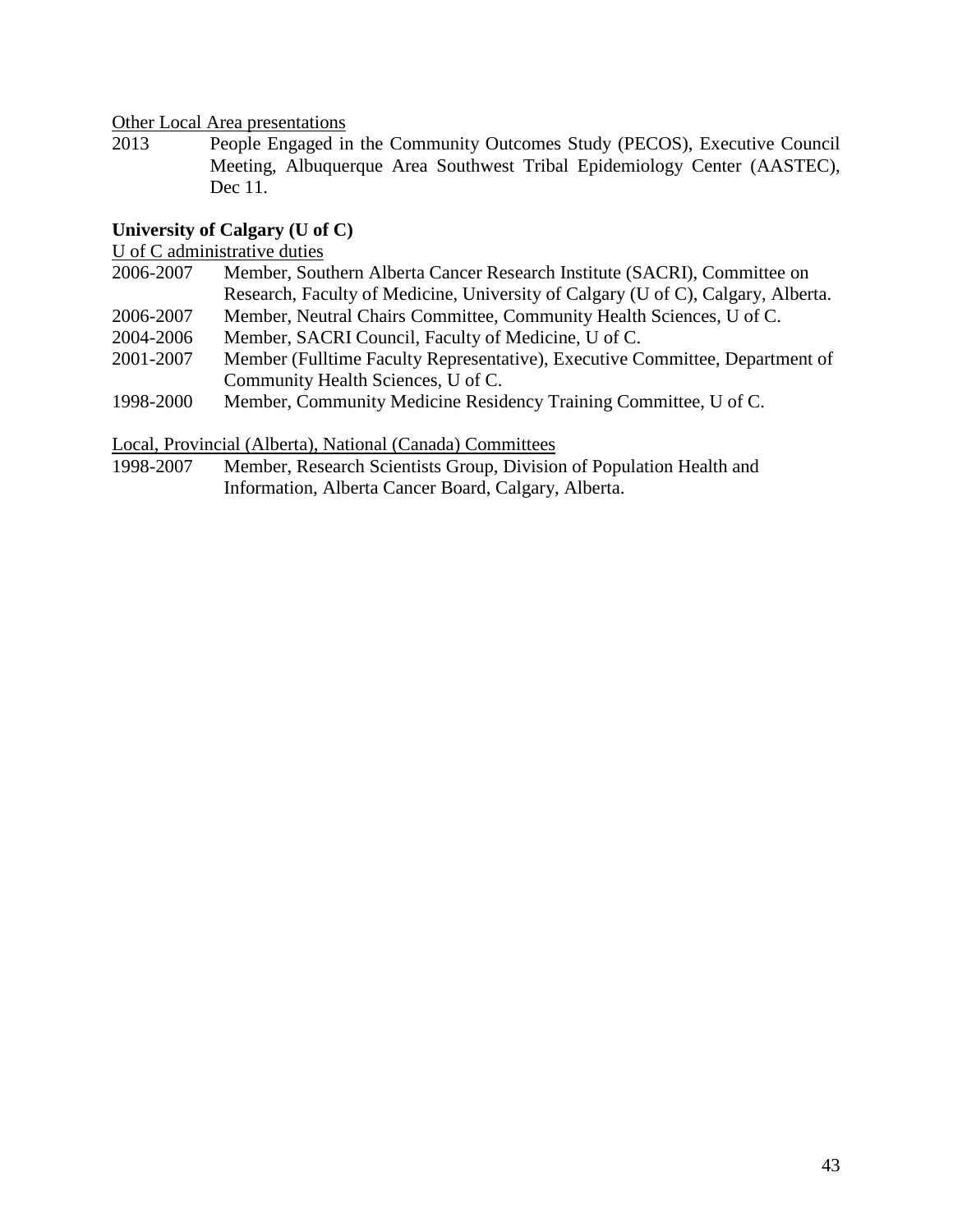Other Local Area presentations

2013 People Engaged in the Community Outcomes Study (PECOS), Executive Council Meeting, Albuquerque Area Southwest Tribal Epidemiology Center (AASTEC), Dec 11.

**University of Calgary (U of C)**

U of C administrative duties

2006-2007 Member, Southern Alberta Cancer Research Institute (SACRI), Committee on Research, Faculty of Medicine, University of Calgary (U of C), Calgary, Alberta.

2006-2007 Member, Neutral Chairs Committee, Community Health Sciences, U of C.

2004-2006 Member, SACRI Council, Faculty of Medicine, U of C.

2001-2007 Member (Fulltime Faculty Representative), Executive Committee, Department of Community Health Sciences, U of C.

1998-2000 Member, Community Medicine Residency Training Committee, U of C.

Local, Provincial (Alberta), National (Canada) Committees

1998-2007 Member, Research Scientists Group, Division of Population Health and Information, Alberta Cancer Board, Calgary, Alberta.